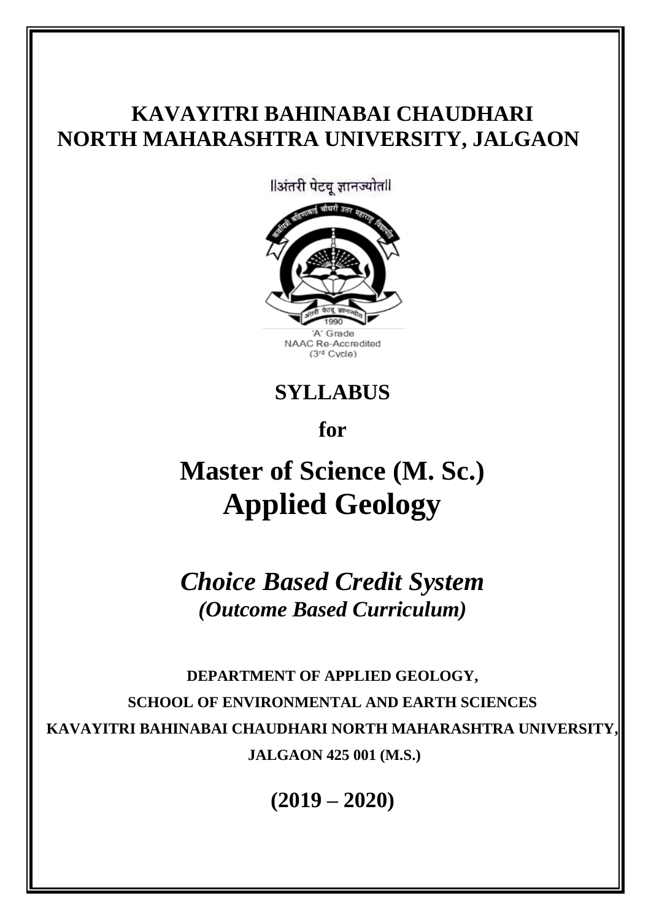# KAVAYITRI BAHINABAI CHAUDHARI NORTH MAHARASHTRA UNIVERSITY, JALGAON

||अंतरी पेटवू ज्ञानज्योत||

'A' Grade
NAAC Re-Accredited
(3rd Cycle)

## SYLLABUS

**for**

# Master of Science (M. Sc.) Applied Geology

## *Choice Based Credit System*
### *(Outcome Based Curriculum)*

**DEPARTMENT OF APPLIED GEOLOGY,**

**SCHOOL OF ENVIRONMENTAL AND EARTH SCIENCES**

**KAVAYITRI BAHINABAI CHAUDHARI NORTH MAHARASHTRA UNIVERSITY,**

**JALGAON 425 001 (M.S.)**

**(2019 – 2020)**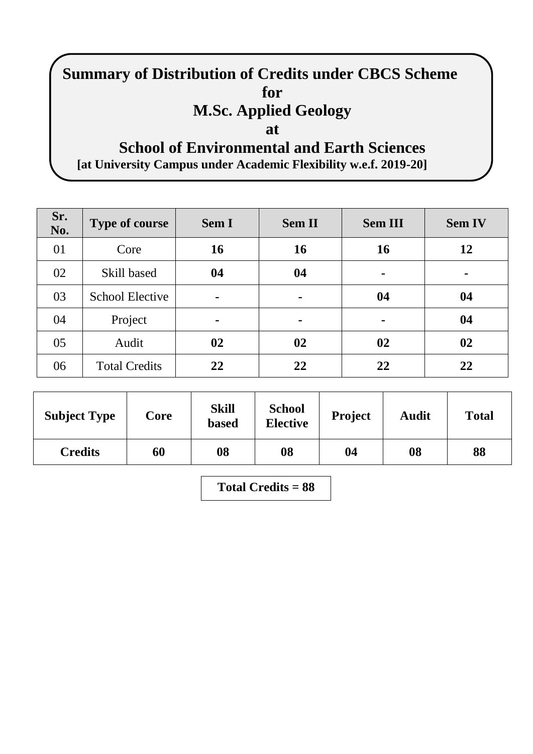# Summary of Distribution of Credits under CBCS Scheme
# for
# M.Sc. Applied Geology
# at
# School of Environmental and Earth Sciences

**[at University Campus under Academic Flexibility w.e.f. 2019-20]**

| Sr. No. | Type of course | Sem I | Sem II | Sem III | Sem IV |
|---|---|---|---|---|---|
| 01 | Core | **16** | **16** | **16** | **12** |
| 02 | Skill based | **04** | **04** | **-** | **-** |
| 03 | School Elective | **-** | **-** | **04** | **04** |
| 04 | Project | **-** | **-** | **-** | **04** |
| 05 | Audit | **02** | **02** | **02** | **02** |
| 06 | Total Credits | **22** | **22** | **22** | **22** |

| Subject Type | Core | Skill based | School Elective | Project | Audit | Total |
|---|---|---|---|---|---|---|
| **Credits** | **60** | **08** | **08** | **04** | **08** | **88** |

**Total Credits = 88**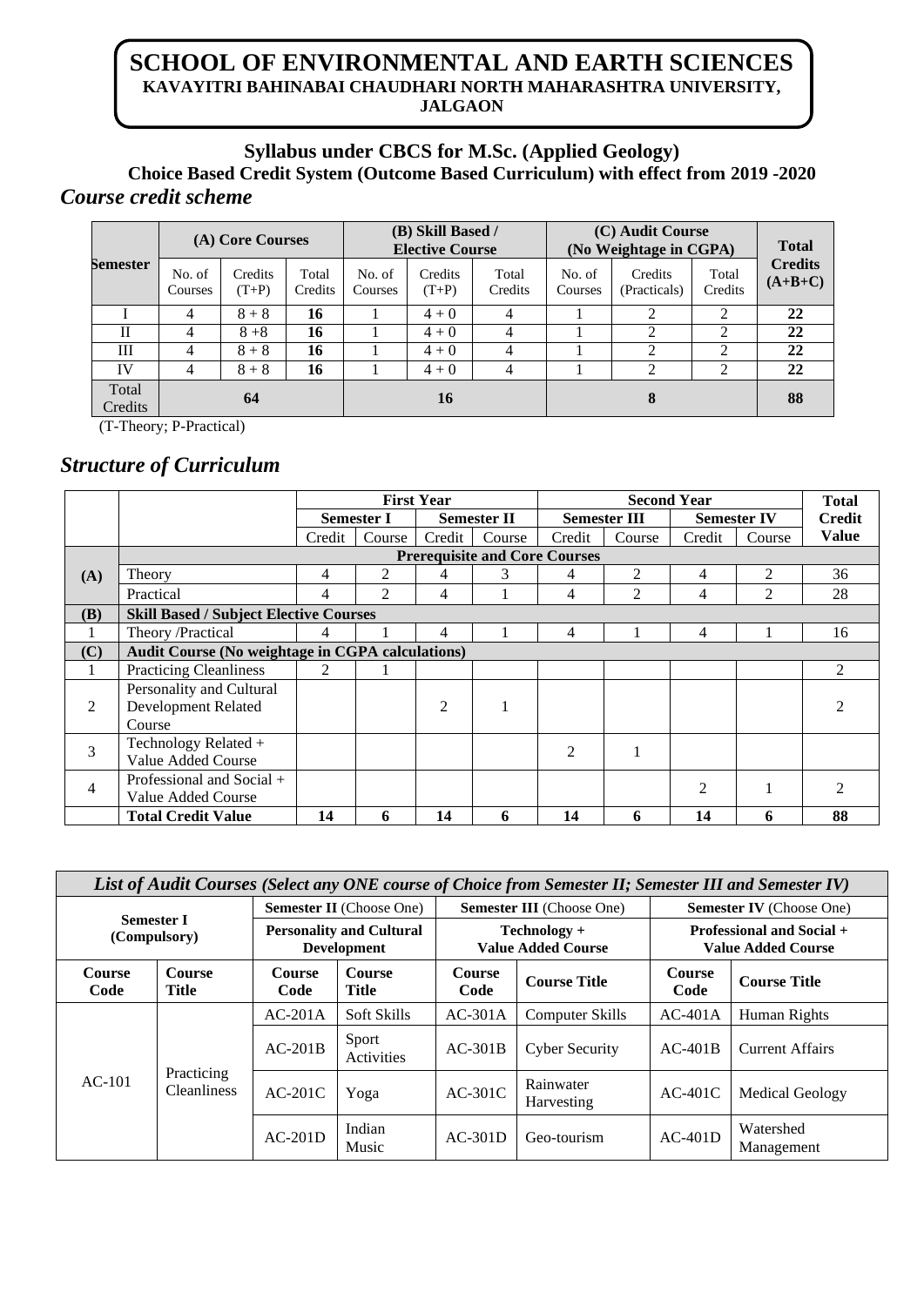# SCHOOL OF ENVIRONMENTAL AND EARTH SCIENCES
**KAVAYITRI BAHINABAI CHAUDHARI NORTH MAHARASHTRA UNIVERSITY, JALGAON**

## Syllabus under CBCS for M.Sc. (Applied Geology)

### Choice Based Credit System (Outcome Based Curriculum) with effect from 2019 -2020

## *Course credit scheme*

| Semester | (A) Core Courses | | | (B) Skill Based / Elective Course | | | (C) Audit Course (No Weightage in CGPA) | | | Total Credits (A+B+C) |
|---|---|---|---|---|---|---|---|---|---|---|
| | No. of Courses | Credits (T+P) | Total Credits | No. of Courses | Credits (T+P) | Total Credits | No. of Courses | Credits (Practicals) | Total Credits | |
| I | 4 | 8 + 8 | **16** | 1 | 4 + 0 | 4 | 1 | 2 | 2 | **22** |
| II | 4 | 8 +8 | **16** | 1 | 4 + 0 | 4 | 1 | 2 | 2 | **22** |
| III | 4 | 8 + 8 | **16** | 1 | 4 + 0 | 4 | 1 | 2 | 2 | **22** |
| IV | 4 | 8 + 8 | **16** | 1 | 4 + 0 | 4 | 1 | 2 | 2 | **22** |
| Total Credits | **64** | | | **16** | | | **8** | | | **88** |

(T-Theory; P-Practical)

## *Structure of Curriculum*

| | | First Year | | | | Second Year | | | | Total Credit Value |
|---|---|---|---|---|---|---|---|---|---|---|
| | | Semester I | | Semester II | | Semester III | | Semester IV | | |
| | | Credit | Course | Credit | Course | Credit | Course | Credit | Course | |
| **(A)** | **Prerequisite and Core Courses** | | | | | | | | | |
| | Theory | 4 | 2 | 4 | 3 | 4 | 2 | 4 | 2 | 36 |
| | Practical | 4 | 2 | 4 | 1 | 4 | 2 | 4 | 2 | 28 |
| **(B)** | **Skill Based / Subject Elective Courses** | | | | | | | | | |
| 1 | Theory /Practical | 4 | 1 | 4 | 1 | 4 | 1 | 4 | 1 | 16 |
| **(C)** | **Audit Course (No weightage in CGPA calculations)** | | | | | | | | | |
| 1 | Practicing Cleanliness | 2 | 1 | | | | | | | 2 |
| 2 | Personality and Cultural Development Related Course | | | 2 | 1 | | | | | 2 |
| 3 | Technology Related + Value Added Course | | | | | 2 | 1 | | | |
| 4 | Professional and Social + Value Added Course | | | | | | | 2 | 1 | 2 |
| | **Total Credit Value** | **14** | **6** | **14** | **6** | **14** | **6** | **14** | **6** | **88** |

| *List of Audit Courses (Select any ONE course of Choice from Semester II; Semester III and Semester IV)* | | | | | | | |
|---|---|---|---|---|---|---|---|
| **Semester I (Compulsory)** | | **Semester II** (Choose One) | | **Semester III** (Choose One) | | **Semester IV** (Choose One) | |
| | | **Personality and Cultural Development** | | **Technology + Value Added Course** | | **Professional and Social + Value Added Course** | |
| **Course Code** | **Course Title** | **Course Code** | **Course Title** | **Course Code** | **Course Title** | **Course Code** | **Course Title** |
| AC-101 | Practicing Cleanliness | AC-201A | Soft Skills | AC-301A | Computer Skills | AC-401A | Human Rights |
| | | AC-201B | Sport Activities | AC-301B | Cyber Security | AC-401B | Current Affairs |
| | | AC-201C | Yoga | AC-301C | Rainwater Harvesting | AC-401C | Medical Geology |
| | | AC-201D | Indian Music | AC-301D | Geo-tourism | AC-401D | Watershed Management |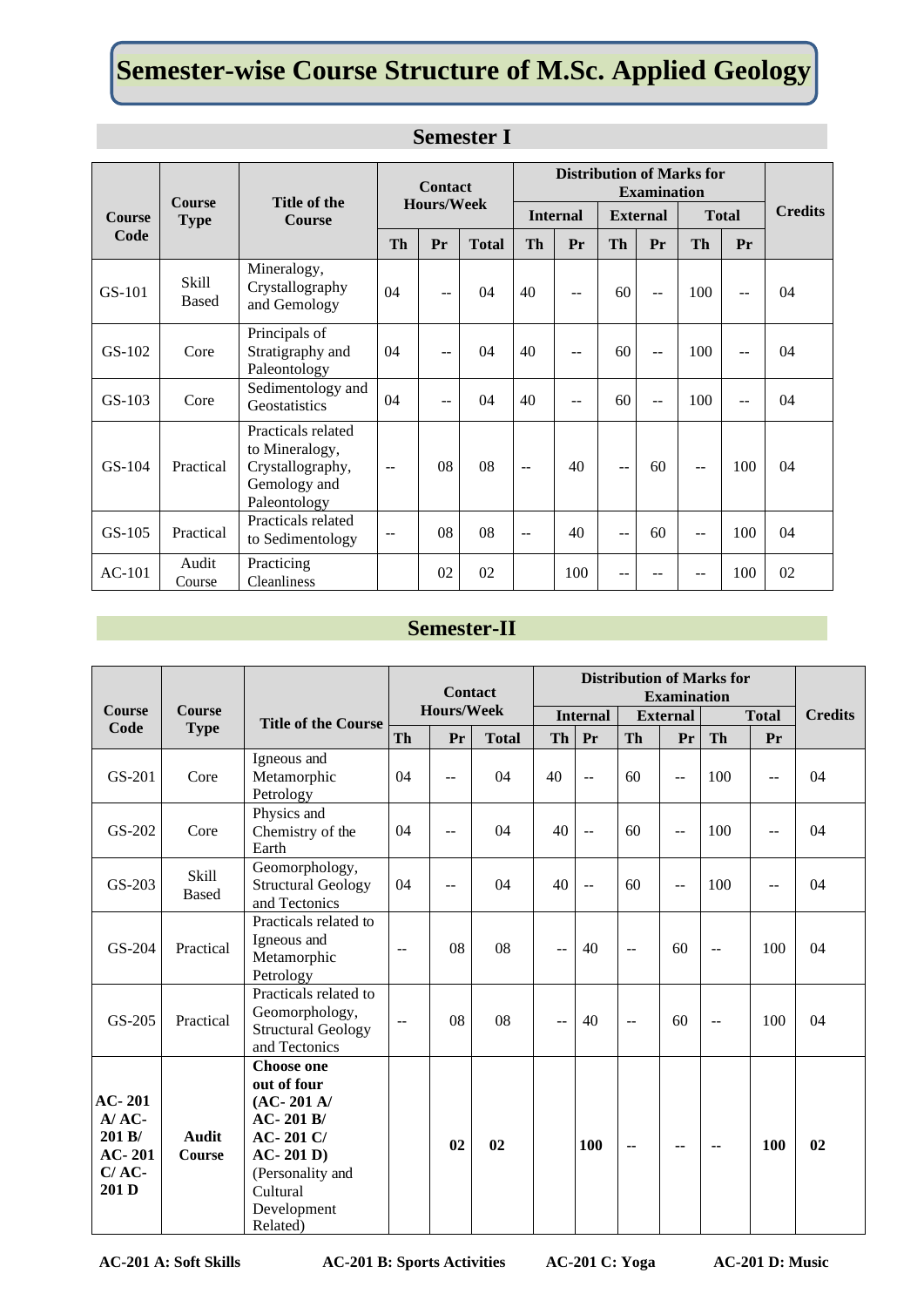# Semester-wise Course Structure of M.Sc. Applied Geology

## Semester I

| Course Code | Course Type | Title of the Course | Contact Hours/Week | | | Distribution of Marks for Examination | | | | | | Credits |
|---|---|---|---|---|---|---|---|---|---|---|---|---|
| | | | | | | Internal | | External | | Total | | |
| | | | Th | Pr | Total | Th | Pr | Th | Pr | Th | Pr | |
| GS-101 | Skill Based | Mineralogy, Crystallography and Gemology | 04 | -- | 04 | 40 | -- | 60 | -- | 100 | -- | 04 |
| GS-102 | Core | Principals of Stratigraphy and Paleontology | 04 | -- | 04 | 40 | -- | 60 | -- | 100 | -- | 04 |
| GS-103 | Core | Sedimentology and Geostatistics | 04 | -- | 04 | 40 | -- | 60 | -- | 100 | -- | 04 |
| GS-104 | Practical | Practicals related to Mineralogy, Crystallography, Gemology and Paleontology | -- | 08 | 08 | -- | 40 | -- | 60 | -- | 100 | 04 |
| GS-105 | Practical | Practicals related to Sedimentology | -- | 08 | 08 | -- | 40 | -- | 60 | -- | 100 | 04 |
| AC-101 | Audit Course | Practicing Cleanliness | | 02 | 02 | | 100 | -- | -- | -- | 100 | 02 |

## Semester-II

| Course Code | Course Type | Title of the Course | Contact Hours/Week | | | Distribution of Marks for Examination | | | | | | Credits |
|---|---|---|---|---|---|---|---|---|---|---|---|---|
| | | | | | | Internal | | External | | Total | | |
| | | | Th | Pr | Total | Th | Pr | Th | Pr | Th | Pr | |
| GS-201 | Core | Igneous and Metamorphic Petrology | 04 | -- | 04 | 40 | -- | 60 | -- | 100 | -- | 04 |
| GS-202 | Core | Physics and Chemistry of the Earth | 04 | -- | 04 | 40 | -- | 60 | -- | 100 | -- | 04 |
| GS-203 | Skill Based | Geomorphology, Structural Geology and Tectonics | 04 | -- | 04 | 40 | -- | 60 | -- | 100 | -- | 04 |
| GS-204 | Practical | Practicals related to Igneous and Metamorphic Petrology | -- | 08 | 08 | -- | 40 | -- | 60 | -- | 100 | 04 |
| GS-205 | Practical | Practicals related to Geomorphology, Structural Geology and Tectonics | -- | 08 | 08 | -- | 40 | -- | 60 | -- | 100 | 04 |
| **AC- 201 A/ AC- 201 B/ AC- 201 C/ AC- 201 D** | **Audit Course** | **Choose one out of four (AC- 201 A/ AC- 201 B/ AC- 201 C/ AC- 201 D)** (Personality and Cultural Development Related) | | **02** | **02** | | **100** | **--** | **--** | **--** | **100** | **02** |

**AC-201 A: Soft Skills** **AC-201 B: Sports Activities** **AC-201 C: Yoga** **AC-201 D: Music**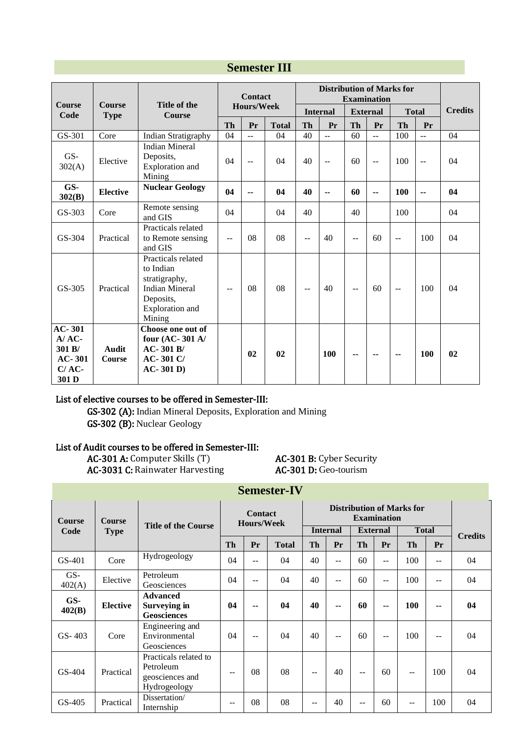## Semester III

| Course Code | Course Type | Title of the Course | Contact Hours/Week | | | Distribution of Marks for Examination | | | | | | Credits |
|---|---|---|---|---|---|---|---|---|---|---|---|---|
| | | | | | | Internal | | External | | Total | | |
| | | | Th | Pr | Total | Th | Pr | Th | Pr | Th | Pr | |
| GS-301 | Core | Indian Stratigraphy | 04 | -- | 04 | 40 | -- | 60 | -- | 100 | -- | 04 |
| GS-302(A) | Elective | Indian Mineral Deposits, Exploration and Mining | 04 | -- | 04 | 40 | -- | 60 | -- | 100 | -- | 04 |
| **GS-302(B)** | **Elective** | **Nuclear Geology** | **04** | **--** | **04** | **40** | **--** | **60** | **--** | **100** | **--** | **04** |
| GS-303 | Core | Remote sensing and GIS | 04 | | 04 | 40 | | 40 | | 100 | | 04 |
| GS-304 | Practical | Practicals related to Remote sensing and GIS | -- | 08 | 08 | -- | 40 | -- | 60 | -- | 100 | 04 |
| GS-305 | Practical | Practicals related to Indian stratigraphy, Indian Mineral Deposits, Exploration and Mining | -- | 08 | 08 | -- | 40 | -- | 60 | -- | 100 | 04 |
| **AC- 301 A/ AC- 301 B/ AC- 301 C/ AC- 301 D** | **Audit Course** | **Choose one out of four (AC- 301 A/ AC- 301 B/ AC- 301 C/ AC- 301 D)** | | **02** | **02** | | **100** | **--** | **--** | **--** | **100** | **02** |

**List of elective courses to be offered in Semester-III:**

**GS-302 (A):** Indian Mineral Deposits, Exploration and Mining
**GS-302 (B):** Nuclear Geology

**List of Audit courses to be offered in Semester-III:**

**AC-301 A:** Computer Skills (T)
**AC-301 B:** Cyber Security
**AC-3031 C:** Rainwater Harvesting
**AC-301 D:** Geo-tourism

## Semester-IV

| Course Code | Course Type | Title of the Course | Contact Hours/Week | | | Distribution of Marks for Examination | | | | | | Credits |
|---|---|---|---|---|---|---|---|---|---|---|---|---|
| | | | | | | Internal | | External | | Total | | |
| | | | Th | Pr | Total | Th | Pr | Th | Pr | Th | Pr | |
| GS-401 | Core | Hydrogeology | 04 | -- | 04 | 40 | -- | 60 | -- | 100 | -- | 04 |
| GS-402(A) | Elective | Petroleum Geosciences | 04 | -- | 04 | 40 | -- | 60 | -- | 100 | -- | 04 |
| **GS-402(B)** | **Elective** | **Advanced Surveying in Geosciences** | **04** | **--** | **04** | **40** | **--** | **60** | **--** | **100** | **--** | **04** |
| GS- 403 | Core | Engineering and Environmental Geosciences | 04 | -- | 04 | 40 | -- | 60 | -- | 100 | -- | 04 |
| GS-404 | Practical | Practicals related to Petroleum geosciences and Hydrogeology | -- | 08 | 08 | -- | 40 | -- | 60 | -- | 100 | 04 |
| GS-405 | Practical | Dissertation/ Internship | -- | 08 | 08 | -- | 40 | -- | 60 | -- | 100 | 04 |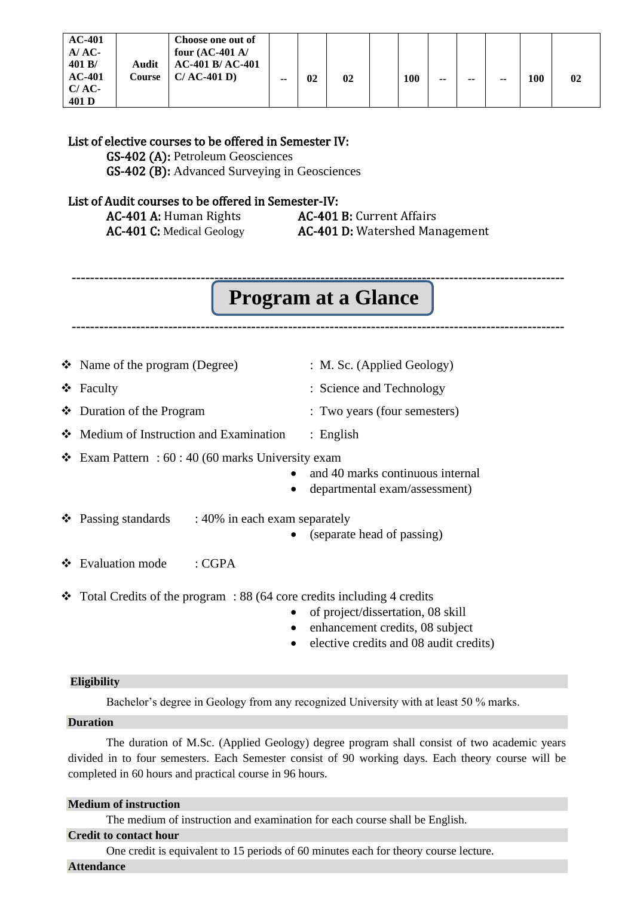| AC-401 A/ AC-401 B/ AC-401 C/ AC-401 D | Audit Course | Choose one out of four (AC-401 A/ AC-401 B/ AC-401 C/ AC-401 D) | -- | 02 | 02 | | 100 | -- | -- | -- | 100 | 02 |
|---|---|---|---|---|---|---|---|---|---|---|---|---|

**List of elective courses to be offered in Semester IV:**

**GS-402 (A):** Petroleum Geosciences
**GS-402 (B):** Advanced Surveying in Geosciences

**List of Audit courses to be offered in Semester-IV:**

**AC-401 A:** Human Rights
**AC-401 B:** Current Affairs
**AC-401 C:** Medical Geology
**AC-401 D:** Watershed Management

# Program at a Glance

- Name of the program (Degree) : M. Sc. (Applied Geology)
- Faculty : Science and Technology
- Duration of the Program : Two years (four semesters)
- Medium of Instruction and Examination : English
- Exam Pattern : 60 : 40 (60 marks University exam
  - and 40 marks continuous internal
  - departmental exam/assessment)
- Passing standards : 40% in each exam separately
  - (separate head of passing)
- Evaluation mode : CGPA
- Total Credits of the program : 88 (64 core credits including 4 credits
  - of project/dissertation, 08 skill
  - enhancement credits, 08 subject
  - elective credits and 08 audit credits)

**Eligibility**

Bachelor's degree in Geology from any recognized University with at least 50 % marks.

**Duration**

The duration of M.Sc. (Applied Geology) degree program shall consist of two academic years divided in to four semesters. Each Semester consist of 90 working days. Each theory course will be completed in 60 hours and practical course in 96 hours.

**Medium of instruction**

The medium of instruction and examination for each course shall be English.

**Credit to contact hour**

One credit is equivalent to 15 periods of 60 minutes each for theory course lecture.

**Attendance**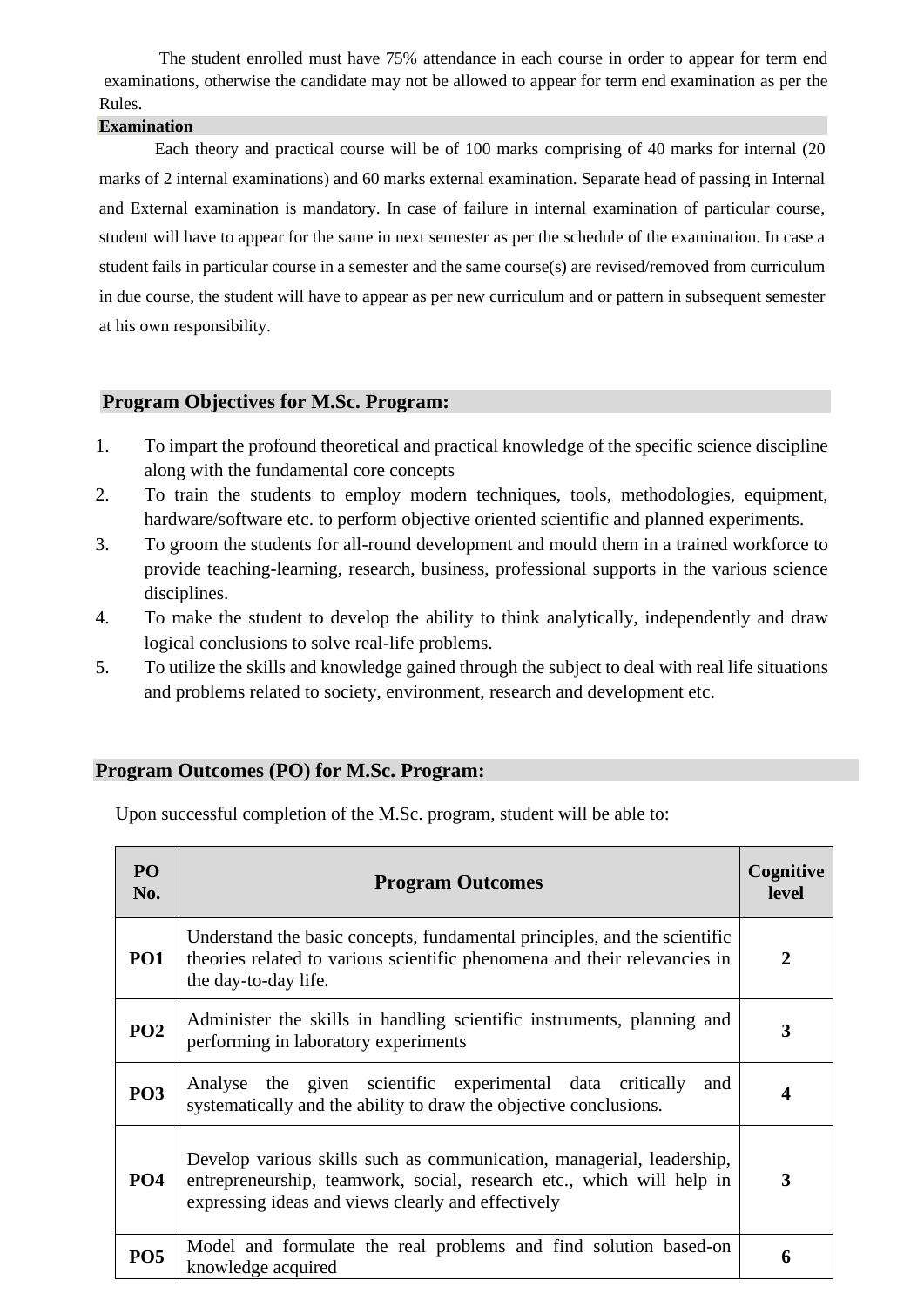The student enrolled must have 75% attendance in each course in order to appear for term end examinations, otherwise the candidate may not be allowed to appear for term end examination as per the Rules.

**Examination**

Each theory and practical course will be of 100 marks comprising of 40 marks for internal (20 marks of 2 internal examinations) and 60 marks external examination. Separate head of passing in Internal and External examination is mandatory. In case of failure in internal examination of particular course, student will have to appear for the same in next semester as per the schedule of the examination. In case a student fails in particular course in a semester and the same course(s) are revised/removed from curriculum in due course, the student will have to appear as per new curriculum and or pattern in subsequent semester at his own responsibility.

## Program Objectives for M.Sc. Program:

1. To impart the profound theoretical and practical knowledge of the specific science discipline along with the fundamental core concepts
2. To train the students to employ modern techniques, tools, methodologies, equipment, hardware/software etc. to perform objective oriented scientific and planned experiments.
3. To groom the students for all-round development and mould them in a trained workforce to provide teaching-learning, research, business, professional supports in the various science disciplines.
4. To make the student to develop the ability to think analytically, independently and draw logical conclusions to solve real-life problems.
5. To utilize the skills and knowledge gained through the subject to deal with real life situations and problems related to society, environment, research and development etc.

## Program Outcomes (PO) for M.Sc. Program:

Upon successful completion of the M.Sc. program, student will be able to:

| PO No. | Program Outcomes | Cognitive level |
|---|---|---|
| **PO1** | Understand the basic concepts, fundamental principles, and the scientific theories related to various scientific phenomena and their relevancies in the day-to-day life. | **2** |
| **PO2** | Administer the skills in handling scientific instruments, planning and performing in laboratory experiments | **3** |
| **PO3** | Analyse the given scientific experimental data critically and systematically and the ability to draw the objective conclusions. | **4** |
| **PO4** | Develop various skills such as communication, managerial, leadership, entrepreneurship, teamwork, social, research etc., which will help in expressing ideas and views clearly and effectively | **3** |
| **PO5** | Model and formulate the real problems and find solution based-on knowledge acquired | **6** |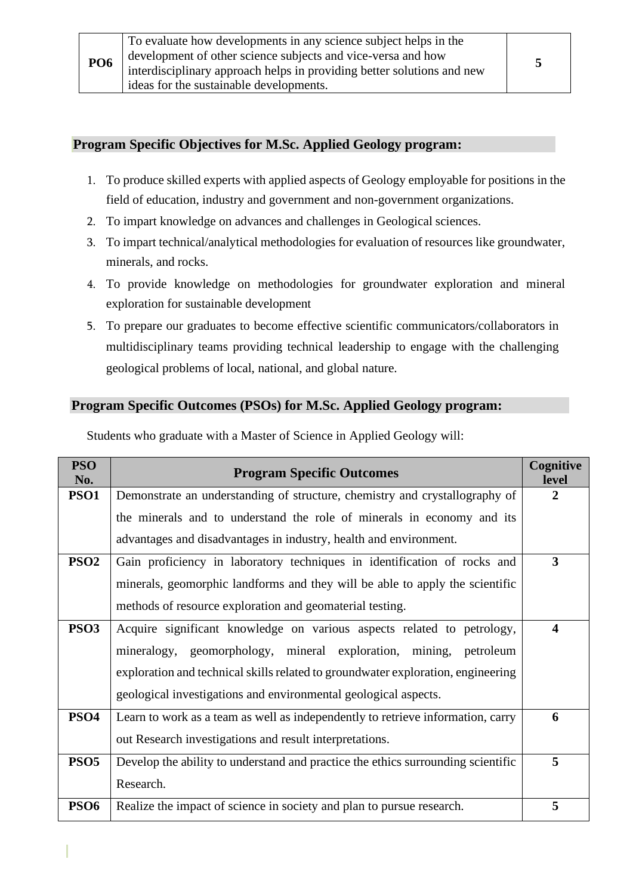| PO6 | To evaluate how developments in any science subject helps in the development of other science subjects and vice-versa and how interdisciplinary approach helps in providing better solutions and new ideas for the sustainable developments. | 5 |
|---|---|---|

## Program Specific Objectives for M.Sc. Applied Geology program:

1. To produce skilled experts with applied aspects of Geology employable for positions in the field of education, industry and government and non-government organizations.
2. To impart knowledge on advances and challenges in Geological sciences.
3. To impart technical/analytical methodologies for evaluation of resources like groundwater, minerals, and rocks.
4. To provide knowledge on methodologies for groundwater exploration and mineral exploration for sustainable development
5. To prepare our graduates to become effective scientific communicators/collaborators in multidisciplinary teams providing technical leadership to engage with the challenging geological problems of local, national, and global nature.

## Program Specific Outcomes (PSOs) for M.Sc. Applied Geology program:

Students who graduate with a Master of Science in Applied Geology will:

| PSO No. | Program Specific Outcomes | Cognitive level |
|---|---|---|
| PSO1 | Demonstrate an understanding of structure, chemistry and crystallography of the minerals and to understand the role of minerals in economy and its advantages and disadvantages in industry, health and environment. | 2 |
| PSO2 | Gain proficiency in laboratory techniques in identification of rocks and minerals, geomorphic landforms and they will be able to apply the scientific methods of resource exploration and geomaterial testing. | 3 |
| PSO3 | Acquire significant knowledge on various aspects related to petrology, mineralogy, geomorphology, mineral exploration, mining, petroleum exploration and technical skills related to groundwater exploration, engineering geological investigations and environmental geological aspects. | 4 |
| PSO4 | Learn to work as a team as well as independently to retrieve information, carry out Research investigations and result interpretations. | 6 |
| PSO5 | Develop the ability to understand and practice the ethics surrounding scientific Research. | 5 |
| PSO6 | Realize the impact of science in society and plan to pursue research. | 5 |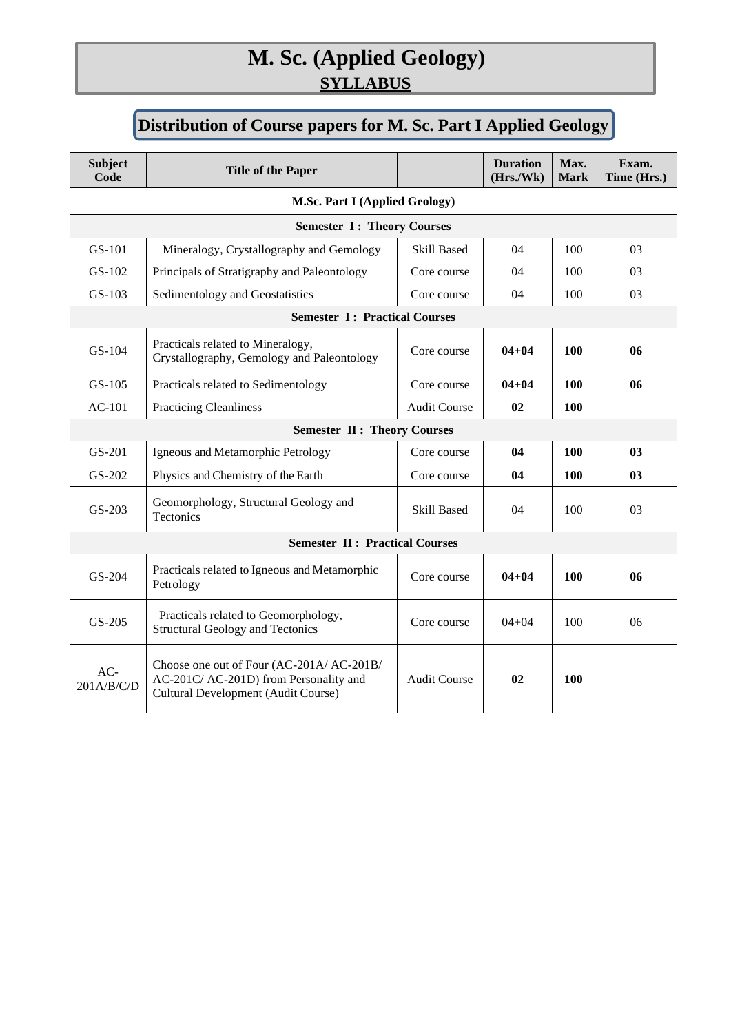# M. Sc. (Applied Geology)

## SYLLABUS

## Distribution of Course papers for M. Sc. Part I Applied Geology

| Subject Code | Title of the Paper | | Duration (Hrs./Wk) | Max. Mark | Exam. Time (Hrs.) |
|---|---|---|---|---|---|
| **M.Sc. Part I (Applied Geology)** | | | | | |
| **Semester I : Theory Courses** | | | | | |
| GS-101 | Mineralogy, Crystallography and Gemology | Skill Based | 04 | 100 | 03 |
| GS-102 | Principals of Stratigraphy and Paleontology | Core course | 04 | 100 | 03 |
| GS-103 | Sedimentology and Geostatistics | Core course | 04 | 100 | 03 |
| **Semester I : Practical Courses** | | | | | |
| GS-104 | Practicals related to Mineralogy, Crystallography, Gemology and Paleontology | Core course | **04+04** | **100** | **06** |
| GS-105 | Practicals related to Sedimentology | Core course | **04+04** | **100** | **06** |
| AC-101 | Practicing Cleanliness | Audit Course | **02** | **100** | |
| **Semester II : Theory Courses** | | | | | |
| GS-201 | Igneous and Metamorphic Petrology | Core course | **04** | **100** | **03** |
| GS-202 | Physics and Chemistry of the Earth | Core course | **04** | **100** | **03** |
| GS-203 | Geomorphology, Structural Geology and Tectonics | Skill Based | 04 | 100 | 03 |
| **Semester II : Practical Courses** | | | | | |
| GS-204 | Practicals related to Igneous and Metamorphic Petrology | Core course | **04+04** | **100** | **06** |
| GS-205 | Practicals related to Geomorphology, Structural Geology and Tectonics | Core course | 04+04 | 100 | 06 |
| AC-201A/B/C/D | Choose one out of Four (AC-201A/ AC-201B/ AC-201C/ AC-201D) from Personality and Cultural Development (Audit Course) | Audit Course | **02** | **100** | |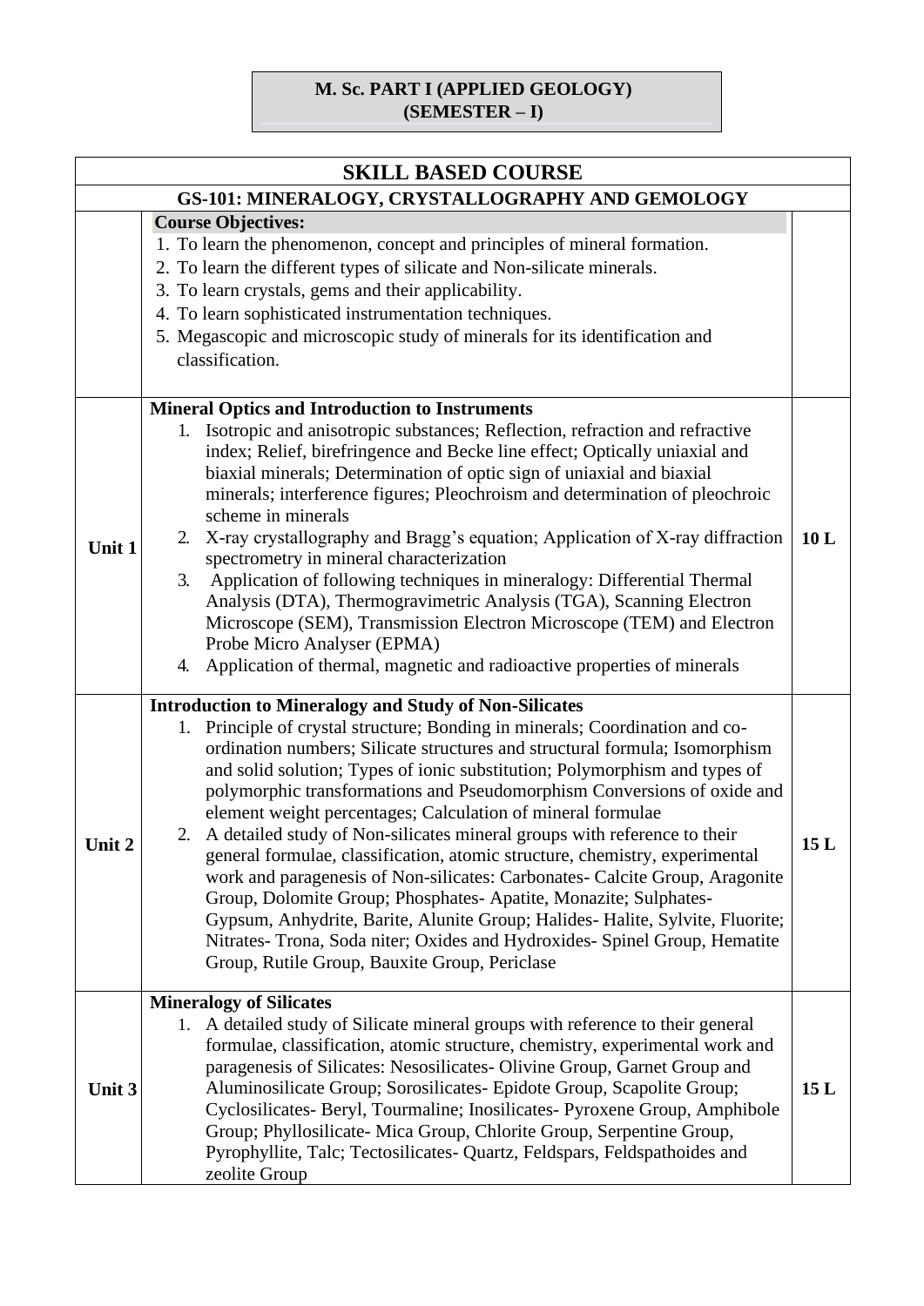**M. Sc. PART I (APPLIED GEOLOGY)**
**(SEMESTER – I)**

| SKILL BASED COURSE | | |
|---|---|---|
| **GS-101: MINERALOGY, CRYSTALLOGRAPHY AND GEMOLOGY** | | |
| | **Course Objectives:**<br>1. To learn the phenomenon, concept and principles of mineral formation.<br>2. To learn the different types of silicate and Non-silicate minerals.<br>3. To learn crystals, gems and their applicability.<br>4. To learn sophisticated instrumentation techniques.<br>5. Megascopic and microscopic study of minerals for its identification and classification. | |
| **Unit 1** | **Mineral Optics and Introduction to Instruments**<br>1. Isotropic and anisotropic substances; Reflection, refraction and refractive index; Relief, birefringence and Becke line effect; Optically uniaxial and biaxial minerals; Determination of optic sign of uniaxial and biaxial minerals; interference figures; Pleochroism and determination of pleochroic scheme in minerals<br>2. X-ray crystallography and Bragg's equation; Application of X-ray diffraction spectrometry in mineral characterization<br>3. Application of following techniques in mineralogy: Differential Thermal Analysis (DTA), Thermogravimetric Analysis (TGA), Scanning Electron Microscope (SEM), Transmission Electron Microscope (TEM) and Electron Probe Micro Analyser (EPMA)<br>4. Application of thermal, magnetic and radioactive properties of minerals | **10 L** |
| **Unit 2** | **Introduction to Mineralogy and Study of Non-Silicates**<br>1. Principle of crystal structure; Bonding in minerals; Coordination and co-ordination numbers; Silicate structures and structural formula; Isomorphism and solid solution; Types of ionic substitution; Polymorphism and types of polymorphic transformations and Pseudomorphism Conversions of oxide and element weight percentages; Calculation of mineral formulae<br>2. A detailed study of Non-silicates mineral groups with reference to their general formulae, classification, atomic structure, chemistry, experimental work and paragenesis of Non-silicates: Carbonates- Calcite Group, Aragonite Group, Dolomite Group; Phosphates- Apatite, Monazite; Sulphates- Gypsum, Anhydrite, Barite, Alunite Group; Halides- Halite, Sylvite, Fluorite; Nitrates- Trona, Soda niter; Oxides and Hydroxides- Spinel Group, Hematite Group, Rutile Group, Bauxite Group, Periclase | **15 L** |
| **Unit 3** | **Mineralogy of Silicates**<br>1. A detailed study of Silicate mineral groups with reference to their general formulae, classification, atomic structure, chemistry, experimental work and paragenesis of Silicates: Nesosilicates- Olivine Group, Garnet Group and Aluminosilicate Group; Sorosilicates- Epidote Group, Scapolite Group; Cyclosilicates- Beryl, Tourmaline; Inosilicates- Pyroxene Group, Amphibole Group; Phyllosilicate- Mica Group, Chlorite Group, Serpentine Group, Pyrophyllite, Talc; Tectosilicates- Quartz, Feldspars, Feldspathoides and zeolite Group | **15 L** |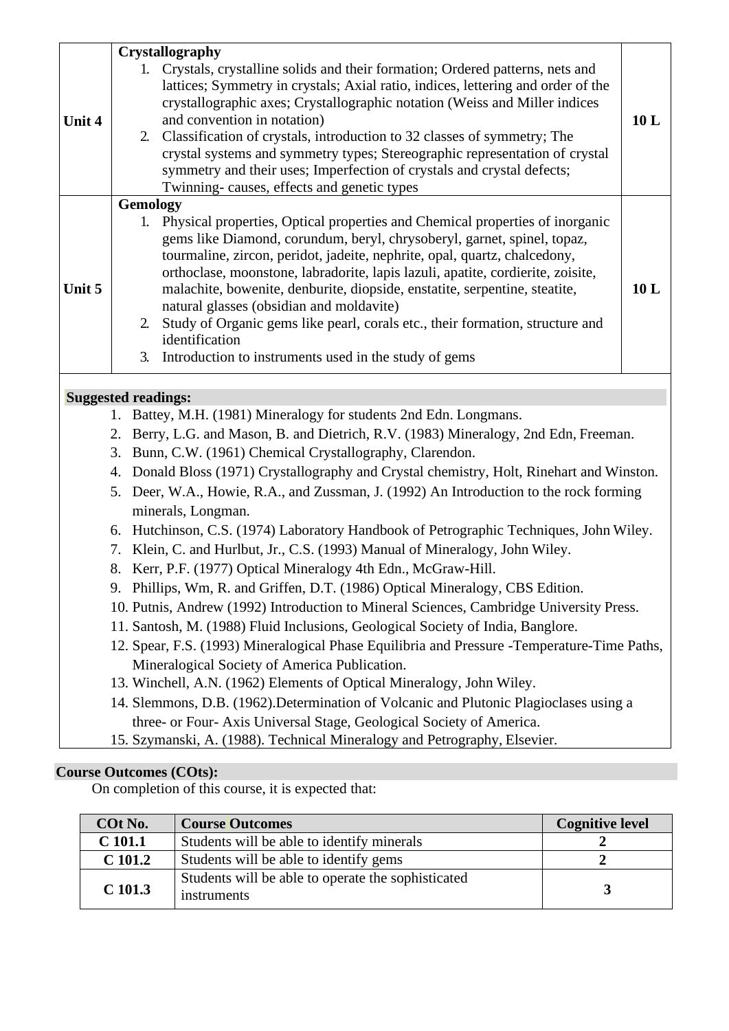| | | |
|---|---|---|
| Unit 4 | **Crystallography**<br>1. Crystals, crystalline solids and their formation; Ordered patterns, nets and lattices; Symmetry in crystals; Axial ratio, indices, lettering and order of the crystallographic axes; Crystallographic notation (Weiss and Miller indices and convention in notation)<br>2. Classification of crystals, introduction to 32 classes of symmetry; The crystal systems and symmetry types; Stereographic representation of crystal symmetry and their uses; Imperfection of crystals and crystal defects; Twinning- causes, effects and genetic types | 10 L |
| Unit 5 | **Gemology**<br>1. Physical properties, Optical properties and Chemical properties of inorganic gems like Diamond, corundum, beryl, chrysoberyl, garnet, spinel, topaz, tourmaline, zircon, peridot, jadeite, nephrite, opal, quartz, chalcedony, orthoclase, moonstone, labradorite, lapis lazuli, apatite, cordierite, zoisite, malachite, bowenite, denburite, diopside, enstatite, serpentine, steatite, natural glasses (obsidian and moldavite)<br>2. Study of Organic gems like pearl, corals etc., their formation, structure and identification<br>3. Introduction to instruments used in the study of gems | 10 L |

**Suggested readings:**

1. Battey, M.H. (1981) Mineralogy for students 2nd Edn. Longmans.
2. Berry, L.G. and Mason, B. and Dietrich, R.V. (1983) Mineralogy, 2nd Edn, Freeman.
3. Bunn, C.W. (1961) Chemical Crystallography, Clarendon.
4. Donald Bloss (1971) Crystallography and Crystal chemistry, Holt, Rinehart and Winston.
5. Deer, W.A., Howie, R.A., and Zussman, J. (1992) An Introduction to the rock forming minerals, Longman.
6. Hutchinson, C.S. (1974) Laboratory Handbook of Petrographic Techniques, John Wiley.
7. Klein, C. and Hurlbut, Jr., C.S. (1993) Manual of Mineralogy, John Wiley.
8. Kerr, P.F. (1977) Optical Mineralogy 4th Edn., McGraw-Hill.
9. Phillips, Wm, R. and Griffen, D.T. (1986) Optical Mineralogy, CBS Edition.
10. Putnis, Andrew (1992) Introduction to Mineral Sciences, Cambridge University Press.
11. Santosh, M. (1988) Fluid Inclusions, Geological Society of India, Banglore.
12. Spear, F.S. (1993) Mineralogical Phase Equilibria and Pressure -Temperature-Time Paths, Mineralogical Society of America Publication.
13. Winchell, A.N. (1962) Elements of Optical Mineralogy, John Wiley.
14. Slemmons, D.B. (1962).Determination of Volcanic and Plutonic Plagioclases using a three- or Four- Axis Universal Stage, Geological Society of America.
15. Szymanski, A. (1988). Technical Mineralogy and Petrography, Elsevier.

**Course Outcomes (COts):**

On completion of this course, it is expected that:

| COt No. | Course Outcomes | Cognitive level |
|---|---|---|
| C 101.1 | Students will be able to identify minerals | 2 |
| C 101.2 | Students will be able to identify gems | 2 |
| C 101.3 | Students will be able to operate the sophisticated instruments | 3 |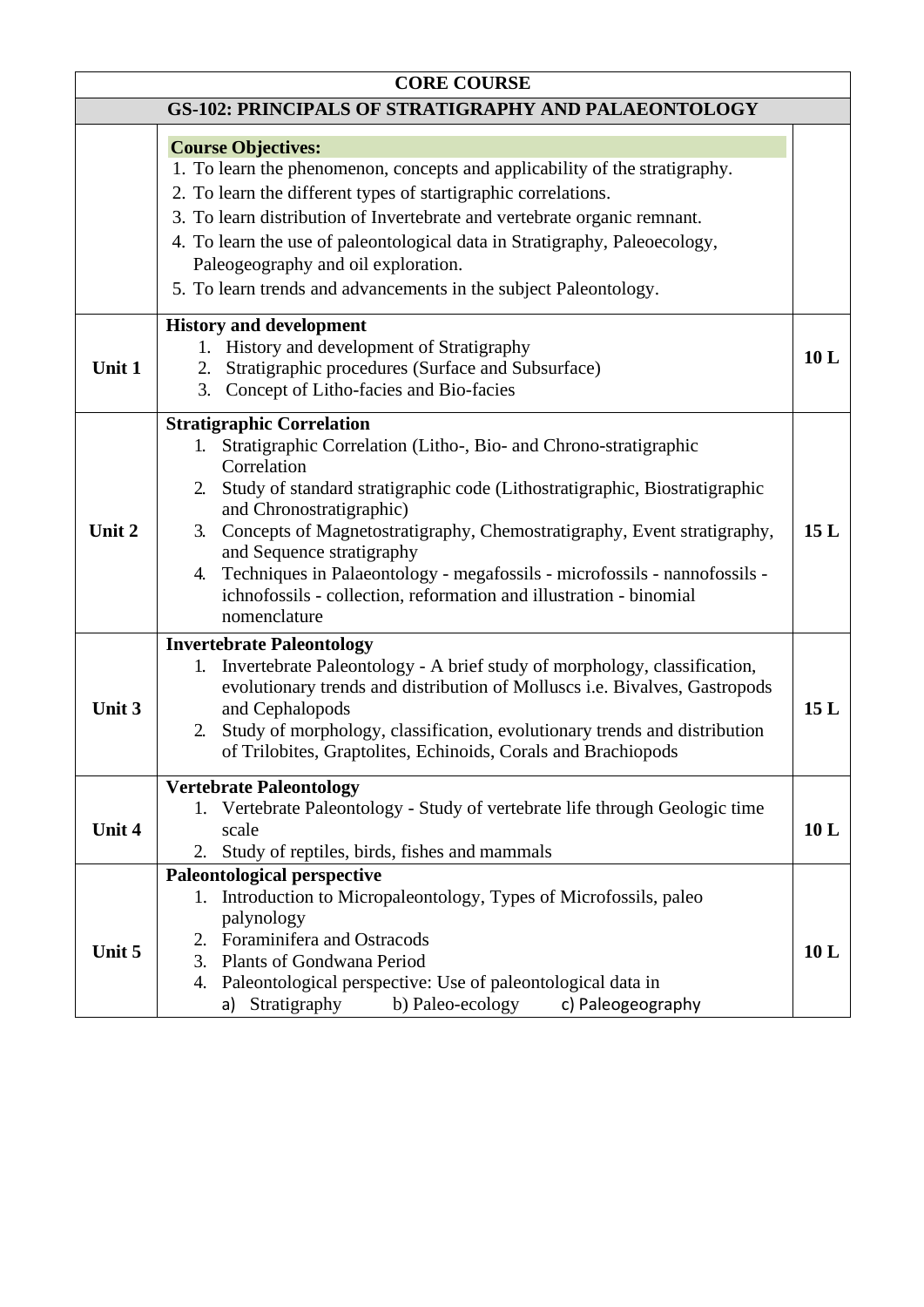| CORE COURSE | | |
|---|---|---|
| **GS-102: PRINCIPALS OF STRATIGRAPHY AND PALAEONTOLOGY** | | |
| | **Course Objectives:**<br>1. To learn the phenomenon, concepts and applicability of the stratigraphy.<br>2. To learn the different types of startigraphic correlations.<br>3. To learn distribution of Invertebrate and vertebrate organic remnant.<br>4. To learn the use of paleontological data in Stratigraphy, Paleoecology, Paleogeography and oil exploration.<br>5. To learn trends and advancements in the subject Paleontology. | |
| **Unit 1** | **History and development**<br>1. History and development of Stratigraphy<br>2. Stratigraphic procedures (Surface and Subsurface)<br>3. Concept of Litho-facies and Bio-facies | **10 L** |
| **Unit 2** | **Stratigraphic Correlation**<br>1. Stratigraphic Correlation (Litho-, Bio- and Chrono-stratigraphic Correlation<br>2. Study of standard stratigraphic code (Lithostratigraphic, Biostratigraphic and Chronostratigraphic)<br>3. Concepts of Magnetostratigraphy, Chemostratigraphy, Event stratigraphy, and Sequence stratigraphy<br>4. Techniques in Palaeontology - megafossils - microfossils - nannofossils - ichnofossils - collection, reformation and illustration - binomial nomenclature | **15 L** |
| **Unit 3** | **Invertebrate Paleontology**<br>1. Invertebrate Paleontology - A brief study of morphology, classification, evolutionary trends and distribution of Molluscs i.e. Bivalves, Gastropods and Cephalopods<br>2. Study of morphology, classification, evolutionary trends and distribution of Trilobites, Graptolites, Echinoids, Corals and Brachiopods | **15 L** |
| **Unit 4** | **Vertebrate Paleontology**<br>1. Vertebrate Paleontology - Study of vertebrate life through Geologic time scale<br>2. Study of reptiles, birds, fishes and mammals | **10 L** |
| **Unit 5** | **Paleontological perspective**<br>1. Introduction to Micropaleontology, Types of Microfossils, paleo palynology<br>2. Foraminifera and Ostracods<br>3. Plants of Gondwana Period<br>4. Paleontological perspective: Use of paleontological data in<br>a) Stratigraphy b) Paleo-ecology c) Paleogeography | **10 L** |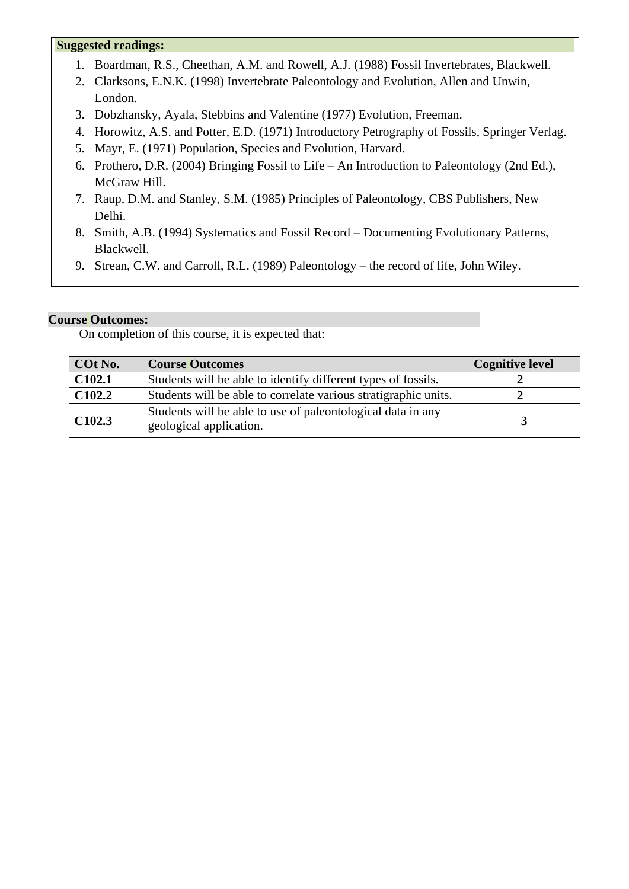**Suggested readings:**

1. Boardman, R.S., Cheethan, A.M. and Rowell, A.J. (1988) Fossil Invertebrates, Blackwell.
2. Clarksons, E.N.K. (1998) Invertebrate Paleontology and Evolution, Allen and Unwin, London.
3. Dobzhansky, Ayala, Stebbins and Valentine (1977) Evolution, Freeman.
4. Horowitz, A.S. and Potter, E.D. (1971) Introductory Petrography of Fossils, Springer Verlag.
5. Mayr, E. (1971) Population, Species and Evolution, Harvard.
6. Prothero, D.R. (2004) Bringing Fossil to Life – An Introduction to Paleontology (2nd Ed.), McGraw Hill.
7. Raup, D.M. and Stanley, S.M. (1985) Principles of Paleontology, CBS Publishers, New Delhi.
8. Smith, A.B. (1994) Systematics and Fossil Record – Documenting Evolutionary Patterns, Blackwell.
9. Strean, C.W. and Carroll, R.L. (1989) Paleontology – the record of life, John Wiley.

**Course Outcomes:**

On completion of this course, it is expected that:

| COt No. | Course Outcomes | Cognitive level |
|---|---|---|
| **C102.1** | Students will be able to identify different types of fossils. | **2** |
| **C102.2** | Students will be able to correlate various stratigraphic units. | **2** |
| **C102.3** | Students will be able to use of paleontological data in any geological application. | **3** |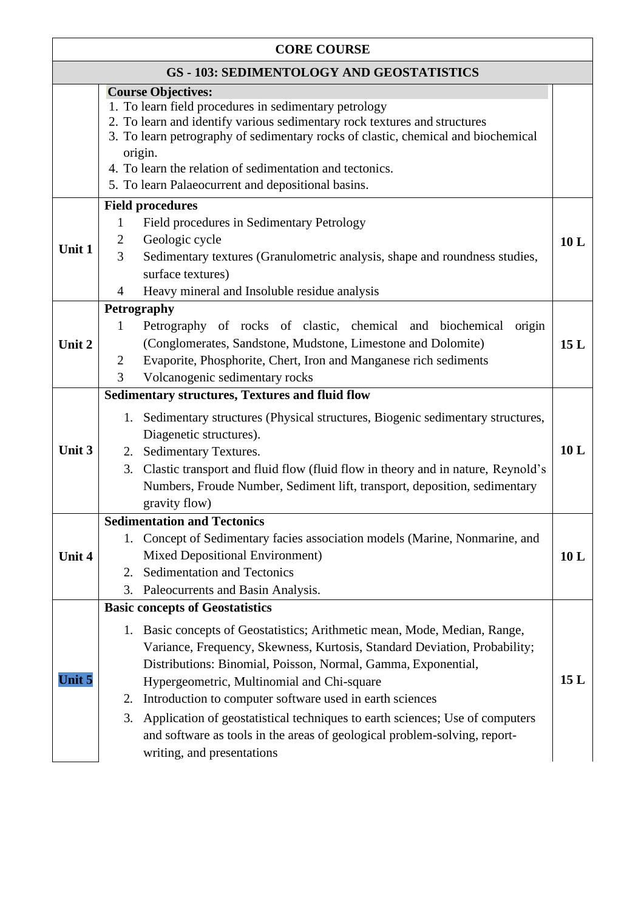| CORE COURSE | | |
|---|---|---|
| **GS - 103: SEDIMENTOLOGY AND GEOSTATISTICS** | | |
| | **Course Objectives:**<br>1. To learn field procedures in sedimentary petrology<br>2. To learn and identify various sedimentary rock textures and structures<br>3. To learn petrography of sedimentary rocks of clastic, chemical and biochemical origin.<br>4. To learn the relation of sedimentation and tectonics.<br>5. To learn Palaeocurrent and depositional basins. | |
| **Unit 1** | **Field procedures**<br>1 Field procedures in Sedimentary Petrology<br>2 Geologic cycle<br>3 Sedimentary textures (Granulometric analysis, shape and roundness studies, surface textures)<br>4 Heavy mineral and Insoluble residue analysis | **10 L** |
| **Unit 2** | **Petrography**<br>1 Petrography of rocks of clastic, chemical and biochemical origin (Conglomerates, Sandstone, Mudstone, Limestone and Dolomite)<br>2 Evaporite, Phosphorite, Chert, Iron and Manganese rich sediments<br>3 Volcanogenic sedimentary rocks | **15 L** |
| **Unit 3** | **Sedimentary structures, Textures and fluid flow**<br>1. Sedimentary structures (Physical structures, Biogenic sedimentary structures, Diagenetic structures).<br>2. Sedimentary Textures.<br>3. Clastic transport and fluid flow (fluid flow in theory and in nature, Reynold's Numbers, Froude Number, Sediment lift, transport, deposition, sedimentary gravity flow) | **10 L** |
| **Unit 4** | **Sedimentation and Tectonics**<br>1. Concept of Sedimentary facies association models (Marine, Nonmarine, and Mixed Depositional Environment)<br>2. Sedimentation and Tectonics<br>3. Paleocurrents and Basin Analysis. | **10 L** |
| **Unit 5** | **Basic concepts of Geostatistics**<br>1. Basic concepts of Geostatistics; Arithmetic mean, Mode, Median, Range, Variance, Frequency, Skewness, Kurtosis, Standard Deviation, Probability; Distributions: Binomial, Poisson, Normal, Gamma, Exponential, Hypergeometric, Multinomial and Chi-square<br>2. Introduction to computer software used in earth sciences<br>3. Application of geostatistical techniques to earth sciences; Use of computers and software as tools in the areas of geological problem-solving, report-writing, and presentations | **15 L** |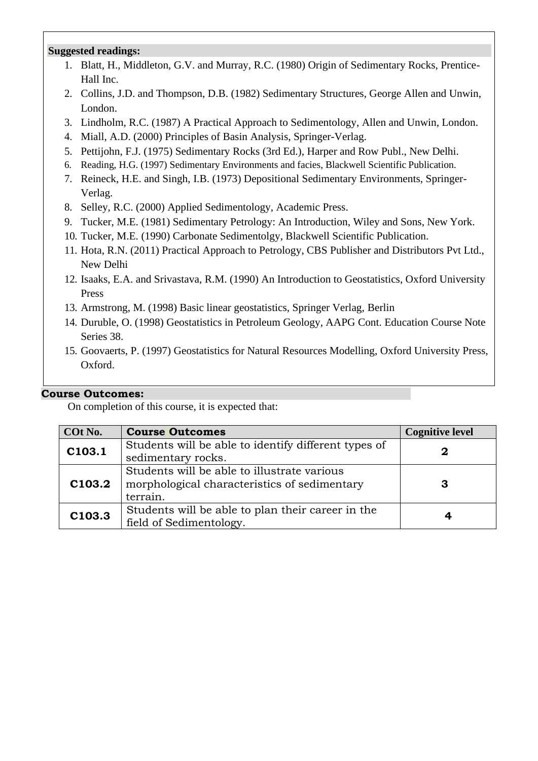**Suggested readings:**

1. Blatt, H., Middleton, G.V. and Murray, R.C. (1980) Origin of Sedimentary Rocks, Prentice-Hall Inc.
2. Collins, J.D. and Thompson, D.B. (1982) Sedimentary Structures, George Allen and Unwin, London.
3. Lindholm, R.C. (1987) A Practical Approach to Sedimentology, Allen and Unwin, London.
4. Miall, A.D. (2000) Principles of Basin Analysis, Springer-Verlag.
5. Pettijohn, F.J. (1975) Sedimentary Rocks (3rd Ed.), Harper and Row Publ., New Delhi.
6. Reading, H.G. (1997) Sedimentary Environments and facies, Blackwell Scientific Publication.
7. Reineck, H.E. and Singh, I.B. (1973) Depositional Sedimentary Environments, Springer-Verlag.
8. Selley, R.C. (2000) Applied Sedimentology, Academic Press.
9. Tucker, M.E. (1981) Sedimentary Petrology: An Introduction, Wiley and Sons, New York.
10. Tucker, M.E. (1990) Carbonate Sedimentolgy, Blackwell Scientific Publication.
11. Hota, R.N. (2011) Practical Approach to Petrology, CBS Publisher and Distributors Pvt Ltd., New Delhi
12. Isaaks, E.A. and Srivastava, R.M. (1990) An Introduction to Geostatistics, Oxford University Press
13. Armstrong, M. (1998) Basic linear geostatistics, Springer Verlag, Berlin
14. Duruble, O. (1998) Geostatistics in Petroleum Geology, AAPG Cont. Education Course Note Series 38.
15. Goovaerts, P. (1997) Geostatistics for Natural Resources Modelling, Oxford University Press, Oxford.

**Course Outcomes:**

On completion of this course, it is expected that:

| COt No. | Course Outcomes | Cognitive level |
|---|---|---|
| **C103.1** | Students will be able to identify different types of sedimentary rocks. | **2** |
| **C103.2** | Students will be able to illustrate various morphological characteristics of sedimentary terrain. | **3** |
| **C103.3** | Students will be able to plan their career in the field of Sedimentology. | **4** |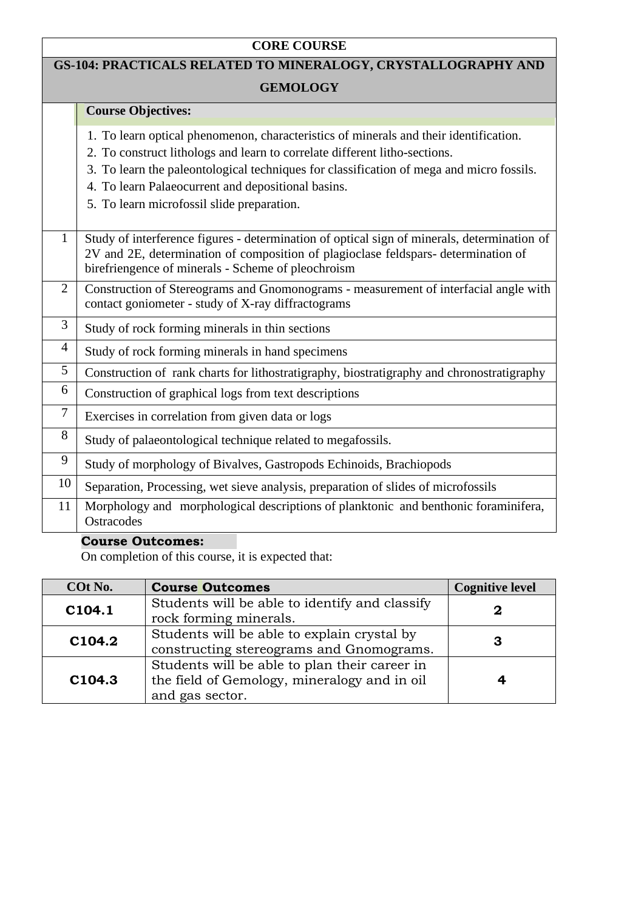**CORE COURSE**

## GS-104: PRACTICALS RELATED TO MINERALOGY, CRYSTALLOGRAPHY AND GEMOLOGY

**Course Objectives:**

1. To learn optical phenomenon, characteristics of minerals and their identification.
2. To construct lithologs and learn to correlate different litho-sections.
3. To learn the paleontological techniques for classification of mega and micro fossils.
4. To learn Palaeocurrent and depositional basins.
5. To learn microfossil slide preparation.

| | |
|---|---|
| 1 | Study of interference figures - determination of optical sign of minerals, determination of 2V and 2E, determination of composition of plagioclase feldspars- determination of birefriengence of minerals - Scheme of pleochroism |
| 2 | Construction of Stereograms and Gnomonograms - measurement of interfacial angle with contact goniometer - study of X-ray diffractograms |
| 3 | Study of rock forming minerals in thin sections |
| 4 | Study of rock forming minerals in hand specimens |
| 5 | Construction of rank charts for lithostratigraphy, biostratigraphy and chronostratigraphy |
| 6 | Construction of graphical logs from text descriptions |
| 7 | Exercises in correlation from given data or logs |
| 8 | Study of palaeontological technique related to megafossils. |
| 9 | Study of morphology of Bivalves, Gastropods Echinoids, Brachiopods |
| 10 | Separation, Processing, wet sieve analysis, preparation of slides of microfossils |
| 11 | Morphology and morphological descriptions of planktonic and benthonic foraminifera, Ostracodes |

**Course Outcomes:**

On completion of this course, it is expected that:

| COt No. | Course Outcomes | Cognitive level |
|---|---|---|
| C104.1 | Students will be able to identify and classify rock forming minerals. | 2 |
| C104.2 | Students will be able to explain crystal by constructing stereograms and Gnomograms. | 3 |
| C104.3 | Students will be able to plan their career in the field of Gemology, mineralogy and in oil and gas sector. | 4 |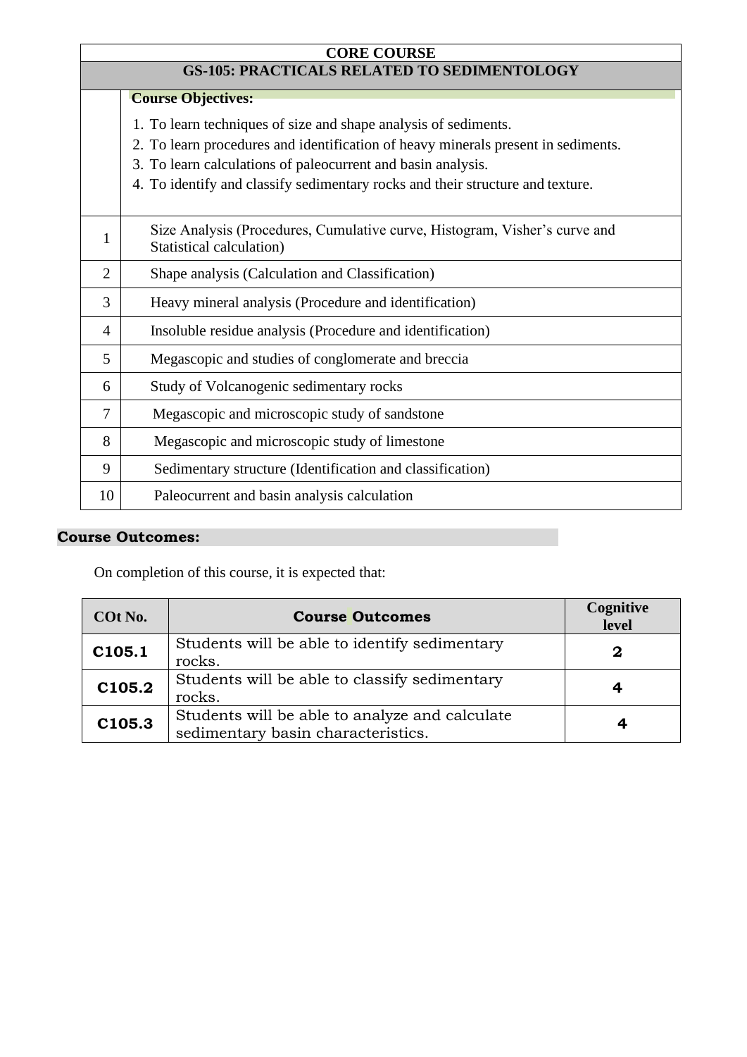**CORE COURSE**

## GS-105: PRACTICALS RELATED TO SEDIMENTOLOGY

**Course Objectives:**

1. To learn techniques of size and shape analysis of sediments.
2. To learn procedures and identification of heavy minerals present in sediments.
3. To learn calculations of paleocurrent and basin analysis.
4. To identify and classify sedimentary rocks and their structure and texture.

| | |
|---|---|
| 1 | Size Analysis (Procedures, Cumulative curve, Histogram, Visher's curve and Statistical calculation) |
| 2 | Shape analysis (Calculation and Classification) |
| 3 | Heavy mineral analysis (Procedure and identification) |
| 4 | Insoluble residue analysis (Procedure and identification) |
| 5 | Megascopic and studies of conglomerate and breccia |
| 6 | Study of Volcanogenic sedimentary rocks |
| 7 | Megascopic and microscopic study of sandstone |
| 8 | Megascopic and microscopic study of limestone |
| 9 | Sedimentary structure (Identification and classification) |
| 10 | Paleocurrent and basin analysis calculation |

**Course Outcomes:**

On completion of this course, it is expected that:

| COt No. | Course Outcomes | Cognitive level |
|---|---|---|
| C105.1 | Students will be able to identify sedimentary rocks. | 2 |
| C105.2 | Students will be able to classify sedimentary rocks. | 4 |
| C105.3 | Students will be able to analyze and calculate sedimentary basin characteristics. | 4 |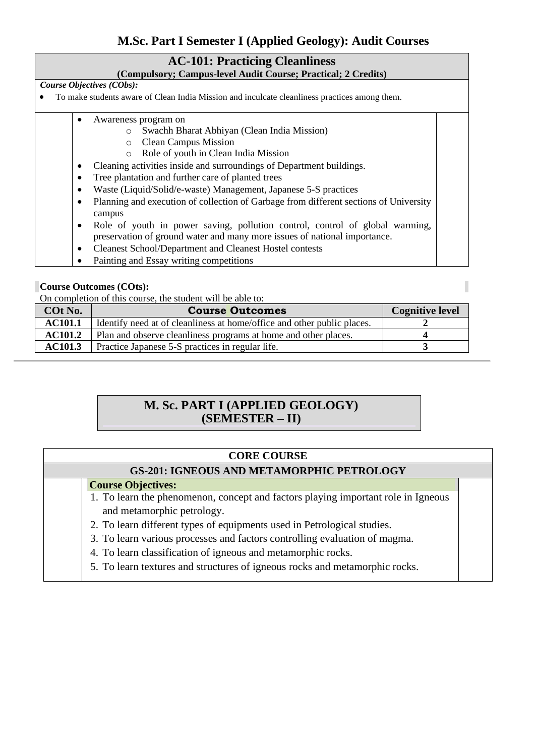## M.Sc. Part I Semester I (Applied Geology): Audit Courses

### AC-101: Practicing Cleanliness

**(Compulsory; Campus-level Audit Course; Practical; 2 Credits)**

***Course Objectives (CObs):***

- To make students aware of Clean India Mission and inculcate cleanliness practices among them.

- Awareness program on
  - Swachh Bharat Abhiyan (Clean India Mission)
  - Clean Campus Mission
  - Role of youth in Clean India Mission
- Cleaning activities inside and surroundings of Department buildings.
- Tree plantation and further care of planted trees
- Waste (Liquid/Solid/e-waste) Management, Japanese 5-S practices
- Planning and execution of collection of Garbage from different sections of University campus
- Role of youth in power saving, pollution control, control of global warming, preservation of ground water and many more issues of national importance.
- Cleanest School/Department and Cleanest Hostel contests
- Painting and Essay writing competitions

**Course Outcomes (COts):**

On completion of this course, the student will be able to:

| COt No. | Course Outcomes | Cognitive level |
|---|---|---|
| **AC101.1** | Identify need at of cleanliness at home/office and other public places. | **2** |
| **AC101.2** | Plan and observe cleanliness programs at home and other places. | **4** |
| **AC101.3** | Practice Japanese 5-S practices in regular life. | **3** |

## M. Sc. PART I (APPLIED GEOLOGY) (SEMESTER – II)

### CORE COURSE

### GS-201: IGNEOUS AND METAMORPHIC PETROLOGY

**Course Objectives:**

1. To learn the phenomenon, concept and factors playing important role in Igneous and metamorphic petrology.
2. To learn different types of equipments used in Petrological studies.
3. To learn various processes and factors controlling evaluation of magma.
4. To learn classification of igneous and metamorphic rocks.
5. To learn textures and structures of igneous rocks and metamorphic rocks.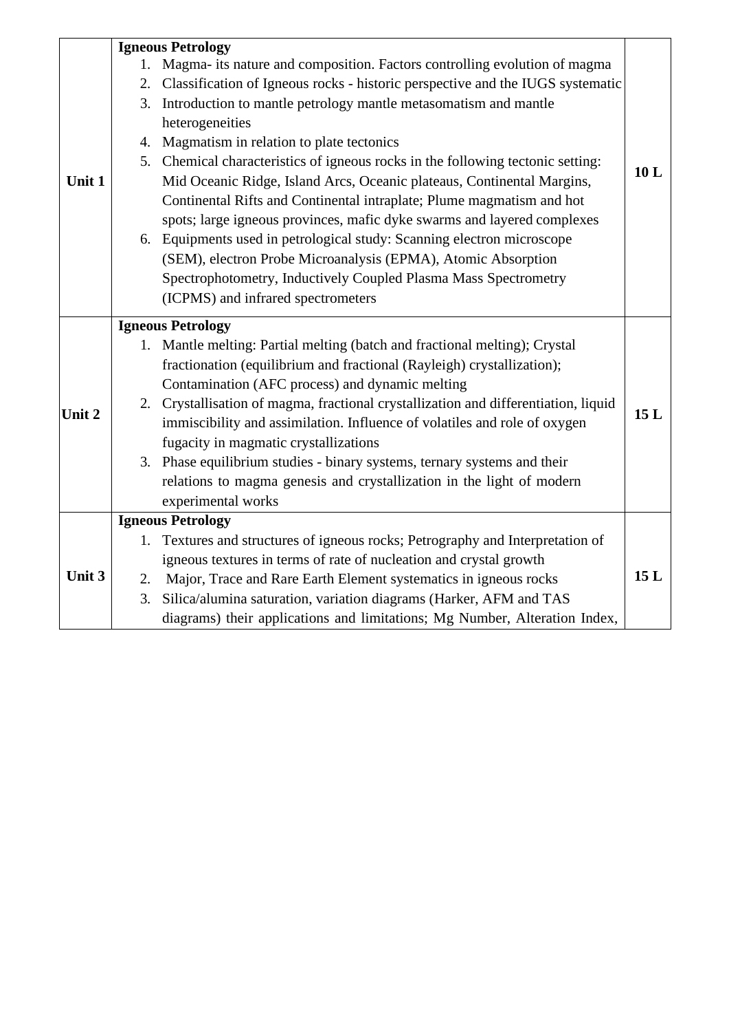| Unit 1 | **Igneous Petrology**<br>1. Magma- its nature and composition. Factors controlling evolution of magma<br>2. Classification of Igneous rocks - historic perspective and the IUGS systematic<br>3. Introduction to mantle petrology mantle metasomatism and mantle heterogeneities<br>4. Magmatism in relation to plate tectonics<br>5. Chemical characteristics of igneous rocks in the following tectonic setting: Mid Oceanic Ridge, Island Arcs, Oceanic plateaus, Continental Margins, Continental Rifts and Continental intraplate; Plume magmatism and hot spots; large igneous provinces, mafic dyke swarms and layered complexes<br>6. Equipments used in petrological study: Scanning electron microscope (SEM), electron Probe Microanalysis (EPMA), Atomic Absorption Spectrophotometry, Inductively Coupled Plasma Mass Spectrometry (ICPMS) and infrared spectrometers | 10 L |
|---|---|---|
| Unit 2 | **Igneous Petrology**<br>1. Mantle melting: Partial melting (batch and fractional melting); Crystal fractionation (equilibrium and fractional (Rayleigh) crystallization); Contamination (AFC process) and dynamic melting<br>2. Crystallisation of magma, fractional crystallization and differentiation, liquid immiscibility and assimilation. Influence of volatiles and role of oxygen fugacity in magmatic crystallizations<br>3. Phase equilibrium studies - binary systems, ternary systems and their relations to magma genesis and crystallization in the light of modern experimental works | 15 L |
| Unit 3 | **Igneous Petrology**<br>1. Textures and structures of igneous rocks; Petrography and Interpretation of igneous textures in terms of rate of nucleation and crystal growth<br>2. Major, Trace and Rare Earth Element systematics in igneous rocks<br>3. Silica/alumina saturation, variation diagrams (Harker, AFM and TAS diagrams) their applications and limitations; Mg Number, Alteration Index, | 15 L |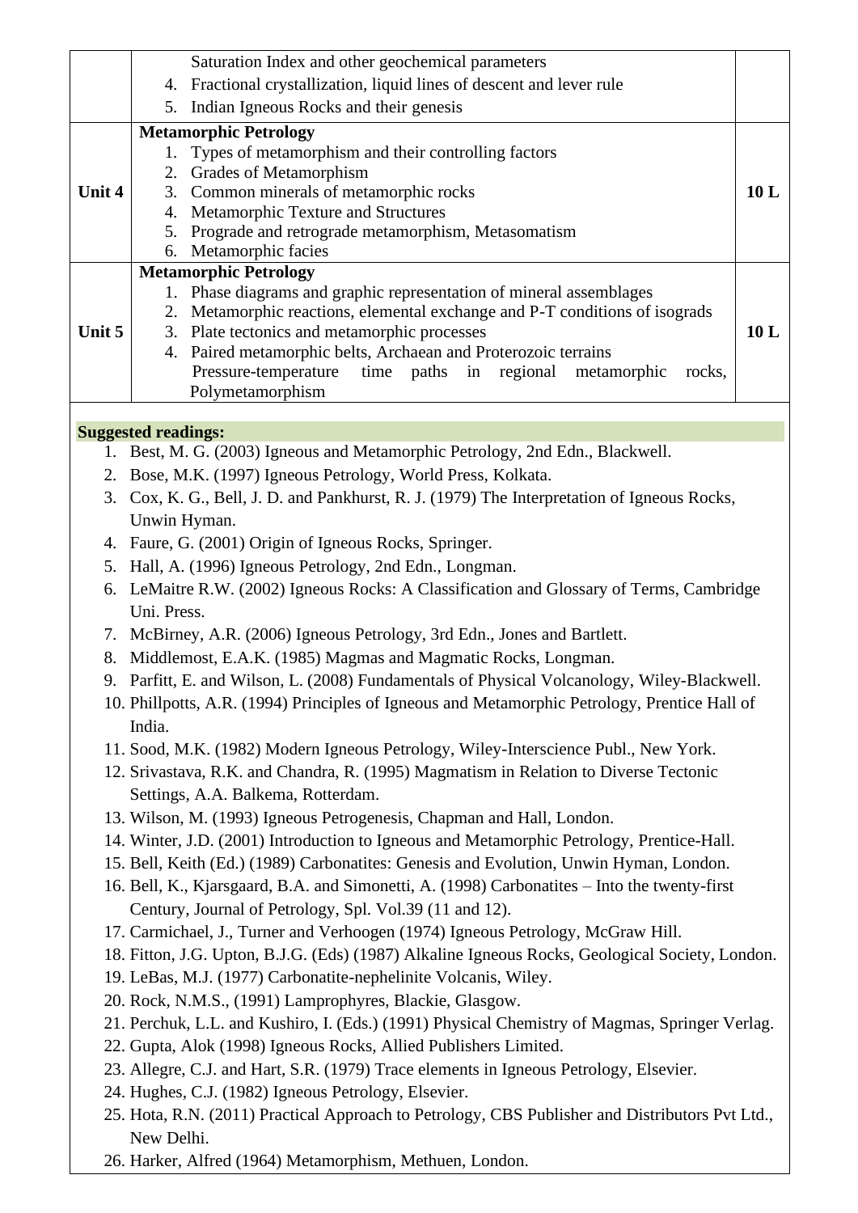| | | |
|---|---|---|
| | Saturation Index and other geochemical parameters<br>4. Fractional crystallization, liquid lines of descent and lever rule<br>5. Indian Igneous Rocks and their genesis | |
| **Unit 4** | **Metamorphic Petrology**<br>1. Types of metamorphism and their controlling factors<br>2. Grades of Metamorphism<br>3. Common minerals of metamorphic rocks<br>4. Metamorphic Texture and Structures<br>5. Prograde and retrograde metamorphism, Metasomatism<br>6. Metamorphic facies | **10 L** |
| **Unit 5** | **Metamorphic Petrology**<br>1. Phase diagrams and graphic representation of mineral assemblages<br>2. Metamorphic reactions, elemental exchange and P-T conditions of isograds<br>3. Plate tectonics and metamorphic processes<br>4. Paired metamorphic belts, Archaean and Proterozoic terrains<br>Pressure-temperature time paths in regional metamorphic rocks, Polymetamorphism | **10 L** |

**Suggested readings:**

1. Best, M. G. (2003) Igneous and Metamorphic Petrology, 2nd Edn., Blackwell.
2. Bose, M.K. (1997) Igneous Petrology, World Press, Kolkata.
3. Cox, K. G., Bell, J. D. and Pankhurst, R. J. (1979) The Interpretation of Igneous Rocks, Unwin Hyman.
4. Faure, G. (2001) Origin of Igneous Rocks, Springer.
5. Hall, A. (1996) Igneous Petrology, 2nd Edn., Longman.
6. LeMaitre R.W. (2002) Igneous Rocks: A Classification and Glossary of Terms, Cambridge Uni. Press.
7. McBirney, A.R. (2006) Igneous Petrology, 3rd Edn., Jones and Bartlett.
8. Middlemost, E.A.K. (1985) Magmas and Magmatic Rocks, Longman.
9. Parfitt, E. and Wilson, L. (2008) Fundamentals of Physical Volcanology, Wiley-Blackwell.
10. Phillpotts, A.R. (1994) Principles of Igneous and Metamorphic Petrology, Prentice Hall of India.
11. Sood, M.K. (1982) Modern Igneous Petrology, Wiley-Interscience Publ., New York.
12. Srivastava, R.K. and Chandra, R. (1995) Magmatism in Relation to Diverse Tectonic Settings, A.A. Balkema, Rotterdam.
13. Wilson, M. (1993) Igneous Petrogenesis, Chapman and Hall, London.
14. Winter, J.D. (2001) Introduction to Igneous and Metamorphic Petrology, Prentice-Hall.
15. Bell, Keith (Ed.) (1989) Carbonatites: Genesis and Evolution, Unwin Hyman, London.
16. Bell, K., Kjarsgaard, B.A. and Simonetti, A. (1998) Carbonatites – Into the twenty-first Century, Journal of Petrology, Spl. Vol.39 (11 and 12).
17. Carmichael, J., Turner and Verhoogen (1974) Igneous Petrology, McGraw Hill.
18. Fitton, J.G. Upton, B.J.G. (Eds) (1987) Alkaline Igneous Rocks, Geological Society, London.
19. LeBas, M.J. (1977) Carbonatite-nephelinite Volcanis, Wiley.
20. Rock, N.M.S., (1991) Lamprophyres, Blackie, Glasgow.
21. Perchuk, L.L. and Kushiro, I. (Eds.) (1991) Physical Chemistry of Magmas, Springer Verlag.
22. Gupta, Alok (1998) Igneous Rocks, Allied Publishers Limited.
23. Allegre, C.J. and Hart, S.R. (1979) Trace elements in Igneous Petrology, Elsevier.
24. Hughes, C.J. (1982) Igneous Petrology, Elsevier.
25. Hota, R.N. (2011) Practical Approach to Petrology, CBS Publisher and Distributors Pvt Ltd., New Delhi.
26. Harker, Alfred (1964) Metamorphism, Methuen, London.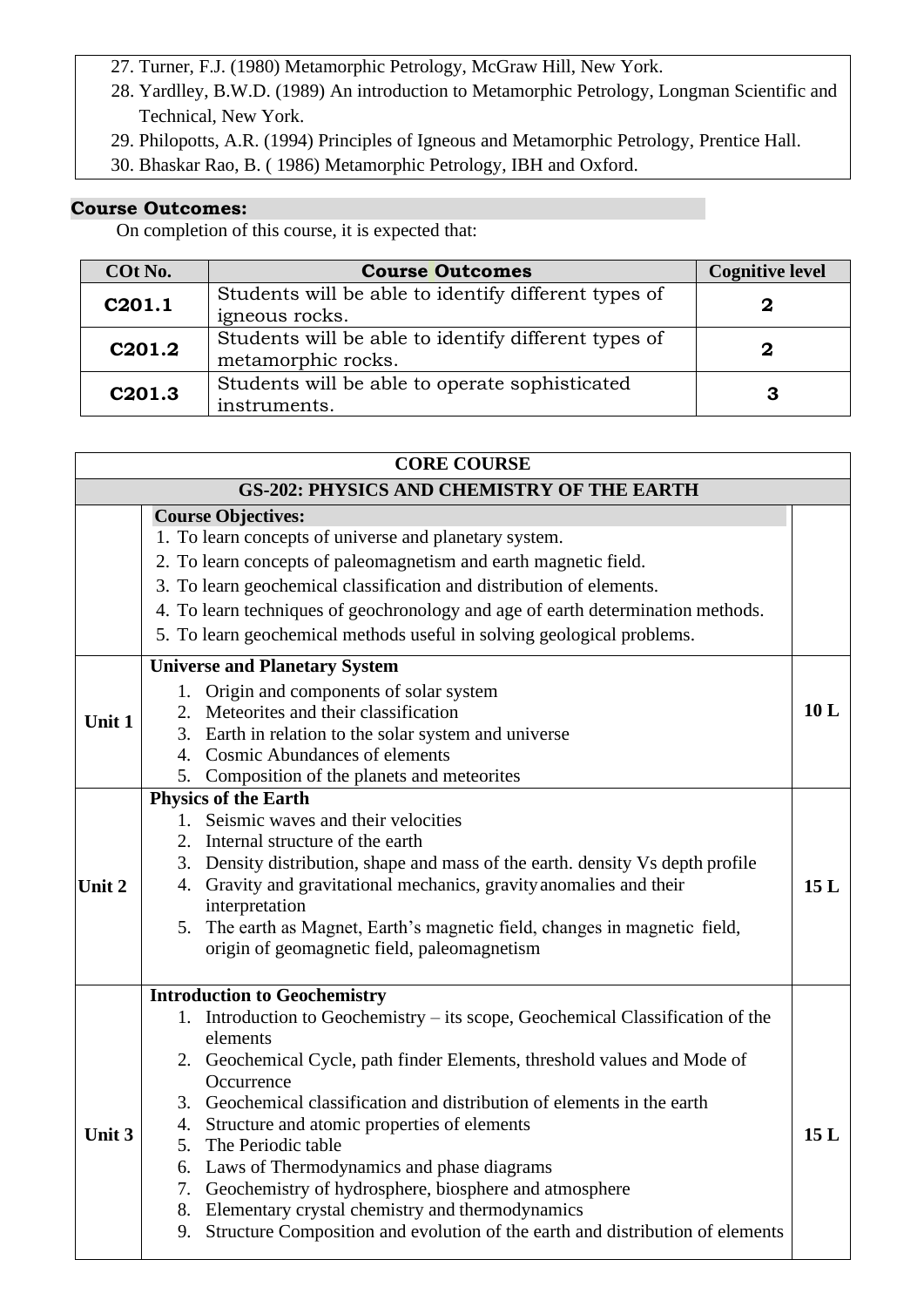27. Turner, F.J. (1980) Metamorphic Petrology, McGraw Hill, New York.
28. Yardlley, B.W.D. (1989) An introduction to Metamorphic Petrology, Longman Scientific and Technical, New York.
29. Philopotts, A.R. (1994) Principles of Igneous and Metamorphic Petrology, Prentice Hall.
30. Bhaskar Rao, B. ( 1986) Metamorphic Petrology, IBH and Oxford.

**Course Outcomes:**

On completion of this course, it is expected that:

| COt No. | Course Outcomes | Cognitive level |
|---|---|---|
| C201.1 | Students will be able to identify different types of igneous rocks. | 2 |
| C201.2 | Students will be able to identify different types of metamorphic rocks. | 2 |
| C201.3 | Students will be able to operate sophisticated instruments. | 3 |

## CORE COURSE

## GS-202: PHYSICS AND CHEMISTRY OF THE EARTH

**Course Objectives:**

1. To learn concepts of universe and planetary system.
2. To learn concepts of paleomagnetism and earth magnetic field.
3. To learn geochemical classification and distribution of elements.
4. To learn techniques of geochronology and age of earth determination methods.
5. To learn geochemical methods useful in solving geological problems.

| Unit | Content | Lectures |
|---|---|---|
| Unit 1 | **Universe and Planetary System**<br>1. Origin and components of solar system<br>2. Meteorites and their classification<br>3. Earth in relation to the solar system and universe<br>4. Cosmic Abundances of elements<br>5. Composition of the planets and meteorites | 10 L |
| Unit 2 | **Physics of the Earth**<br>1. Seismic waves and their velocities<br>2. Internal structure of the earth<br>3. Density distribution, shape and mass of the earth. density Vs depth profile<br>4. Gravity and gravitational mechanics, gravity anomalies and their interpretation<br>5. The earth as Magnet, Earth's magnetic field, changes in magnetic field, origin of geomagnetic field, paleomagnetism | 15 L |
| Unit 3 | **Introduction to Geochemistry**<br>1. Introduction to Geochemistry – its scope, Geochemical Classification of the elements<br>2. Geochemical Cycle, path finder Elements, threshold values and Mode of Occurrence<br>3. Geochemical classification and distribution of elements in the earth<br>4. Structure and atomic properties of elements<br>5. The Periodic table<br>6. Laws of Thermodynamics and phase diagrams<br>7. Geochemistry of hydrosphere, biosphere and atmosphere<br>8. Elementary crystal chemistry and thermodynamics<br>9. Structure Composition and evolution of the earth and distribution of elements | 15 L |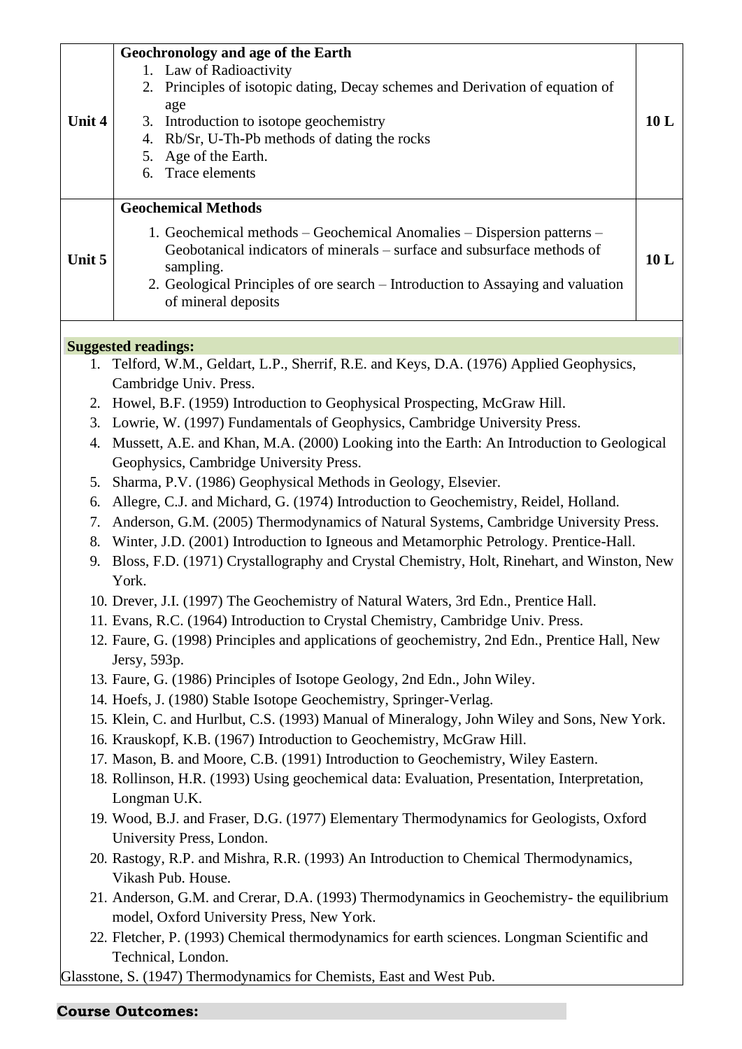| | | |
|---|---|---|
| Unit 4 | **Geochronology and age of the Earth**<br>1. Law of Radioactivity<br>2. Principles of isotopic dating, Decay schemes and Derivation of equation of age<br>3. Introduction to isotope geochemistry<br>4. Rb/Sr, U-Th-Pb methods of dating the rocks<br>5. Age of the Earth.<br>6. Trace elements | 10 L |
| Unit 5 | **Geochemical Methods**<br>1. Geochemical methods – Geochemical Anomalies – Dispersion patterns – Geobotanical indicators of minerals – surface and subsurface methods of sampling.<br>2. Geological Principles of ore search – Introduction to Assaying and valuation of mineral deposits | 10 L |

**Suggested readings:**

1. Telford, W.M., Geldart, L.P., Sherrif, R.E. and Keys, D.A. (1976) Applied Geophysics, Cambridge Univ. Press.
2. Howel, B.F. (1959) Introduction to Geophysical Prospecting, McGraw Hill.
3. Lowrie, W. (1997) Fundamentals of Geophysics, Cambridge University Press.
4. Mussett, A.E. and Khan, M.A. (2000) Looking into the Earth: An Introduction to Geological Geophysics, Cambridge University Press.
5. Sharma, P.V. (1986) Geophysical Methods in Geology, Elsevier.
6. Allegre, C.J. and Michard, G. (1974) Introduction to Geochemistry, Reidel, Holland.
7. Anderson, G.M. (2005) Thermodynamics of Natural Systems, Cambridge University Press.
8. Winter, J.D. (2001) Introduction to Igneous and Metamorphic Petrology. Prentice-Hall.
9. Bloss, F.D. (1971) Crystallography and Crystal Chemistry, Holt, Rinehart, and Winston, New York.
10. Drever, J.I. (1997) The Geochemistry of Natural Waters, 3rd Edn., Prentice Hall.
11. Evans, R.C. (1964) Introduction to Crystal Chemistry, Cambridge Univ. Press.
12. Faure, G. (1998) Principles and applications of geochemistry, 2nd Edn., Prentice Hall, New Jersy, 593p.
13. Faure, G. (1986) Principles of Isotope Geology, 2nd Edn., John Wiley.
14. Hoefs, J. (1980) Stable Isotope Geochemistry, Springer-Verlag.
15. Klein, C. and Hurlbut, C.S. (1993) Manual of Mineralogy, John Wiley and Sons, New York.
16. Krauskopf, K.B. (1967) Introduction to Geochemistry, McGraw Hill.
17. Mason, B. and Moore, C.B. (1991) Introduction to Geochemistry, Wiley Eastern.
18. Rollinson, H.R. (1993) Using geochemical data: Evaluation, Presentation, Interpretation, Longman U.K.
19. Wood, B.J. and Fraser, D.G. (1977) Elementary Thermodynamics for Geologists, Oxford University Press, London.
20. Rastogy, R.P. and Mishra, R.R. (1993) An Introduction to Chemical Thermodynamics, Vikash Pub. House.
21. Anderson, G.M. and Crerar, D.A. (1993) Thermodynamics in Geochemistry- the equilibrium model, Oxford University Press, New York.
22. Fletcher, P. (1993) Chemical thermodynamics for earth sciences. Longman Scientific and Technical, London.

Glasstone, S. (1947) Thermodynamics for Chemists, East and West Pub.

**Course Outcomes:**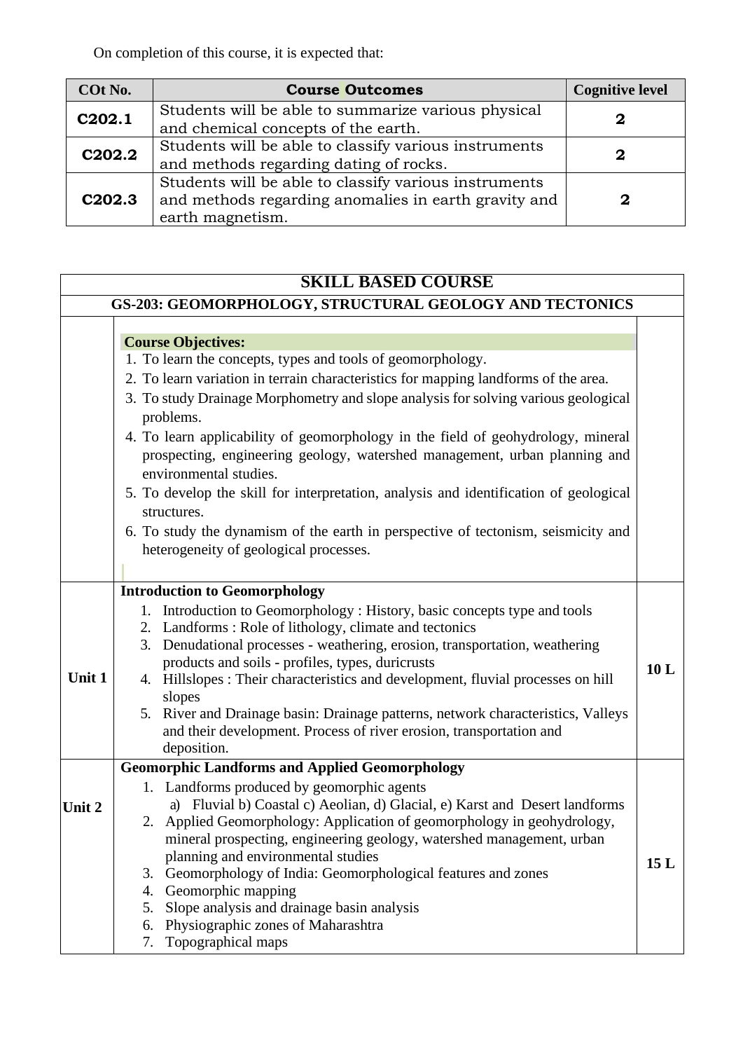On completion of this course, it is expected that:

| COt No. | Course Outcomes | Cognitive level |
|---|---|---|
| **C202.1** | Students will be able to summarize various physical and chemical concepts of the earth. | **2** |
| **C202.2** | Students will be able to classify various instruments and methods regarding dating of rocks. | **2** |
| **C202.3** | Students will be able to classify various instruments and methods regarding anomalies in earth gravity and earth magnetism. | **2** |

## SKILL BASED COURSE

### GS-203: GEOMORPHOLOGY, STRUCTURAL GEOLOGY AND TECTONICS

**Course Objectives:**

1. To learn the concepts, types and tools of geomorphology.
2. To learn variation in terrain characteristics for mapping landforms of the area.
3. To study Drainage Morphometry and slope analysis for solving various geological problems.
4. To learn applicability of geomorphology in the field of geohydrology, mineral prospecting, engineering geology, watershed management, urban planning and environmental studies.
5. To develop the skill for interpretation, analysis and identification of geological structures.
6. To study the dynamism of the earth in perspective of tectonism, seismicity and heterogeneity of geological processes.

| Unit | Content | Lectures |
|---|---|---|
| **Unit 1** | **Introduction to Geomorphology**<br>1. Introduction to Geomorphology : History, basic concepts type and tools<br>2. Landforms : Role of lithology, climate and tectonics<br>3. Denudational processes - weathering, erosion, transportation, weathering products and soils - profiles, types, duricrusts<br>4. Hillslopes : Their characteristics and development, fluvial processes on hill slopes<br>5. River and Drainage basin: Drainage patterns, network characteristics, Valleys and their development. Process of river erosion, transportation and deposition. | **10 L** |
| **Unit 2** | **Geomorphic Landforms and Applied Geomorphology**<br>1. Landforms produced by geomorphic agents<br>a) Fluvial b) Coastal c) Aeolian, d) Glacial, e) Karst and Desert landforms<br>2. Applied Geomorphology: Application of geomorphology in geohydrology, mineral prospecting, engineering geology, watershed management, urban planning and environmental studies<br>3. Geomorphology of India: Geomorphological features and zones<br>4. Geomorphic mapping<br>5. Slope analysis and drainage basin analysis<br>6. Physiographic zones of Maharashtra<br>7. Topographical maps | **15 L** |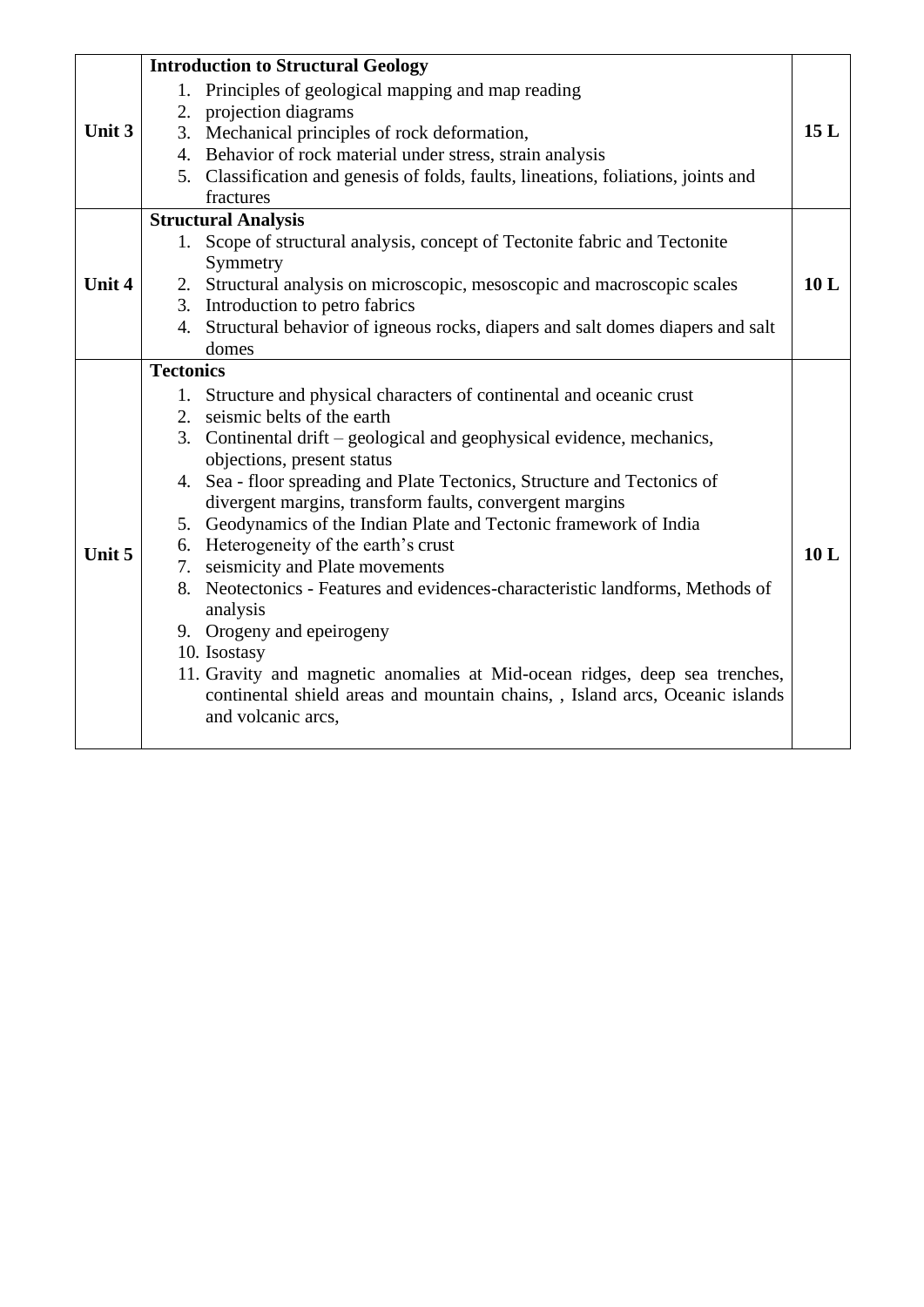| | | |
|---|---|---|
| Unit 3 | **Introduction to Structural Geology**<br>1. Principles of geological mapping and map reading<br>2. projection diagrams<br>3. Mechanical principles of rock deformation,<br>4. Behavior of rock material under stress, strain analysis<br>5. Classification and genesis of folds, faults, lineations, foliations, joints and fractures | 15 L |
| Unit 4 | **Structural Analysis**<br>1. Scope of structural analysis, concept of Tectonite fabric and Tectonite Symmetry<br>2. Structural analysis on microscopic, mesoscopic and macroscopic scales<br>3. Introduction to petro fabrics<br>4. Structural behavior of igneous rocks, diapers and salt domes diapers and salt domes | 10 L |
| Unit 5 | **Tectonics**<br>1. Structure and physical characters of continental and oceanic crust<br>2. seismic belts of the earth<br>3. Continental drift – geological and geophysical evidence, mechanics, objections, present status<br>4. Sea - floor spreading and Plate Tectonics, Structure and Tectonics of divergent margins, transform faults, convergent margins<br>5. Geodynamics of the Indian Plate and Tectonic framework of India<br>6. Heterogeneity of the earth's crust<br>7. seismicity and Plate movements<br>8. Neotectonics - Features and evidences-characteristic landforms, Methods of analysis<br>9. Orogeny and epeirogeny<br>10. Isostasy<br>11. Gravity and magnetic anomalies at Mid-ocean ridges, deep sea trenches, continental shield areas and mountain chains, , Island arcs, Oceanic islands and volcanic arcs, | 10 L |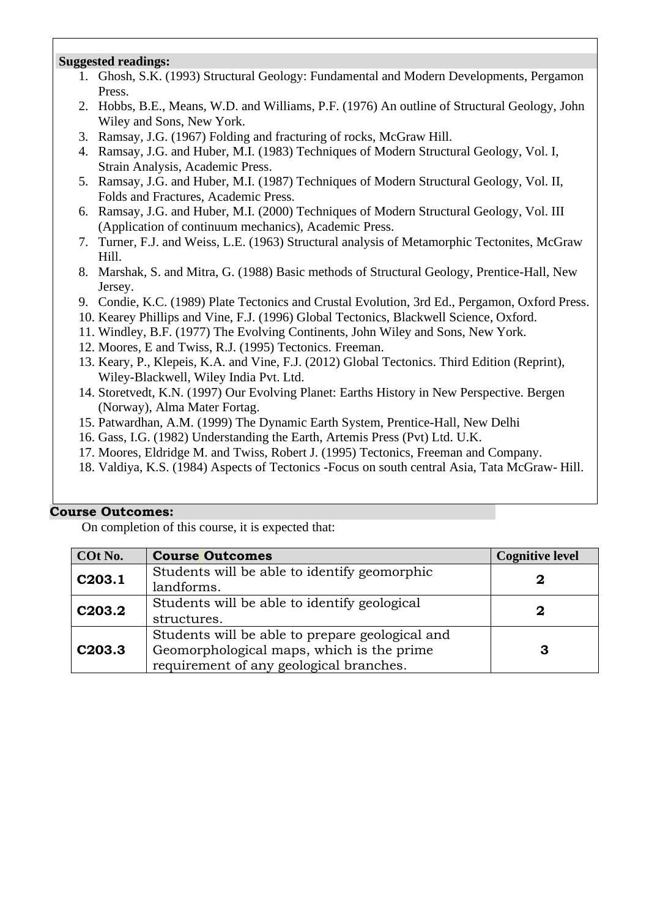**Suggested readings:**

1. Ghosh, S.K. (1993) Structural Geology: Fundamental and Modern Developments, Pergamon Press.
2. Hobbs, B.E., Means, W.D. and Williams, P.F. (1976) An outline of Structural Geology, John Wiley and Sons, New York.
3. Ramsay, J.G. (1967) Folding and fracturing of rocks, McGraw Hill.
4. Ramsay, J.G. and Huber, M.I. (1983) Techniques of Modern Structural Geology, Vol. I, Strain Analysis, Academic Press.
5. Ramsay, J.G. and Huber, M.I. (1987) Techniques of Modern Structural Geology, Vol. II, Folds and Fractures, Academic Press.
6. Ramsay, J.G. and Huber, M.I. (2000) Techniques of Modern Structural Geology, Vol. III (Application of continuum mechanics), Academic Press.
7. Turner, F.J. and Weiss, L.E. (1963) Structural analysis of Metamorphic Tectonites, McGraw Hill.
8. Marshak, S. and Mitra, G. (1988) Basic methods of Structural Geology, Prentice-Hall, New Jersey.
9. Condie, K.C. (1989) Plate Tectonics and Crustal Evolution, 3rd Ed., Pergamon, Oxford Press.
10. Kearey Phillips and Vine, F.J. (1996) Global Tectonics, Blackwell Science, Oxford.
11. Windley, B.F. (1977) The Evolving Continents, John Wiley and Sons, New York.
12. Moores, E and Twiss, R.J. (1995) Tectonics. Freeman.
13. Keary, P., Klepeis, K.A. and Vine, F.J. (2012) Global Tectonics. Third Edition (Reprint), Wiley-Blackwell, Wiley India Pvt. Ltd.
14. Storetvedt, K.N. (1997) Our Evolving Planet: Earths History in New Perspective. Bergen (Norway), Alma Mater Fortag.
15. Patwardhan, A.M. (1999) The Dynamic Earth System, Prentice-Hall, New Delhi
16. Gass, I.G. (1982) Understanding the Earth, Artemis Press (Pvt) Ltd. U.K.
17. Moores, Eldridge M. and Twiss, Robert J. (1995) Tectonics, Freeman and Company.
18. Valdiya, K.S. (1984) Aspects of Tectonics -Focus on south central Asia, Tata McGraw- Hill.

**Course Outcomes:**

On completion of this course, it is expected that:

| COt No. | Course Outcomes | Cognitive level |
|---|---|---|
| **C203.1** | Students will be able to identify geomorphic landforms. | **2** |
| **C203.2** | Students will be able to identify geological structures. | **2** |
| **C203.3** | Students will be able to prepare geological and Geomorphological maps, which is the prime requirement of any geological branches. | **3** |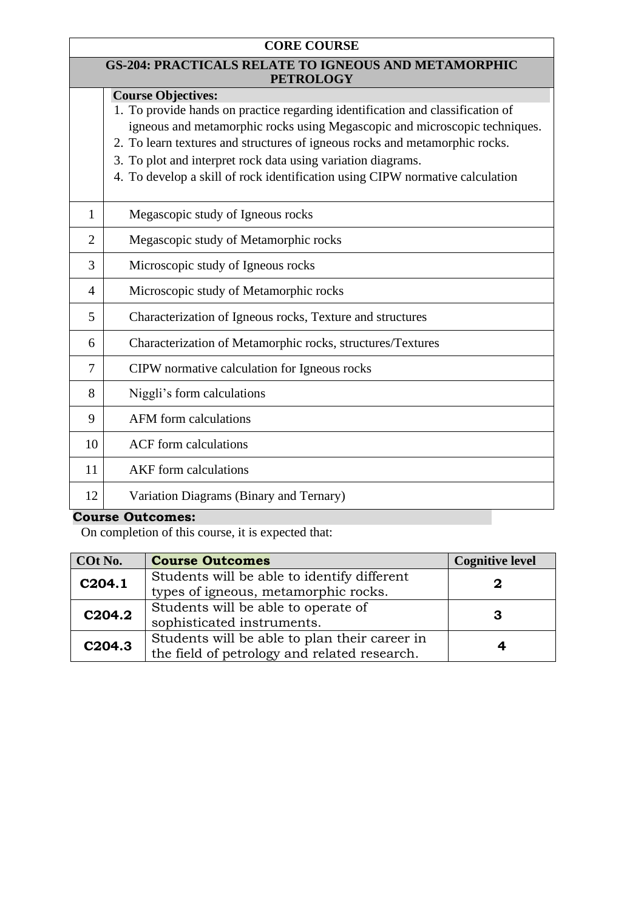**CORE COURSE**

## GS-204: PRACTICALS RELATE TO IGNEOUS AND METAMORPHIC PETROLOGY

**Course Objectives:**

1. To provide hands on practice regarding identification and classification of igneous and metamorphic rocks using Megascopic and microscopic techniques.
2. To learn textures and structures of igneous rocks and metamorphic rocks.
3. To plot and interpret rock data using variation diagrams.
4. To develop a skill of rock identification using CIPW normative calculation

| | |
|---|---|
| 1 | Megascopic study of Igneous rocks |
| 2 | Megascopic study of Metamorphic rocks |
| 3 | Microscopic study of Igneous rocks |
| 4 | Microscopic study of Metamorphic rocks |
| 5 | Characterization of Igneous rocks, Texture and structures |
| 6 | Characterization of Metamorphic rocks, structures/Textures |
| 7 | CIPW normative calculation for Igneous rocks |
| 8 | Niggli's form calculations |
| 9 | AFM form calculations |
| 10 | ACF form calculations |
| 11 | AKF form calculations |
| 12 | Variation Diagrams (Binary and Ternary) |

**Course Outcomes:**

On completion of this course, it is expected that:

| COt No. | Course Outcomes | Cognitive level |
|---|---|---|
| C204.1 | Students will be able to identify different types of igneous, metamorphic rocks. | 2 |
| C204.2 | Students will be able to operate of sophisticated instruments. | 3 |
| C204.3 | Students will be able to plan their career in the field of petrology and related research. | 4 |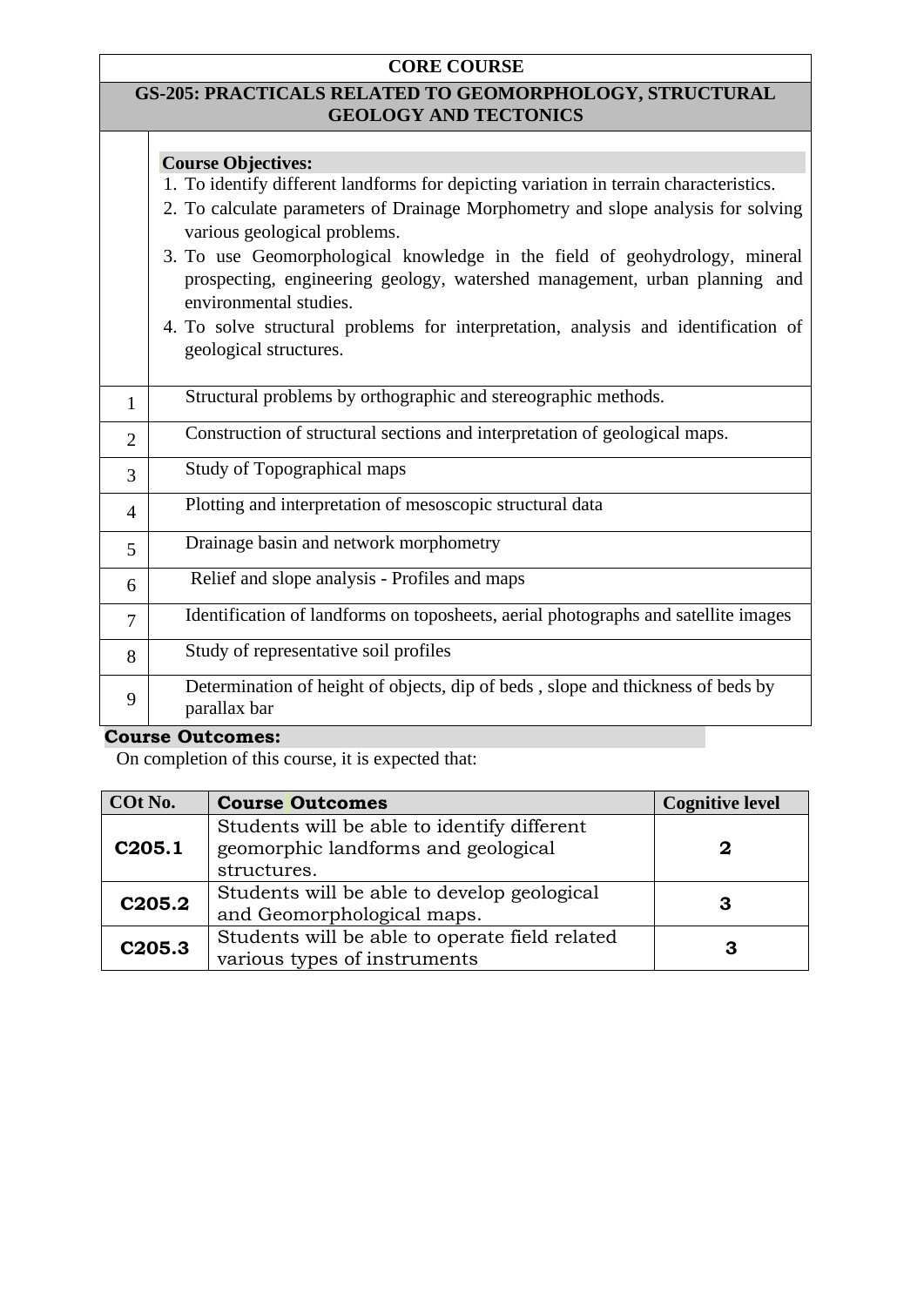## CORE COURSE

## GS-205: PRACTICALS RELATED TO GEOMORPHOLOGY, STRUCTURAL GEOLOGY AND TECTONICS

**Course Objectives:**

1. To identify different landforms for depicting variation in terrain characteristics.
2. To calculate parameters of Drainage Morphometry and slope analysis for solving various geological problems.
3. To use Geomorphological knowledge in the field of geohydrology, mineral prospecting, engineering geology, watershed management, urban planning and environmental studies.
4. To solve structural problems for interpretation, analysis and identification of geological structures.

| | |
|---|---|
| 1 | Structural problems by orthographic and stereographic methods. |
| 2 | Construction of structural sections and interpretation of geological maps. |
| 3 | Study of Topographical maps |
| 4 | Plotting and interpretation of mesoscopic structural data |
| 5 | Drainage basin and network morphometry |
| 6 | Relief and slope analysis - Profiles and maps |
| 7 | Identification of landforms on toposheets, aerial photographs and satellite images |
| 8 | Study of representative soil profiles |
| 9 | Determination of height of objects, dip of beds , slope and thickness of beds by parallax bar |

**Course Outcomes:**

On completion of this course, it is expected that:

| COt No. | Course Outcomes | Cognitive level |
|---|---|---|
| **C205.1** | Students will be able to identify different geomorphic landforms and geological structures. | **2** |
| **C205.2** | Students will be able to develop geological and Geomorphological maps. | **3** |
| **C205.3** | Students will be able to operate field related various types of instruments | **3** |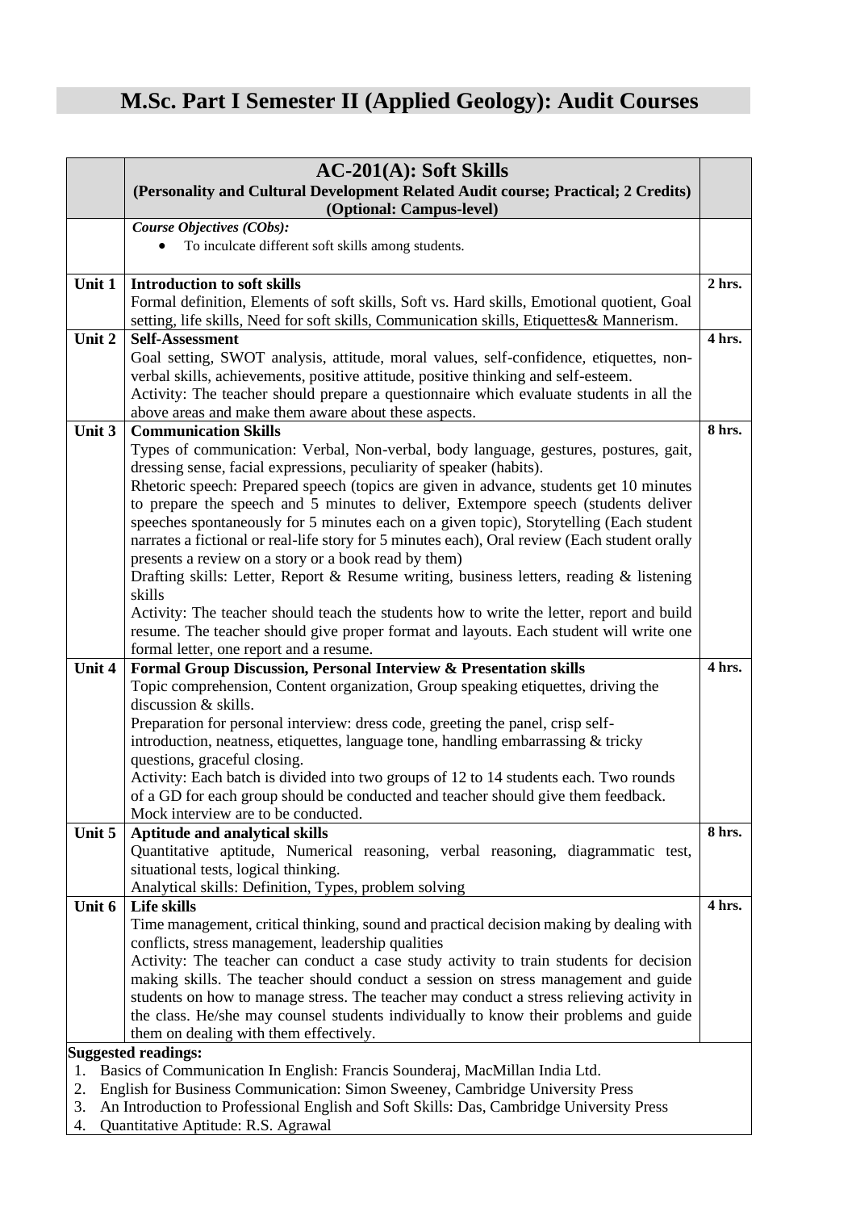# M.Sc. Part I Semester II (Applied Geology): Audit Courses

| | **AC-201(A): Soft Skills**<br>**(Personality and Cultural Development Related Audit course; Practical; 2 Credits)**<br>**(Optional: Campus-level)** | |
|---|---|---|
| | ***Course Objectives (CObs):***<br>• To inculcate different soft skills among students. | |
| **Unit 1** | **Introduction to soft skills**<br>Formal definition, Elements of soft skills, Soft vs. Hard skills, Emotional quotient, Goal setting, life skills, Need for soft skills, Communication skills, Etiquettes& Mannerism. | **2 hrs.** |
| **Unit 2** | **Self-Assessment**<br>Goal setting, SWOT analysis, attitude, moral values, self-confidence, etiquettes, non-verbal skills, achievements, positive attitude, positive thinking and self-esteem.<br>Activity: The teacher should prepare a questionnaire which evaluate students in all the above areas and make them aware about these aspects. | **4 hrs.** |
| **Unit 3** | **Communication Skills**<br>Types of communication: Verbal, Non-verbal, body language, gestures, postures, gait, dressing sense, facial expressions, peculiarity of speaker (habits).<br>Rhetoric speech: Prepared speech (topics are given in advance, students get 10 minutes to prepare the speech and 5 minutes to deliver, Extempore speech (students deliver speeches spontaneously for 5 minutes each on a given topic), Storytelling (Each student narrates a fictional or real-life story for 5 minutes each), Oral review (Each student orally presents a review on a story or a book read by them)<br>Drafting skills: Letter, Report & Resume writing, business letters, reading & listening skills<br>Activity: The teacher should teach the students how to write the letter, report and build resume. The teacher should give proper format and layouts. Each student will write one formal letter, one report and a resume. | **8 hrs.** |
| **Unit 4** | **Formal Group Discussion, Personal Interview & Presentation skills**<br>Topic comprehension, Content organization, Group speaking etiquettes, driving the discussion & skills.<br>Preparation for personal interview: dress code, greeting the panel, crisp self-introduction, neatness, etiquettes, language tone, handling embarrassing & tricky questions, graceful closing.<br>Activity: Each batch is divided into two groups of 12 to 14 students each. Two rounds of a GD for each group should be conducted and teacher should give them feedback. Mock interview are to be conducted. | **4 hrs.** |
| **Unit 5** | **Aptitude and analytical skills**<br>Quantitative aptitude, Numerical reasoning, verbal reasoning, diagrammatic test, situational tests, logical thinking.<br>Analytical skills: Definition, Types, problem solving | **8 hrs.** |
| **Unit 6** | **Life skills**<br>Time management, critical thinking, sound and practical decision making by dealing with conflicts, stress management, leadership qualities<br>Activity: The teacher can conduct a case study activity to train students for decision making skills. The teacher should conduct a session on stress management and guide students on how to manage stress. The teacher may conduct a stress relieving activity in the class. He/she may counsel students individually to know their problems and guide them on dealing with them effectively. | **4 hrs.** |

**Suggested readings:**

1. Basics of Communication In English: Francis Sounderaj, MacMillan India Ltd.
2. English for Business Communication: Simon Sweeney, Cambridge University Press
3. An Introduction to Professional English and Soft Skills: Das, Cambridge University Press
4. Quantitative Aptitude: R.S. Agrawal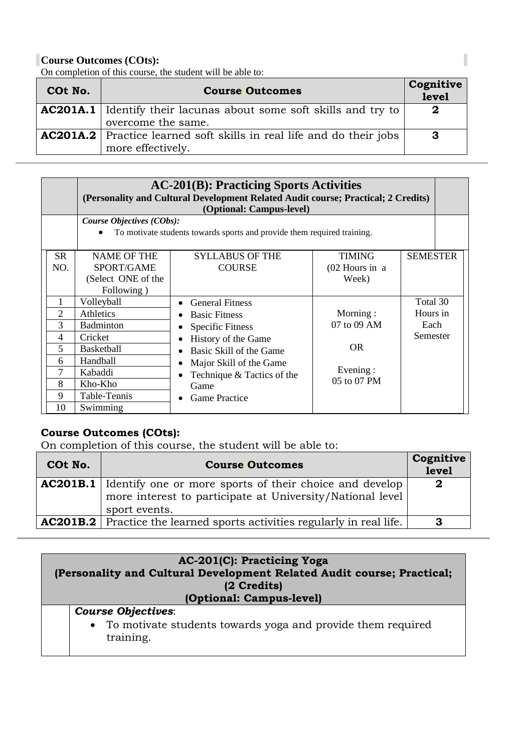**Course Outcomes (COts):**

On completion of this course, the student will be able to:

| COt No. | Course Outcomes | Cognitive level |
|---|---|---|
| **AC201A.1** | Identify their lacunas about some soft skills and try to overcome the same. | **2** |
| **AC201A.2** | Practice learned soft skills in real life and do their jobs more effectively. | **3** |

---

## AC-201(B): Practicing Sports Activities

**(Personality and Cultural Development Related Audit course; Practical; 2 Credits)**
**(Optional: Campus-level)**

***Course Objectives (CObs):***

- To motivate students towards sports and provide them required training.

| SR NO. | NAME OF THE SPORT/GAME (Select ONE of the Following ) | SYLLABUS OF THE COURSE | TIMING (02 Hours in a Week) | SEMESTER |
|---|---|---|---|---|
| 1 | Volleyball | • General Fitness<br>• Basic Fitness<br>• Specific Fitness<br>• History of the Game<br>• Basic Skill of the Game<br>• Major Skill of the Game<br>• Technique & Tactics of the Game<br>• Game Practice | Morning : 07 to 09 AM<br><br>OR<br><br>Evening : 05 to 07 PM | Total 30 Hours in Each Semester |
| 2 | Athletics | | | |
| 3 | Badminton | | | |
| 4 | Cricket | | | |
| 5 | Basketball | | | |
| 6 | Handball | | | |
| 7 | Kabaddi | | | |
| 8 | Kho-Kho | | | |
| 9 | Table-Tennis | | | |
| 10 | Swimming | | | |

**Course Outcomes (COts):**

On completion of this course, the student will be able to:

| COt No. | Course Outcomes | Cognitive level |
|---|---|---|
| **AC201B.1** | Identify one or more sports of their choice and develop more interest to participate at University/National level sport events. | **2** |
| **AC201B.2** | Practice the learned sports activities regularly in real life. | **3** |

---

## AC-201(C): Practicing Yoga

**(Personality and Cultural Development Related Audit course; Practical; (2 Credits)**
**(Optional: Campus-level)**

***Course Objectives***:

- To motivate students towards yoga and provide them required training.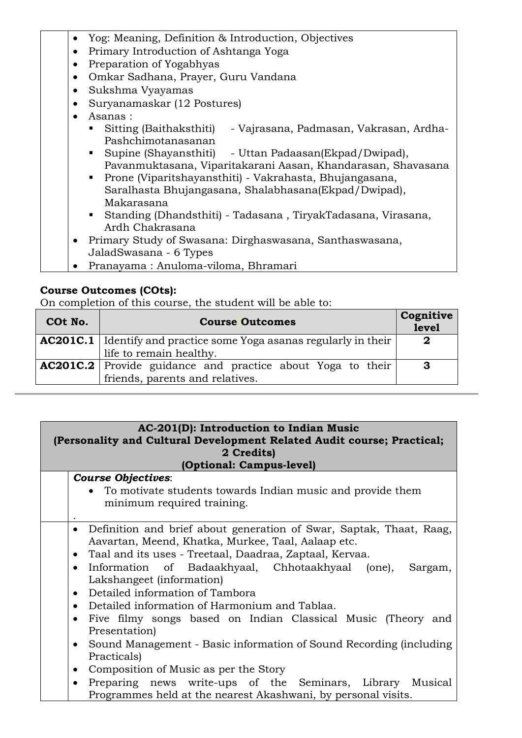- Yog: Meaning, Definition & Introduction, Objectives
- Primary Introduction of Ashtanga Yoga
- Preparation of Yogabhyas
- Omkar Sadhana, Prayer, Guru Vandana
- Sukshma Vyayamas
- Suryanamaskar (12 Postures)
- Asanas :
  - Sitting (Baithaksthiti) - Vajrasana, Padmasan, Vakrasan, Ardha-Pashchimotanasanan
  - Supine (Shayansthiti) - Uttan Padaasan(Ekpad/Dwipad), Pavanmuktasana, Viparitakarani Aasan, Khandarasan, Shavasana
  - Prone (Viparitshayansthiti) - Vakrahasta, Bhujangasana, Saralhasta Bhujangasana, Shalabhasana(Ekpad/Dwipad), Makarasana
  - Standing (Dhandsthiti) - Tadasana , TiryakTadasana, Virasana, Ardh Chakrasana
- Primary Study of Swasana: Dirghaswasana, Santhaswasana, JaladSwasana - 6 Types
- Pranayama : Anuloma-viloma, Bhramari

**Course Outcomes (COts):**

On completion of this course, the student will be able to:

| COt No. | Course Outcomes | Cognitive level |
|---|---|---|
| **AC201C.1** | Identify and practice some Yoga asanas regularly in their life to remain healthy. | **2** |
| **AC201C.2** | Provide guidance and practice about Yoga to their friends, parents and relatives. | **3** |

---

## AC-201(D): Introduction to Indian Music
### (Personality and Cultural Development Related Audit course; Practical; 2 Credits)
### (Optional: Campus-level)

***Course Objectives***:

- To motivate students towards Indian music and provide them minimum required training.

.

- Definition and brief about generation of Swar, Saptak, Thaat, Raag, Aavartan, Meend, Khatka, Murkee, Taal, Aalaap etc.
- Taal and its uses - Treetaal, Daadraa, Zaptaal, Kervaa.
- Information of Badaakhyaal, Chhotaakhyaal (one), Sargam, Lakshangeet (information)
- Detailed information of Tambora
- Detailed information of Harmonium and Tablaa.
- Five filmy songs based on Indian Classical Music (Theory and Presentation)
- Sound Management - Basic information of Sound Recording (including Practicals)
- Composition of Music as per the Story
- Preparing news write-ups of the Seminars, Library Musical Programmes held at the nearest Akashwani, by personal visits.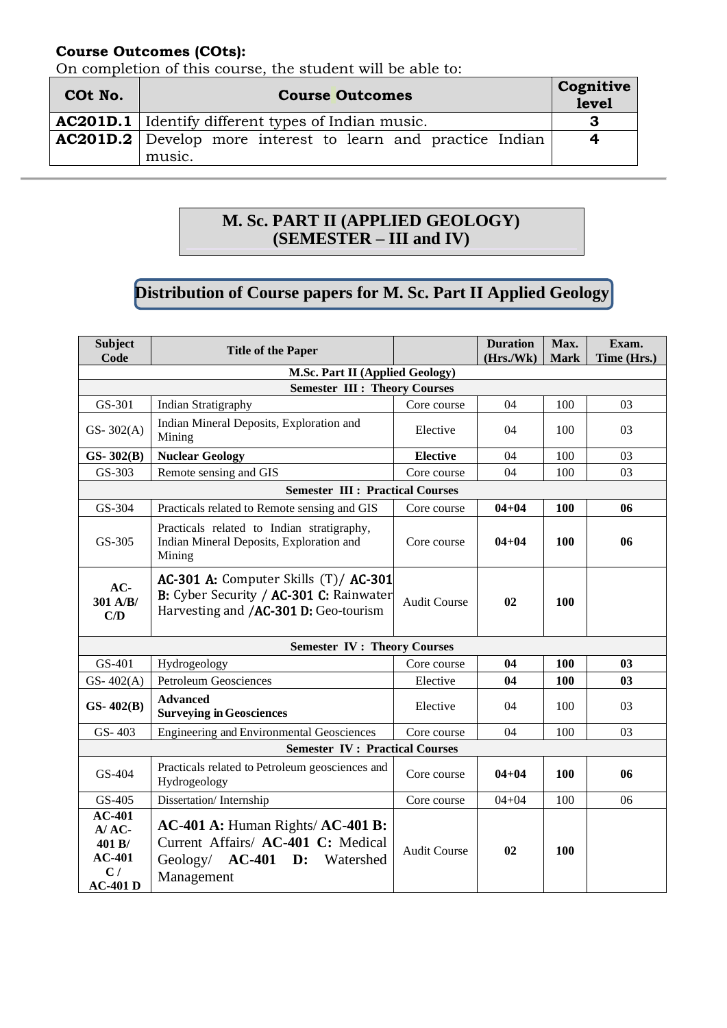**Course Outcomes (COts):**

On completion of this course, the student will be able to:

| COt No. | Course Outcomes | Cognitive level |
|---|---|---|
| **AC201D.1** | Identify different types of Indian music. | **3** |
| **AC201D.2** | Develop more interest to learn and practice Indian music. | **4** |

## M. Sc. PART II (APPLIED GEOLOGY) (SEMESTER – III and IV)

## Distribution of Course papers for M. Sc. Part II Applied Geology

| Subject Code | Title of the Paper | | Duration (Hrs./Wk) | Max. Mark | Exam. Time (Hrs.) |
|---|---|---|---|---|---|
| **M.Sc. Part II (Applied Geology)** | | | | | |
| **Semester III : Theory Courses** | | | | | |
| GS-301 | Indian Stratigraphy | Core course | 04 | 100 | 03 |
| GS- 302(A) | Indian Mineral Deposits, Exploration and Mining | Elective | 04 | 100 | 03 |
| **GS- 302(B)** | **Nuclear Geology** | **Elective** | 04 | 100 | 03 |
| GS-303 | Remote sensing and GIS | Core course | 04 | 100 | 03 |
| **Semester III : Practical Courses** | | | | | |
| GS-304 | Practicals related to Remote sensing and GIS | Core course | **04+04** | **100** | **06** |
| GS-305 | Practicals related to Indian stratigraphy, Indian Mineral Deposits, Exploration and Mining | Core course | **04+04** | **100** | **06** |
| **AC-301 A/B/ C/D** | **AC-301 A:** Computer Skills (T)/ **AC-301 B:** Cyber Security / **AC-301 C:** Rainwater Harvesting and /**AC-301 D:** Geo-tourism | Audit Course | **02** | **100** | |
| **Semester IV : Theory Courses** | | | | | |
| GS-401 | Hydrogeology | Core course | **04** | **100** | **03** |
| GS- 402(A) | Petroleum Geosciences | Elective | **04** | **100** | **03** |
| **GS- 402(B)** | **Advanced Surveying in Geosciences** | Elective | 04 | 100 | 03 |
| GS- 403 | Engineering and Environmental Geosciences | Core course | 04 | 100 | 03 |
| **Semester IV : Practical Courses** | | | | | |
| GS-404 | Practicals related to Petroleum geosciences and Hydrogeology | Core course | **04+04** | **100** | **06** |
| GS-405 | Dissertation/ Internship | Core course | 04+04 | 100 | 06 |
| **AC-401 A/ AC-401 B/ AC-401 C / AC-401 D** | **AC-401 A:** Human Rights/ **AC-401 B:** Current Affairs/ **AC-401 C:** Medical Geology/ **AC-401 D:** Watershed Management | Audit Course | **02** | **100** | |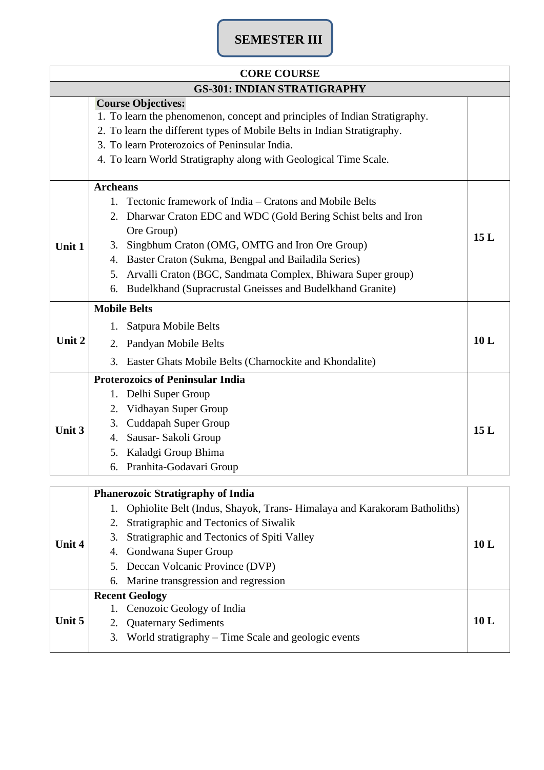## SEMESTER III

| CORE COURSE | | |
|---|---|---|
| **GS-301: INDIAN STRATIGRAPHY** | | |
| | **Course Objectives:**<br>1. To learn the phenomenon, concept and principles of Indian Stratigraphy.<br>2. To learn the different types of Mobile Belts in Indian Stratigraphy.<br>3. To learn Proterozoics of Peninsular India.<br>4. To learn World Stratigraphy along with Geological Time Scale. | |
| **Unit 1** | **Archeans**<br>1. Tectonic framework of India – Cratons and Mobile Belts<br>2. Dharwar Craton EDC and WDC (Gold Bering Schist belts and Iron Ore Group)<br>3. Singbhum Craton (OMG, OMTG and Iron Ore Group)<br>4. Baster Craton (Sukma, Bengpal and Bailadila Series)<br>5. Arvalli Craton (BGC, Sandmata Complex, Bhiwara Super group)<br>6. Budelkhand (Supracrustal Gneisses and Budelkhand Granite) | **15 L** |
| **Unit 2** | **Mobile Belts**<br>1. Satpura Mobile Belts<br>2. Pandyan Mobile Belts<br>3. Easter Ghats Mobile Belts (Charnockite and Khondalite) | **10 L** |
| **Unit 3** | **Proterozoics of Peninsular India**<br>1. Delhi Super Group<br>2. Vidhayan Super Group<br>3. Cuddapah Super Group<br>4. Sausar- Sakoli Group<br>5. Kaladgi Group Bhima<br>6. Pranhita-Godavari Group | **15 L** |
| **Unit 4** | **Phanerozoic Stratigraphy of India**<br>1. Ophiolite Belt (Indus, Shayok, Trans- Himalaya and Karakoram Batholiths)<br>2. Stratigraphic and Tectonics of Siwalik<br>3. Stratigraphic and Tectonics of Spiti Valley<br>4. Gondwana Super Group<br>5. Deccan Volcanic Province (DVP)<br>6. Marine transgression and regression | **10 L** |
| **Unit 5** | **Recent Geology**<br>1. Cenozoic Geology of India<br>2. Quaternary Sediments<br>3. World stratigraphy – Time Scale and geologic events | **10 L** |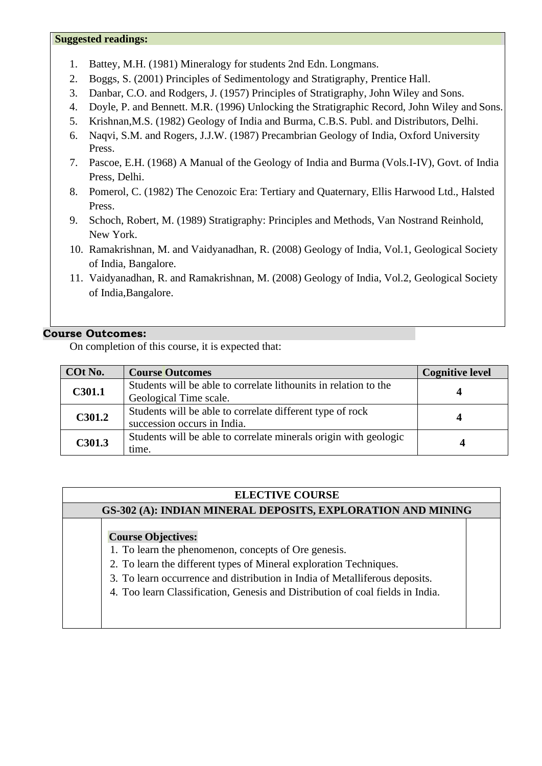**Suggested readings:**

1. Battey, M.H. (1981) Mineralogy for students 2nd Edn. Longmans.
2. Boggs, S. (2001) Principles of Sedimentology and Stratigraphy, Prentice Hall.
3. Danbar, C.O. and Rodgers, J. (1957) Principles of Stratigraphy, John Wiley and Sons.
4. Doyle, P. and Bennett. M.R. (1996) Unlocking the Stratigraphic Record, John Wiley and Sons.
5. Krishnan,M.S. (1982) Geology of India and Burma, C.B.S. Publ. and Distributors, Delhi.
6. Naqvi, S.M. and Rogers, J.J.W. (1987) Precambrian Geology of India, Oxford University Press.
7. Pascoe, E.H. (1968) A Manual of the Geology of India and Burma (Vols.I-IV), Govt. of India Press, Delhi.
8. Pomerol, C. (1982) The Cenozoic Era: Tertiary and Quaternary, Ellis Harwood Ltd., Halsted Press.
9. Schoch, Robert, M. (1989) Stratigraphy: Principles and Methods, Van Nostrand Reinhold, New York.
10. Ramakrishnan, M. and Vaidyanadhan, R. (2008) Geology of India, Vol.1, Geological Society of India, Bangalore.
11. Vaidyanadhan, R. and Ramakrishnan, M. (2008) Geology of India, Vol.2, Geological Society of India,Bangalore.

**Course Outcomes:**

On completion of this course, it is expected that:

| COt No. | Course Outcomes | Cognitive level |
|---|---|---|
| C301.1 | Students will be able to correlate lithounits in relation to the Geological Time scale. | 4 |
| C301.2 | Students will be able to correlate different type of rock succession occurs in India. | 4 |
| C301.3 | Students will be able to correlate minerals origin with geologic time. | 4 |

**ELECTIVE COURSE**

**GS-302 (A): INDIAN MINERAL DEPOSITS, EXPLORATION AND MINING**

**Course Objectives:**

1. To learn the phenomenon, concepts of Ore genesis.
2. To learn the different types of Mineral exploration Techniques.
3. To learn occurrence and distribution in India of Metalliferous deposits.
4. Too learn Classification, Genesis and Distribution of coal fields in India.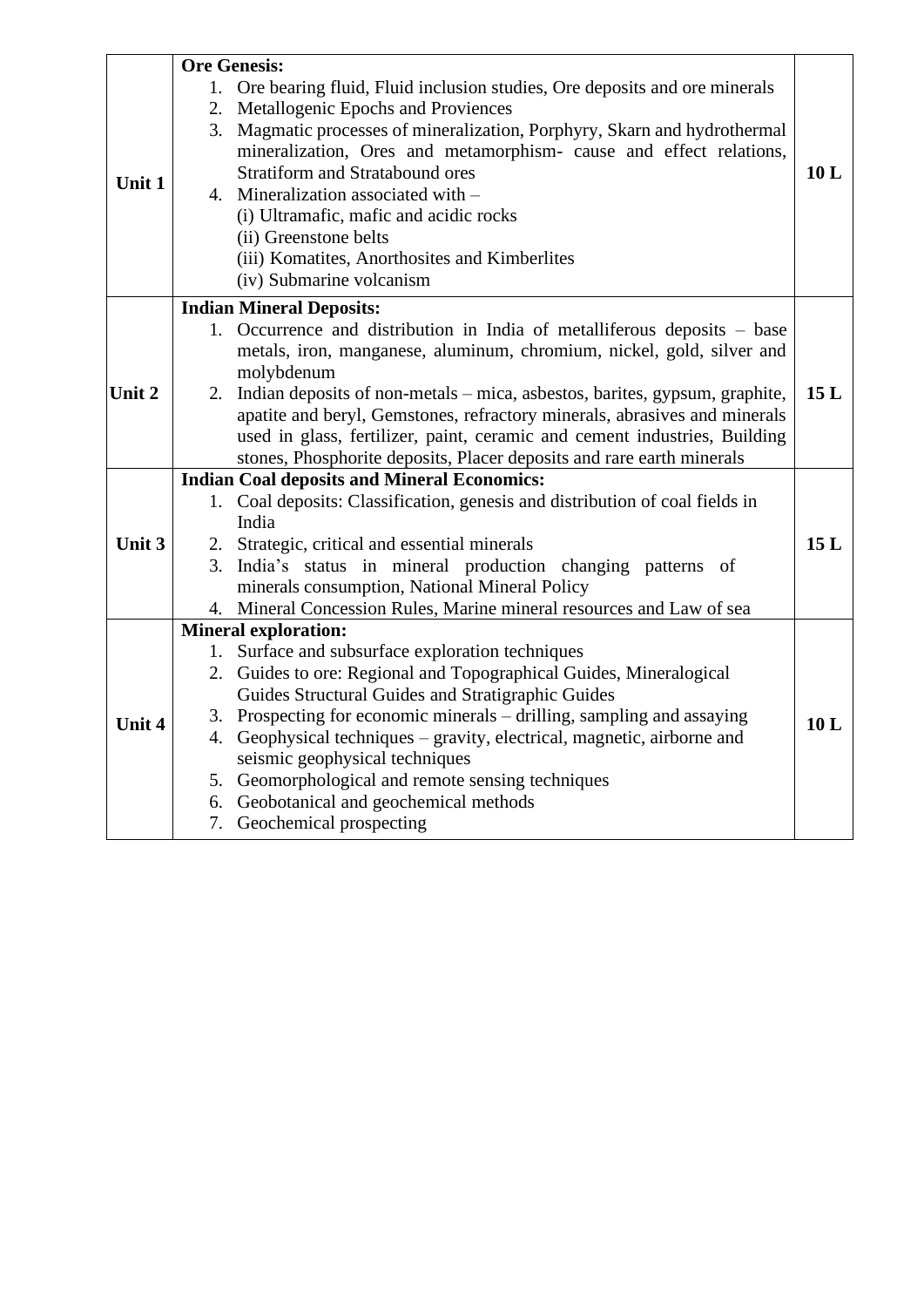| | | |
|---|---|---|
| **Unit 1** | **Ore Genesis:**<br>1. Ore bearing fluid, Fluid inclusion studies, Ore deposits and ore minerals<br>2. Metallogenic Epochs and Proviences<br>3. Magmatic processes of mineralization, Porphyry, Skarn and hydrothermal mineralization, Ores and metamorphism- cause and effect relations, Stratiform and Stratabound ores<br>4. Mineralization associated with –<br>(i) Ultramafic, mafic and acidic rocks<br>(ii) Greenstone belts<br>(iii) Komatites, Anorthosites and Kimberlites<br>(iv) Submarine volcanism | **10 L** |
| **Unit 2** | **Indian Mineral Deposits:**<br>1. Occurrence and distribution in India of metalliferous deposits – base metals, iron, manganese, aluminum, chromium, nickel, gold, silver and molybdenum<br>2. Indian deposits of non-metals – mica, asbestos, barites, gypsum, graphite, apatite and beryl, Gemstones, refractory minerals, abrasives and minerals used in glass, fertilizer, paint, ceramic and cement industries, Building stones, Phosphorite deposits, Placer deposits and rare earth minerals | **15 L** |
| **Unit 3** | **Indian Coal deposits and Mineral Economics:**<br>1. Coal deposits: Classification, genesis and distribution of coal fields in India<br>2. Strategic, critical and essential minerals<br>3. India's status in mineral production changing patterns of minerals consumption, National Mineral Policy<br>4. Mineral Concession Rules, Marine mineral resources and Law of sea | **15 L** |
| **Unit 4** | **Mineral exploration:**<br>1. Surface and subsurface exploration techniques<br>2. Guides to ore: Regional and Topographical Guides, Mineralogical Guides Structural Guides and Stratigraphic Guides<br>3. Prospecting for economic minerals – drilling, sampling and assaying<br>4. Geophysical techniques – gravity, electrical, magnetic, airborne and seismic geophysical techniques<br>5. Geomorphological and remote sensing techniques<br>6. Geobotanical and geochemical methods<br>7. Geochemical prospecting | **10 L** |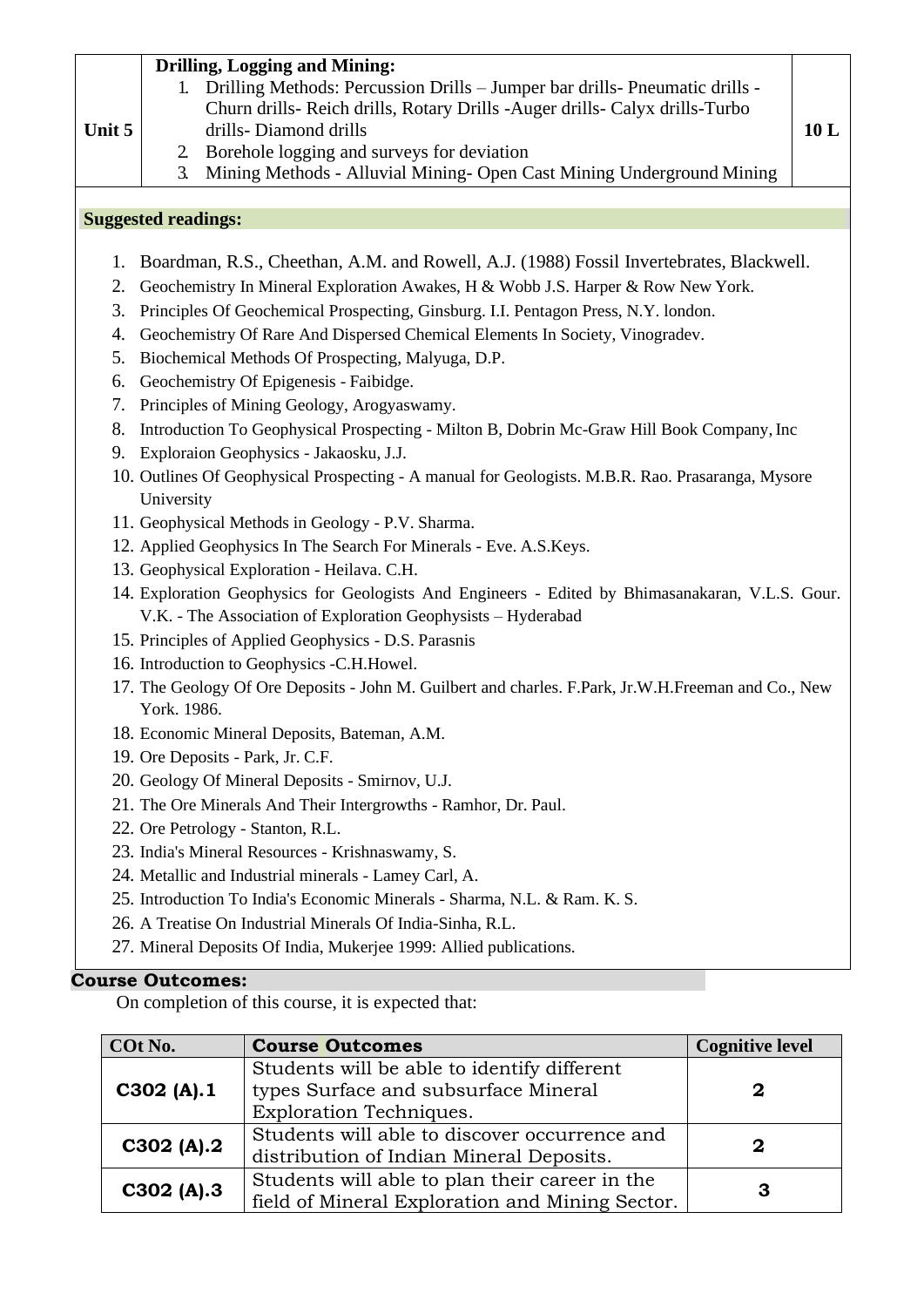| Unit 5 | **Drilling, Logging and Mining:**<br>1. Drilling Methods: Percussion Drills – Jumper bar drills- Pneumatic drills - Churn drills- Reich drills, Rotary Drills -Auger drills- Calyx drills-Turbo drills- Diamond drills<br>2. Borehole logging and surveys for deviation<br>3. Mining Methods - Alluvial Mining- Open Cast Mining Underground Mining | 10 L |
|---|---|---|

**Suggested readings:**

1. Boardman, R.S., Cheethan, A.M. and Rowell, A.J. (1988) Fossil Invertebrates, Blackwell.
2. Geochemistry In Mineral Exploration Awakes, H & Wobb J.S. Harper & Row New York.
3. Principles Of Geochemical Prospecting, Ginsburg. I.I. Pentagon Press, N.Y. london.
4. Geochemistry Of Rare And Dispersed Chemical Elements In Society, Vinogradev.
5. Biochemical Methods Of Prospecting, Malyuga, D.P.
6. Geochemistry Of Epigenesis - Faibidge.
7. Principles of Mining Geology, Arogyaswamy.
8. Introduction To Geophysical Prospecting - Milton B, Dobrin Mc-Graw Hill Book Company, Inc
9. Exploraion Geophysics - Jakaosku, J.J.
10. Outlines Of Geophysical Prospecting - A manual for Geologists. M.B.R. Rao. Prasaranga, Mysore University
11. Geophysical Methods in Geology - P.V. Sharma.
12. Applied Geophysics In The Search For Minerals - Eve. A.S.Keys.
13. Geophysical Exploration - Heilava. C.H.
14. Exploration Geophysics for Geologists And Engineers - Edited by Bhimasanakaran, V.L.S. Gour. V.K. - The Association of Exploration Geophysists – Hyderabad
15. Principles of Applied Geophysics - D.S. Parasnis
16. Introduction to Geophysics -C.H.Howel.
17. The Geology Of Ore Deposits - John M. Guilbert and charles. F.Park, Jr.W.H.Freeman and Co., New York. 1986.
18. Economic Mineral Deposits, Bateman, A.M.
19. Ore Deposits - Park, Jr. C.F.
20. Geology Of Mineral Deposits - Smirnov, U.J.
21. The Ore Minerals And Their Intergrowths - Ramhor, Dr. Paul.
22. Ore Petrology - Stanton, R.L.
23. India's Mineral Resources - Krishnaswamy, S.
24. Metallic and Industrial minerals - Lamey Carl, A.
25. Introduction To India's Economic Minerals - Sharma, N.L. & Ram. K. S.
26. A Treatise On Industrial Minerals Of India-Sinha, R.L.
27. Mineral Deposits Of India, Mukerjee 1999: Allied publications.

**Course Outcomes:**

On completion of this course, it is expected that:

| COt No. | Course Outcomes | Cognitive level |
|---|---|---|
| **C302 (A).1** | Students will be able to identify different types Surface and subsurface Mineral Exploration Techniques. | **2** |
| **C302 (A).2** | Students will able to discover occurrence and distribution of Indian Mineral Deposits. | **2** |
| **C302 (A).3** | Students will able to plan their career in the field of Mineral Exploration and Mining Sector. | **3** |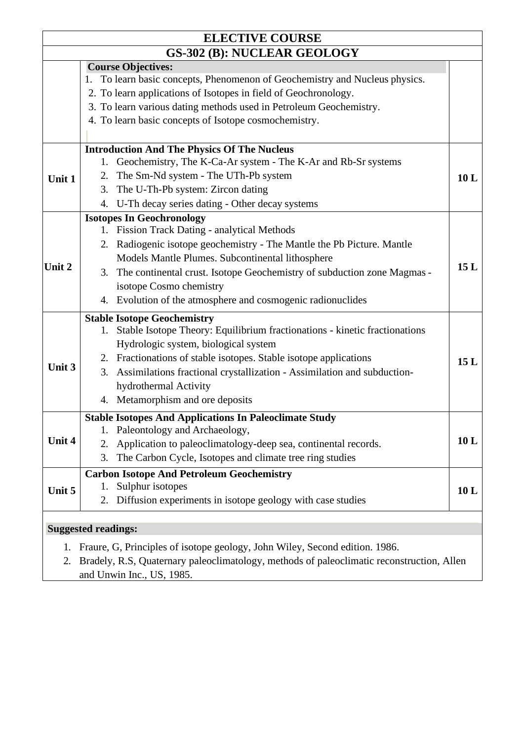## ELECTIVE COURSE

## GS-302 (B): NUCLEAR GEOLOGY

**Course Objectives:**

1. To learn basic concepts, Phenomenon of Geochemistry and Nucleus physics.
2. To learn applications of Isotopes in field of Geochronology.
3. To learn various dating methods used in Petroleum Geochemistry.
4. To learn basic concepts of Isotope cosmochemistry.

| Unit | Content | Lectures |
|---|---|---|
| **Unit 1** | **Introduction And The Physics Of The Nucleus**<br>1. Geochemistry, The K-Ca-Ar system - The K-Ar and Rb-Sr systems<br>2. The Sm-Nd system - The UTh-Pb system<br>3. The U-Th-Pb system: Zircon dating<br>4. U-Th decay series dating - Other decay systems | **10 L** |
| **Unit 2** | **Isotopes In Geochronology**<br>1. Fission Track Dating - analytical Methods<br>2. Radiogenic isotope geochemistry - The Mantle the Pb Picture. Mantle Models Mantle Plumes. Subcontinental lithosphere<br>3. The continental crust. Isotope Geochemistry of subduction zone Magmas - isotope Cosmo chemistry<br>4. Evolution of the atmosphere and cosmogenic radionuclides | **15 L** |
| **Unit 3** | **Stable Isotope Geochemistry**<br>1. Stable Isotope Theory: Equilibrium fractionations - kinetic fractionations Hydrologic system, biological system<br>2. Fractionations of stable isotopes. Stable isotope applications<br>3. Assimilations fractional crystallization - Assimilation and subduction-hydrothermal Activity<br>4. Metamorphism and ore deposits | **15 L** |
| **Unit 4** | **Stable Isotopes And Applications In Paleoclimate Study**<br>1. Paleontology and Archaeology,<br>2. Application to paleoclimatology-deep sea, continental records.<br>3. The Carbon Cycle, Isotopes and climate tree ring studies | **10 L** |
| **Unit 5** | **Carbon Isotope And Petroleum Geochemistry**<br>1. Sulphur isotopes<br>2. Diffusion experiments in isotope geology with case studies | **10 L** |

**Suggested readings:**

1. Fraure, G, Principles of isotope geology, John Wiley, Second edition. 1986.
2. Bradely, R.S, Quaternary paleoclimatology, methods of paleoclimatic reconstruction, Allen and Unwin Inc., US, 1985.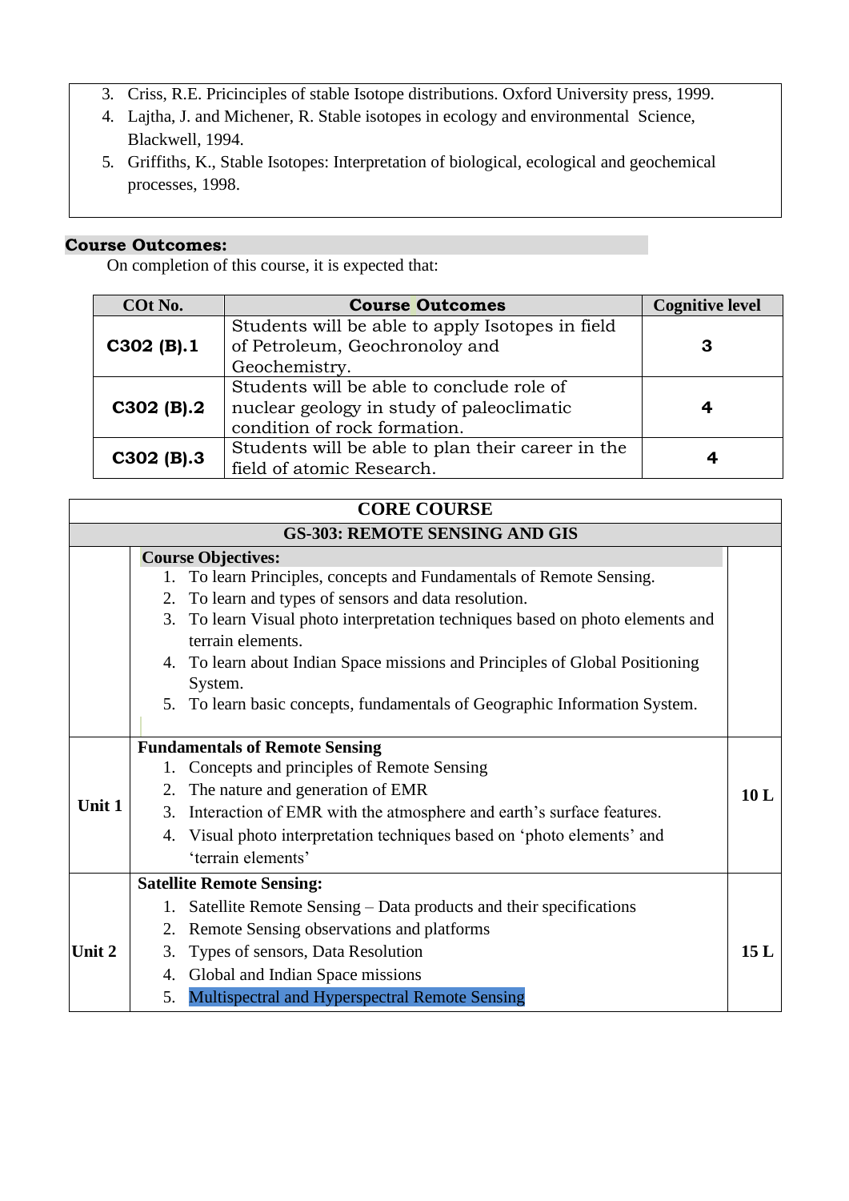3. Criss, R.E. Pricinciples of stable Isotope distributions. Oxford University press, 1999.
4. Lajtha, J. and Michener, R. Stable isotopes in ecology and environmental Science, Blackwell, 1994.
5. Griffiths, K., Stable Isotopes: Interpretation of biological, ecological and geochemical processes, 1998.

**Course Outcomes:**

On completion of this course, it is expected that:

| COt No. | Course Outcomes | Cognitive level |
|---|---|---|
| **C302 (B).1** | Students will be able to apply Isotopes in field of Petroleum, Geochronoloy and Geochemistry. | **3** |
| **C302 (B).2** | Students will be able to conclude role of nuclear geology in study of paleoclimatic condition of rock formation. | **4** |
| **C302 (B).3** | Students will be able to plan their career in the field of atomic Research. | **4** |

| CORE COURSE | | |
|---|---|---|
| **GS-303: REMOTE SENSING AND GIS** | | |
| | **Course Objectives:**<br>1. To learn Principles, concepts and Fundamentals of Remote Sensing.<br>2. To learn and types of sensors and data resolution.<br>3. To learn Visual photo interpretation techniques based on photo elements and terrain elements.<br>4. To learn about Indian Space missions and Principles of Global Positioning System.<br>5. To learn basic concepts, fundamentals of Geographic Information System. | |
| **Unit 1** | **Fundamentals of Remote Sensing**<br>1. Concepts and principles of Remote Sensing<br>2. The nature and generation of EMR<br>3. Interaction of EMR with the atmosphere and earth's surface features.<br>4. Visual photo interpretation techniques based on 'photo elements' and 'terrain elements' | **10 L** |
| **Unit 2** | **Satellite Remote Sensing:**<br>1. Satellite Remote Sensing – Data products and their specifications<br>2. Remote Sensing observations and platforms<br>3. Types of sensors, Data Resolution<br>4. Global and Indian Space missions<br>5. Multispectral and Hyperspectral Remote Sensing | **15 L** |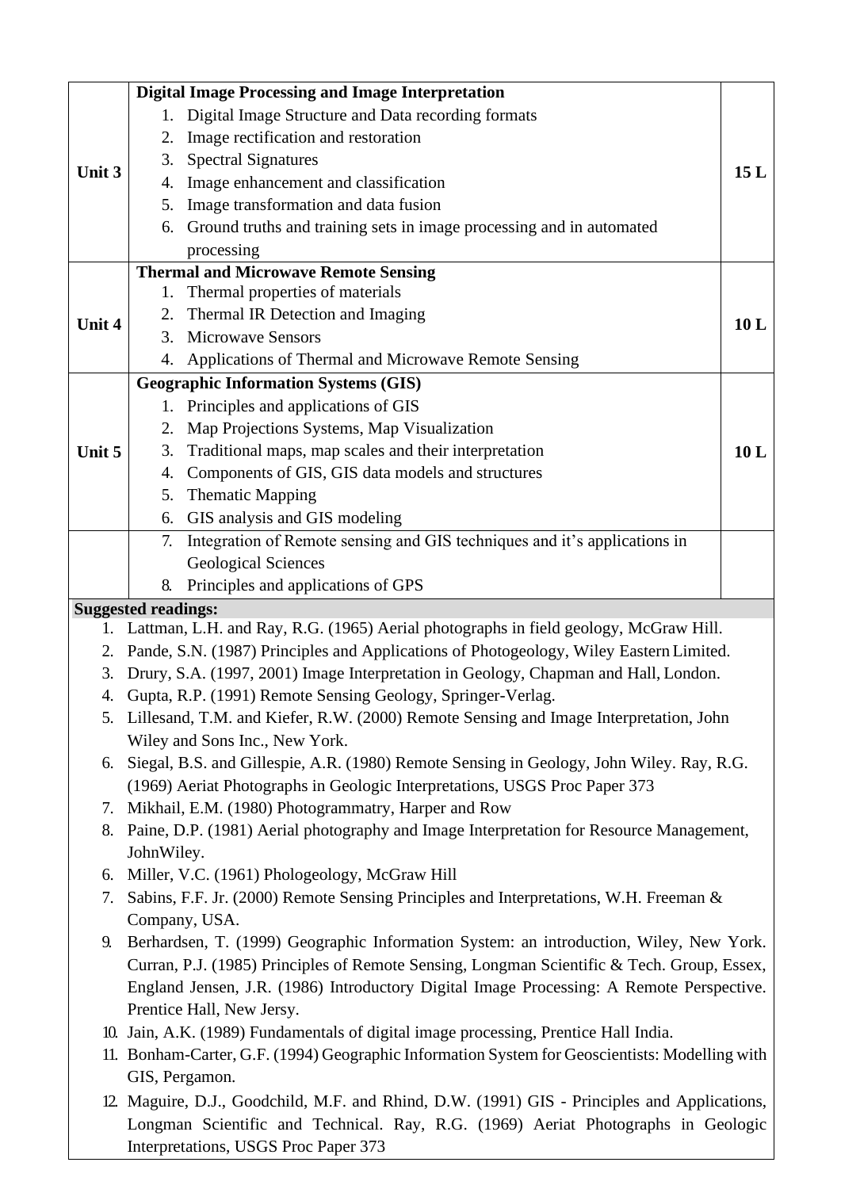| Unit | Content | Lectures |
|---|---|---|
| Unit 3 | **Digital Image Processing and Image Interpretation**<br>1. Digital Image Structure and Data recording formats<br>2. Image rectification and restoration<br>3. Spectral Signatures<br>4. Image enhancement and classification<br>5. Image transformation and data fusion<br>6. Ground truths and training sets in image processing and in automated processing | 15 L |
| Unit 4 | **Thermal and Microwave Remote Sensing**<br>1. Thermal properties of materials<br>2. Thermal IR Detection and Imaging<br>3. Microwave Sensors<br>4. Applications of Thermal and Microwave Remote Sensing | 10 L |
| Unit 5 | **Geographic Information Systems (GIS)**<br>1. Principles and applications of GIS<br>2. Map Projections Systems, Map Visualization<br>3. Traditional maps, map scales and their interpretation<br>4. Components of GIS, GIS data models and structures<br>5. Thematic Mapping<br>6. GIS analysis and GIS modeling | 10 L |
| | 7. Integration of Remote sensing and GIS techniques and it's applications in Geological Sciences<br>8. Principles and applications of GPS | |

**Suggested readings:**

1. Lattman, L.H. and Ray, R.G. (1965) Aerial photographs in field geology, McGraw Hill.
2. Pande, S.N. (1987) Principles and Applications of Photogeology, Wiley Eastern Limited.
3. Drury, S.A. (1997, 2001) Image Interpretation in Geology, Chapman and Hall, London.
4. Gupta, R.P. (1991) Remote Sensing Geology, Springer-Verlag.
5. Lillesand, T.M. and Kiefer, R.W. (2000) Remote Sensing and Image Interpretation, John Wiley and Sons Inc., New York.
6. Siegal, B.S. and Gillespie, A.R. (1980) Remote Sensing in Geology, John Wiley. Ray, R.G. (1969) Aeriat Photographs in Geologic Interpretations, USGS Proc Paper 373
7. Mikhail, E.M. (1980) Photogrammatry, Harper and Row
8. Paine, D.P. (1981) Aerial photography and Image Interpretation for Resource Management, JohnWiley.
6. Miller, V.C. (1961) Phologeology, McGraw Hill
7. Sabins, F.F. Jr. (2000) Remote Sensing Principles and Interpretations, W.H. Freeman & Company, USA.
9. Berhardsen, T. (1999) Geographic Information System: an introduction, Wiley, New York. Curran, P.J. (1985) Principles of Remote Sensing, Longman Scientific & Tech. Group, Essex, England Jensen, J.R. (1986) Introductory Digital Image Processing: A Remote Perspective. Prentice Hall, New Jersy.
10. Jain, A.K. (1989) Fundamentals of digital image processing, Prentice Hall India.
11. Bonham-Carter, G.F. (1994) Geographic Information System for Geoscientists: Modelling with GIS, Pergamon.
12. Maguire, D.J., Goodchild, M.F. and Rhind, D.W. (1991) GIS - Principles and Applications, Longman Scientific and Technical. Ray, R.G. (1969) Aeriat Photographs in Geologic Interpretations, USGS Proc Paper 373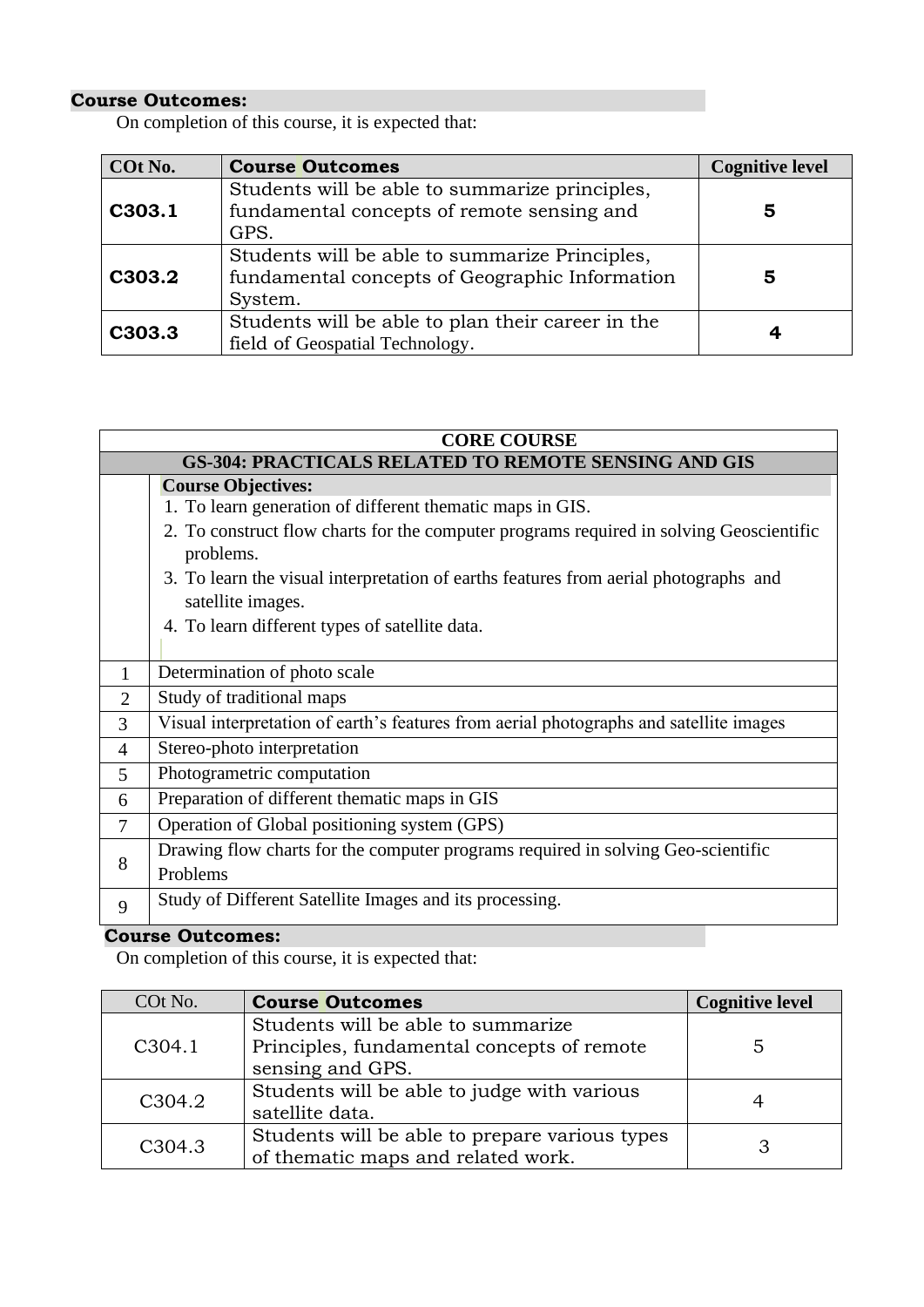**Course Outcomes:**

On completion of this course, it is expected that:

| COt No. | Course Outcomes | Cognitive level |
|---|---|---|
| **C303.1** | Students will be able to summarize principles, fundamental concepts of remote sensing and GPS. | **5** |
| **C303.2** | Students will be able to summarize Principles, fundamental concepts of Geographic Information System. | **5** |
| **C303.3** | Students will be able to plan their career in the field of Geospatial Technology. | **4** |

**CORE COURSE**

**GS-304: PRACTICALS RELATED TO REMOTE SENSING AND GIS**

**Course Objectives:**

1. To learn generation of different thematic maps in GIS.
2. To construct flow charts for the computer programs required in solving Geoscientific problems.
3. To learn the visual interpretation of earths features from aerial photographs and satellite images.
4. To learn different types of satellite data.

| | |
|---|---|
| 1 | Determination of photo scale |
| 2 | Study of traditional maps |
| 3 | Visual interpretation of earth's features from aerial photographs and satellite images |
| 4 | Stereo-photo interpretation |
| 5 | Photogrametric computation |
| 6 | Preparation of different thematic maps in GIS |
| 7 | Operation of Global positioning system (GPS) |
| 8 | Drawing flow charts for the computer programs required in solving Geo-scientific Problems |
| 9 | Study of Different Satellite Images and its processing. |

**Course Outcomes:**

On completion of this course, it is expected that:

| COt No. | Course Outcomes | Cognitive level |
|---|---|---|
| C304.1 | Students will be able to summarize Principles, fundamental concepts of remote sensing and GPS. | 5 |
| C304.2 | Students will be able to judge with various satellite data. | 4 |
| C304.3 | Students will be able to prepare various types of thematic maps and related work. | 3 |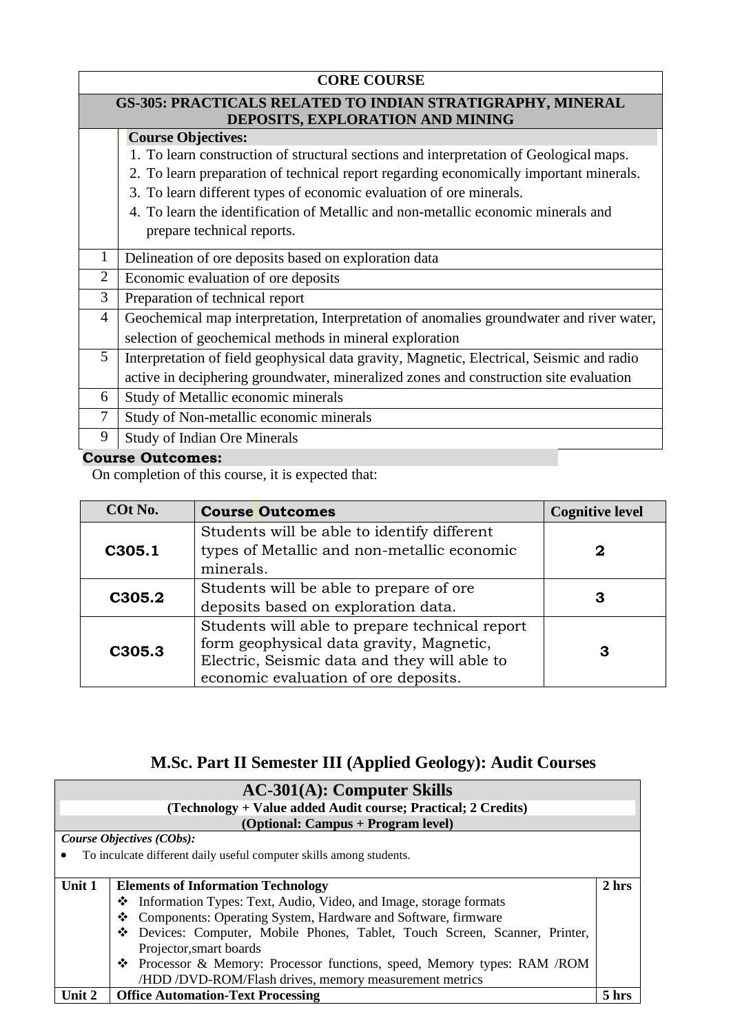| CORE COURSE | |
|---|---|
| **GS-305: PRACTICALS RELATED TO INDIAN STRATIGRAPHY, MINERAL DEPOSITS, EXPLORATION AND MINING** | |
| | **Course Objectives:**<br>1. To learn construction of structural sections and interpretation of Geological maps.<br>2. To learn preparation of technical report regarding economically important minerals.<br>3. To learn different types of economic evaluation of ore minerals.<br>4. To learn the identification of Metallic and non-metallic economic minerals and prepare technical reports. |
| 1 | Delineation of ore deposits based on exploration data |
| 2 | Economic evaluation of ore deposits |
| 3 | Preparation of technical report |
| 4 | Geochemical map interpretation, Interpretation of anomalies groundwater and river water, selection of geochemical methods in mineral exploration |
| 5 | Interpretation of field geophysical data gravity, Magnetic, Electrical, Seismic and radio active in deciphering groundwater, mineralized zones and construction site evaluation |
| 6 | Study of Metallic economic minerals |
| 7 | Study of Non-metallic economic minerals |
| 9 | Study of Indian Ore Minerals |

**Course Outcomes:**

On completion of this course, it is expected that:

| COt No. | Course Outcomes | Cognitive level |
|---|---|---|
| **C305.1** | Students will be able to identify different types of Metallic and non-metallic economic minerals. | **2** |
| **C305.2** | Students will be able to prepare of ore deposits based on exploration data. | **3** |
| **C305.3** | Students will able to prepare technical report form geophysical data gravity, Magnetic, Electric, Seismic data and they will able to economic evaluation of ore deposits. | **3** |

## M.Sc. Part II Semester III (Applied Geology): Audit Courses

| **AC-301(A): Computer Skills**<br>**(Technology + Value added Audit course; Practical; 2 Credits)**<br>**(Optional: Campus + Program level)** | | |
|---|---|---|
| ***Course Objectives (CObs):***<br>• To inculcate different daily useful computer skills among students. | | |
| **Unit 1** | **Elements of Information Technology**<br>❖ Information Types: Text, Audio, Video, and Image, storage formats<br>❖ Components: Operating System, Hardware and Software, firmware<br>❖ Devices: Computer, Mobile Phones, Tablet, Touch Screen, Scanner, Printer, Projector,smart boards<br>❖ Processor & Memory: Processor functions, speed, Memory types: RAM /ROM /HDD /DVD-ROM/Flash drives, memory measurement metrics | **2 hrs** |
| **Unit 2** | **Office Automation-Text Processing** | **5 hrs** |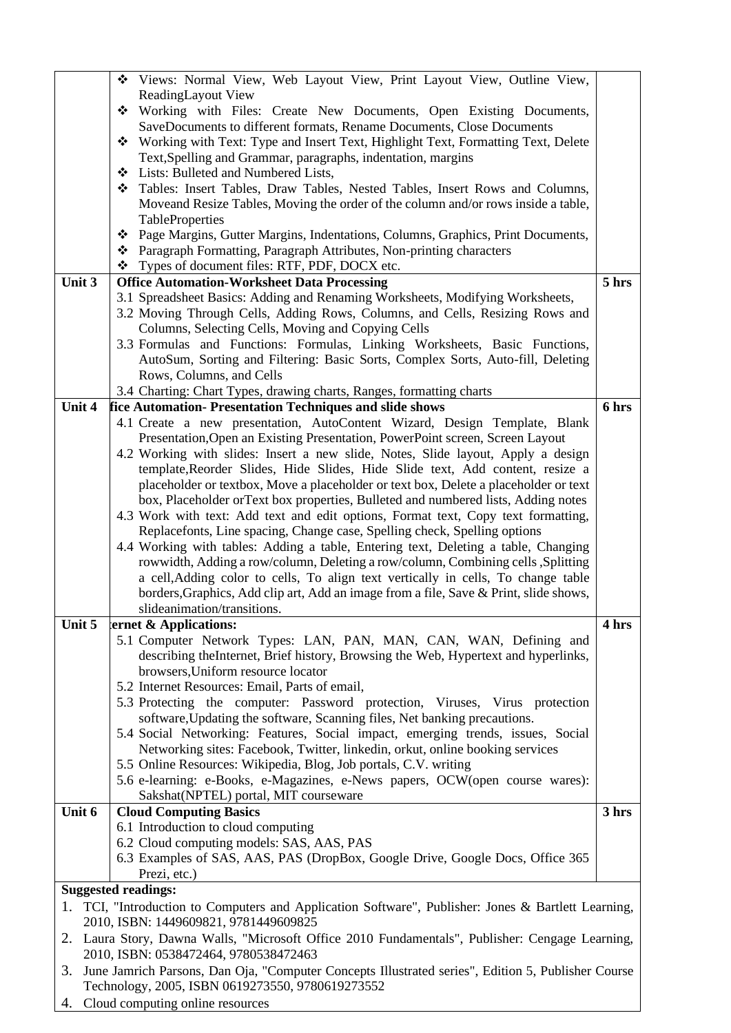| | | |
|---|---|---|
| | ❖ Views: Normal View, Web Layout View, Print Layout View, Outline View, ReadingLayout View<br>❖ Working with Files: Create New Documents, Open Existing Documents, SaveDocuments to different formats, Rename Documents, Close Documents<br>❖ Working with Text: Type and Insert Text, Highlight Text, Formatting Text, Delete Text,Spelling and Grammar, paragraphs, indentation, margins<br>❖ Lists: Bulleted and Numbered Lists,<br>❖ Tables: Insert Tables, Draw Tables, Nested Tables, Insert Rows and Columns, Moveand Resize Tables, Moving the order of the column and/or rows inside a table, TableProperties<br>❖ Page Margins, Gutter Margins, Indentations, Columns, Graphics, Print Documents,<br>❖ Paragraph Formatting, Paragraph Attributes, Non-printing characters<br>❖ Types of document files: RTF, PDF, DOCX etc. | |
| **Unit 3** | **Office Automation-Worksheet Data Processing**<br>3.1 Spreadsheet Basics: Adding and Renaming Worksheets, Modifying Worksheets,<br>3.2 Moving Through Cells, Adding Rows, Columns, and Cells, Resizing Rows and Columns, Selecting Cells, Moving and Copying Cells<br>3.3 Formulas and Functions: Formulas, Linking Worksheets, Basic Functions, AutoSum, Sorting and Filtering: Basic Sorts, Complex Sorts, Auto-fill, Deleting Rows, Columns, and Cells<br>3.4 Charting: Chart Types, drawing charts, Ranges, formatting charts | **5 hrs** |
| **Unit 4** | **fice Automation- Presentation Techniques and slide shows**<br>4.1 Create a new presentation, AutoContent Wizard, Design Template, Blank Presentation,Open an Existing Presentation, PowerPoint screen, Screen Layout<br>4.2 Working with slides: Insert a new slide, Notes, Slide layout, Apply a design template,Reorder Slides, Hide Slides, Hide Slide text, Add content, resize a placeholder or textbox, Move a placeholder or text box, Delete a placeholder or text box, Placeholder orText box properties, Bulleted and numbered lists, Adding notes<br>4.3 Work with text: Add text and edit options, Format text, Copy text formatting, Replacefonts, Line spacing, Change case, Spelling check, Spelling options<br>4.4 Working with tables: Adding a table, Entering text, Deleting a table, Changing rowwidth, Adding a row/column, Deleting a row/column, Combining cells ,Splitting a cell,Adding color to cells, To align text vertically in cells, To change table borders,Graphics, Add clip art, Add an image from a file, Save & Print, slide shows, slideanimation/transitions. | **6 hrs** |
| **Unit 5** | **ernet & Applications:**<br>5.1 Computer Network Types: LAN, PAN, MAN, CAN, WAN, Defining and describing theInternet, Brief history, Browsing the Web, Hypertext and hyperlinks, browsers,Uniform resource locator<br>5.2 Internet Resources: Email, Parts of email,<br>5.3 Protecting the computer: Password protection, Viruses, Virus protection software,Updating the software, Scanning files, Net banking precautions.<br>5.4 Social Networking: Features, Social impact, emerging trends, issues, Social Networking sites: Facebook, Twitter, linkedin, orkut, online booking services<br>5.5 Online Resources: Wikipedia, Blog, Job portals, C.V. writing<br>5.6 e-learning: e-Books, e-Magazines, e-News papers, OCW(open course wares): Sakshat(NPTEL) portal, MIT courseware | **4 hrs** |
| **Unit 6** | **Cloud Computing Basics**<br>6.1 Introduction to cloud computing<br>6.2 Cloud computing models: SAS, AAS, PAS<br>6.3 Examples of SAS, AAS, PAS (DropBox, Google Drive, Google Docs, Office 365 Prezi, etc.) | **3 hrs** |

**Suggested readings:**

1. TCI, "Introduction to Computers and Application Software", Publisher: Jones & Bartlett Learning, 2010, ISBN: 1449609821, 9781449609825
2. Laura Story, Dawna Walls, "Microsoft Office 2010 Fundamentals", Publisher: Cengage Learning, 2010, ISBN: 0538472464, 9780538472463
3. June Jamrich Parsons, Dan Oja, "Computer Concepts Illustrated series", Edition 5, Publisher Course Technology, 2005, ISBN 0619273550, 9780619273552
4. Cloud computing online resources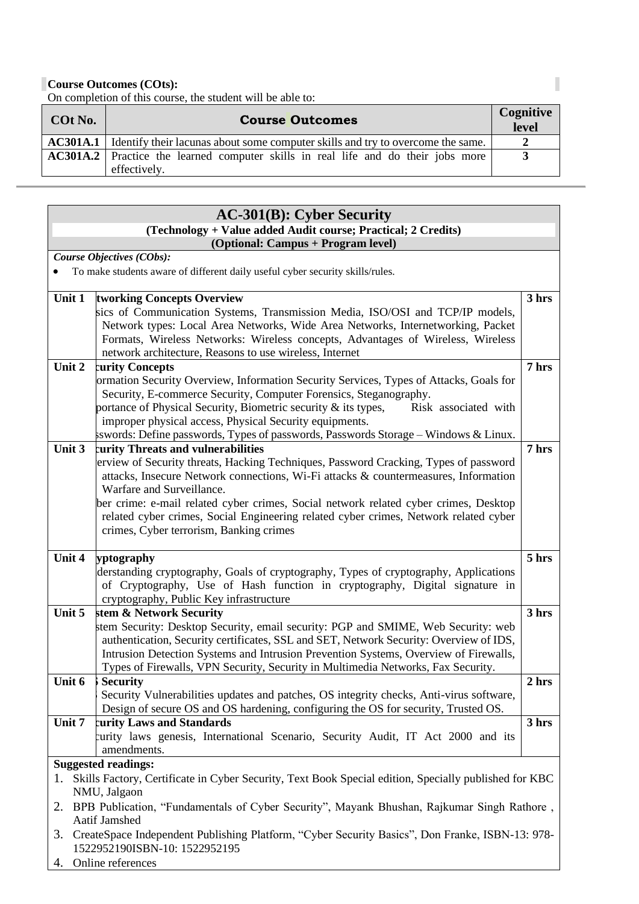**Course Outcomes (COts):**

On completion of this course, the student will be able to:

| COt No. | Course Outcomes | Cognitive level |
|---|---|---|
| AC301A.1 | Identify their lacunas about some computer skills and try to overcome the same. | 2 |
| AC301A.2 | Practice the learned computer skills in real life and do their jobs more effectively. | 3 |

---

## AC-301(B): Cyber Security

**(Technology + Value added Audit course; Practical; 2 Credits)**

**(Optional: Campus + Program level)**

***Course Objectives (CObs):***

- To make students aware of different daily useful cyber security skills/rules.

| Unit | Content | Hours |
|---|---|---|
| Unit 1 | **tworking Concepts Overview**<br>sics of Communication Systems, Transmission Media, ISO/OSI and TCP/IP models, Network types: Local Area Networks, Wide Area Networks, Internetworking, Packet Formats, Wireless Networks: Wireless concepts, Advantages of Wireless, Wireless network architecture, Reasons to use wireless, Internet | 3 hrs |
| Unit 2 | **curity Concepts**<br>ormation Security Overview, Information Security Services, Types of Attacks, Goals for Security, E-commerce Security, Computer Forensics, Steganography.<br>portance of Physical Security, Biometric security & its types, Risk associated with improper physical access, Physical Security equipments.<br>sswords: Define passwords, Types of passwords, Passwords Storage – Windows & Linux. | 7 hrs |
| Unit 3 | **curity Threats and vulnerabilities**<br>erview of Security threats, Hacking Techniques, Password Cracking, Types of password attacks, Insecure Network connections, Wi-Fi attacks & countermeasures, Information Warfare and Surveillance.<br>ber crime: e-mail related cyber crimes, Social network related cyber crimes, Desktop related cyber crimes, Social Engineering related cyber crimes, Network related cyber crimes, Cyber terrorism, Banking crimes | 7 hrs |
| Unit 4 | **yptography**<br>derstanding cryptography, Goals of cryptography, Types of cryptography, Applications of Cryptography, Use of Hash function in cryptography, Digital signature in cryptography, Public Key infrastructure | 5 hrs |
| Unit 5 | **stem & Network Security**<br>stem Security: Desktop Security, email security: PGP and SMIME, Web Security: web authentication, Security certificates, SSL and SET, Network Security: Overview of IDS, Intrusion Detection Systems and Intrusion Prevention Systems, Overview of Firewalls, Types of Firewalls, VPN Security, Security in Multimedia Networks, Fax Security. | 3 hrs |
| Unit 6 | **Security**<br>Security Vulnerabilities updates and patches, OS integrity checks, Anti-virus software, Design of secure OS and OS hardening, configuring the OS for security, Trusted OS. | 2 hrs |
| Unit 7 | **curity Laws and Standards**<br>curity laws genesis, International Scenario, Security Audit, IT Act 2000 and its amendments. | 3 hrs |

**Suggested readings:**

1. Skills Factory, Certificate in Cyber Security, Text Book Special edition, Specially published for KBC NMU, Jalgaon
2. BPB Publication, "Fundamentals of Cyber Security", Mayank Bhushan, Rajkumar Singh Rathore , Aatif Jamshed
3. CreateSpace Independent Publishing Platform, "Cyber Security Basics", Don Franke, ISBN-13: 978-1522952190ISBN-10: 1522952195
4. Online references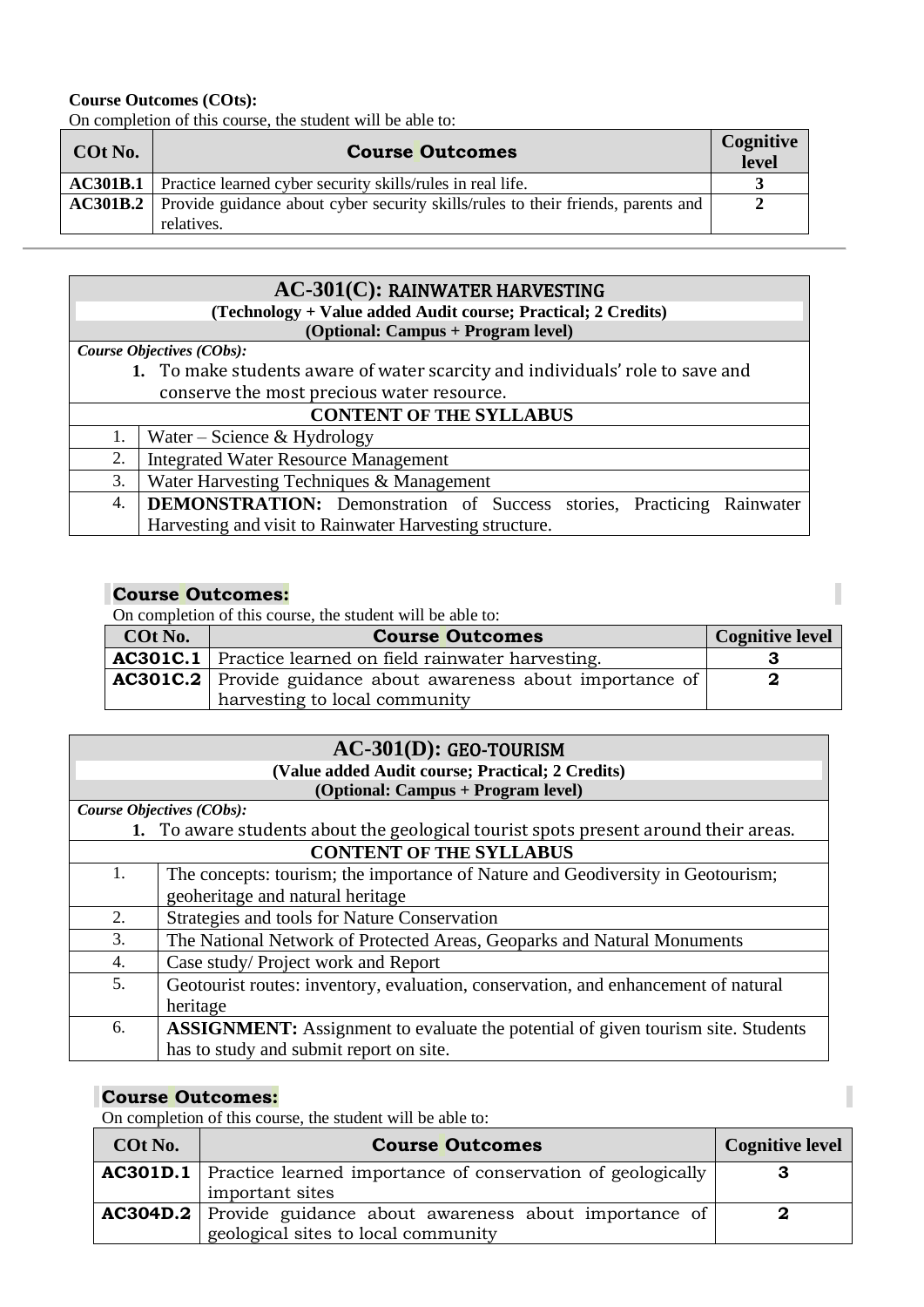**Course Outcomes (COts):**

On completion of this course, the student will be able to:

| COt No. | Course Outcomes | Cognitive level |
|---|---|---|
| **AC301B.1** | Practice learned cyber security skills/rules in real life. | **3** |
| **AC301B.2** | Provide guidance about cyber security skills/rules to their friends, parents and relatives. | **2** |

## AC-301(C): RAINWATER HARVESTING

**(Technology + Value added Audit course; Practical; 2 Credits)**

**(Optional: Campus + Program level)**

***Course Objectives (CObs):***

1. To make students aware of water scarcity and individuals' role to save and conserve the most precious water resource.

**CONTENT OF THE SYLLABUS**

| | |
|---|---|
| 1. | Water – Science & Hydrology |
| 2. | Integrated Water Resource Management |
| 3. | Water Harvesting Techniques & Management |
| 4. | **DEMONSTRATION:** Demonstration of Success stories, Practicing Rainwater Harvesting and visit to Rainwater Harvesting structure. |

**Course Outcomes:**

On completion of this course, the student will be able to:

| COt No. | Course Outcomes | Cognitive level |
|---|---|---|
| **AC301C.1** | Practice learned on field rainwater harvesting. | **3** |
| **AC301C.2** | Provide guidance about awareness about importance of harvesting to local community | **2** |

## AC-301(D): GEO-TOURISM

**(Value added Audit course; Practical; 2 Credits)**

**(Optional: Campus + Program level)**

***Course Objectives (CObs):***

1. To aware students about the geological tourist spots present around their areas.

**CONTENT OF THE SYLLABUS**

| | |
|---|---|
| 1. | The concepts: tourism; the importance of Nature and Geodiversity in Geotourism; geoheritage and natural heritage |
| 2. | Strategies and tools for Nature Conservation |
| 3. | The National Network of Protected Areas, Geoparks and Natural Monuments |
| 4. | Case study/ Project work and Report |
| 5. | Geotourist routes: inventory, evaluation, conservation, and enhancement of natural heritage |
| 6. | **ASSIGNMENT:** Assignment to evaluate the potential of given tourism site. Students has to study and submit report on site. |

**Course Outcomes:**

On completion of this course, the student will be able to:

| COt No. | Course Outcomes | Cognitive level |
|---|---|---|
| **AC301D.1** | Practice learned importance of conservation of geologically important sites | **3** |
| **AC304D.2** | Provide guidance about awareness about importance of geological sites to local community | **2** |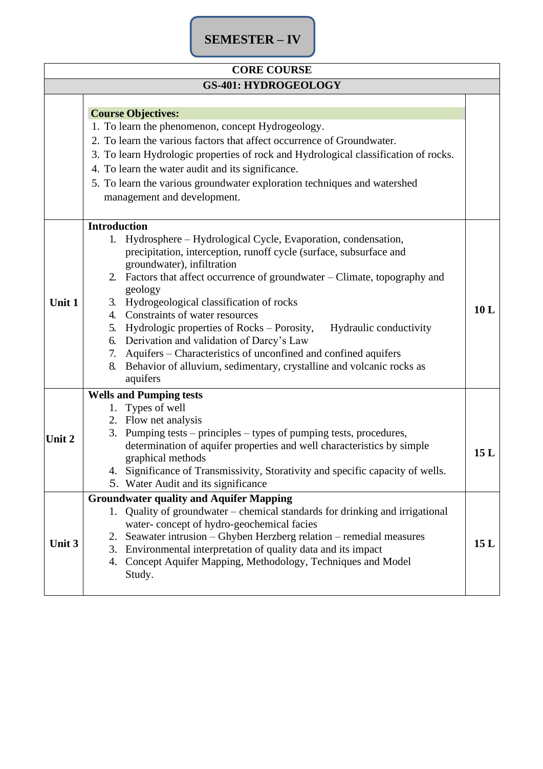# SEMESTER – IV

| CORE COURSE | | |
|---|---|---|
| **GS-401: HYDROGEOLOGY** | | |
| | **Course Objectives:**<br>1. To learn the phenomenon, concept Hydrogeology.<br>2. To learn the various factors that affect occurrence of Groundwater.<br>3. To learn Hydrologic properties of rock and Hydrological classification of rocks.<br>4. To learn the water audit and its significance.<br>5. To learn the various groundwater exploration techniques and watershed management and development. | |
| **Unit 1** | **Introduction**<br>1. Hydrosphere – Hydrological Cycle, Evaporation, condensation, precipitation, interception, runoff cycle (surface, subsurface and groundwater), infiltration<br>2. Factors that affect occurrence of groundwater – Climate, topography and geology<br>3. Hydrogeological classification of rocks<br>4. Constraints of water resources<br>5. Hydrologic properties of Rocks – Porosity, Hydraulic conductivity<br>6. Derivation and validation of Darcy's Law<br>7. Aquifers – Characteristics of unconfined and confined aquifers<br>8. Behavior of alluvium, sedimentary, crystalline and volcanic rocks as aquifers | **10 L** |
| **Unit 2** | **Wells and Pumping tests**<br>1. Types of well<br>2. Flow net analysis<br>3. Pumping tests – principles – types of pumping tests, procedures, determination of aquifer properties and well characteristics by simple graphical methods<br>4. Significance of Transmissivity, Storativity and specific capacity of wells.<br>5. Water Audit and its significance | **15 L** |
| **Unit 3** | **Groundwater quality and Aquifer Mapping**<br>1. Quality of groundwater – chemical standards for drinking and irrigational water- concept of hydro-geochemical facies<br>2. Seawater intrusion – Ghyben Herzberg relation – remedial measures<br>3. Environmental interpretation of quality data and its impact<br>4. Concept Aquifer Mapping, Methodology, Techniques and Model Study. | **15 L** |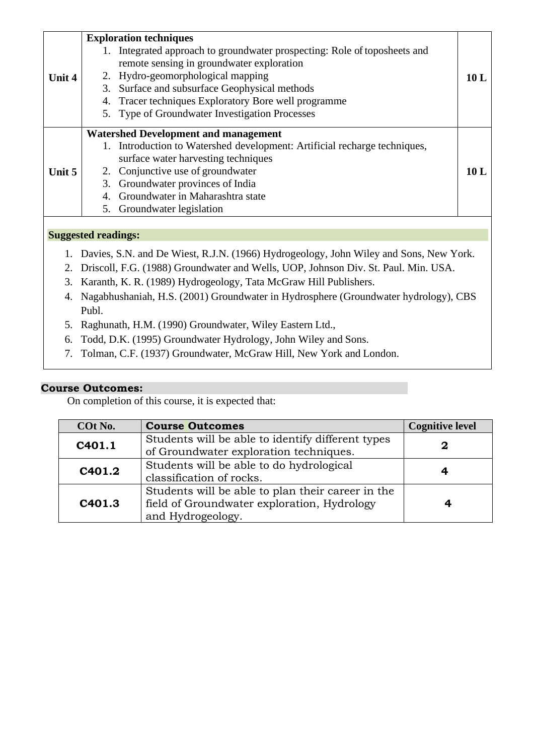| | | |
|---|---|---|
| Unit 4 | **Exploration techniques**<br>1. Integrated approach to groundwater prospecting: Role of toposheets and remote sensing in groundwater exploration<br>2. Hydro-geomorphological mapping<br>3. Surface and subsurface Geophysical methods<br>4. Tracer techniques Exploratory Bore well programme<br>5. Type of Groundwater Investigation Processes | 10 L |
| Unit 5 | **Watershed Development and management**<br>1. Introduction to Watershed development: Artificial recharge techniques, surface water harvesting techniques<br>2. Conjunctive use of groundwater<br>3. Groundwater provinces of India<br>4. Groundwater in Maharashtra state<br>5. Groundwater legislation | 10 L |

**Suggested readings:**

1. Davies, S.N. and De Wiest, R.J.N. (1966) Hydrogeology, John Wiley and Sons, New York.
2. Driscoll, F.G. (1988) Groundwater and Wells, UOP, Johnson Div. St. Paul. Min. USA.
3. Karanth, K. R. (1989) Hydrogeology, Tata McGraw Hill Publishers.
4. Nagabhushaniah, H.S. (2001) Groundwater in Hydrosphere (Groundwater hydrology), CBS Publ.
5. Raghunath, H.M. (1990) Groundwater, Wiley Eastern Ltd.,
6. Todd, D.K. (1995) Groundwater Hydrology, John Wiley and Sons.
7. Tolman, C.F. (1937) Groundwater, McGraw Hill, New York and London.

**Course Outcomes:**

On completion of this course, it is expected that:

| COt No. | Course Outcomes | Cognitive level |
|---|---|---|
| C401.1 | Students will be able to identify different types of Groundwater exploration techniques. | 2 |
| C401.2 | Students will be able to do hydrological classification of rocks. | 4 |
| C401.3 | Students will be able to plan their career in the field of Groundwater exploration, Hydrology and Hydrogeology. | 4 |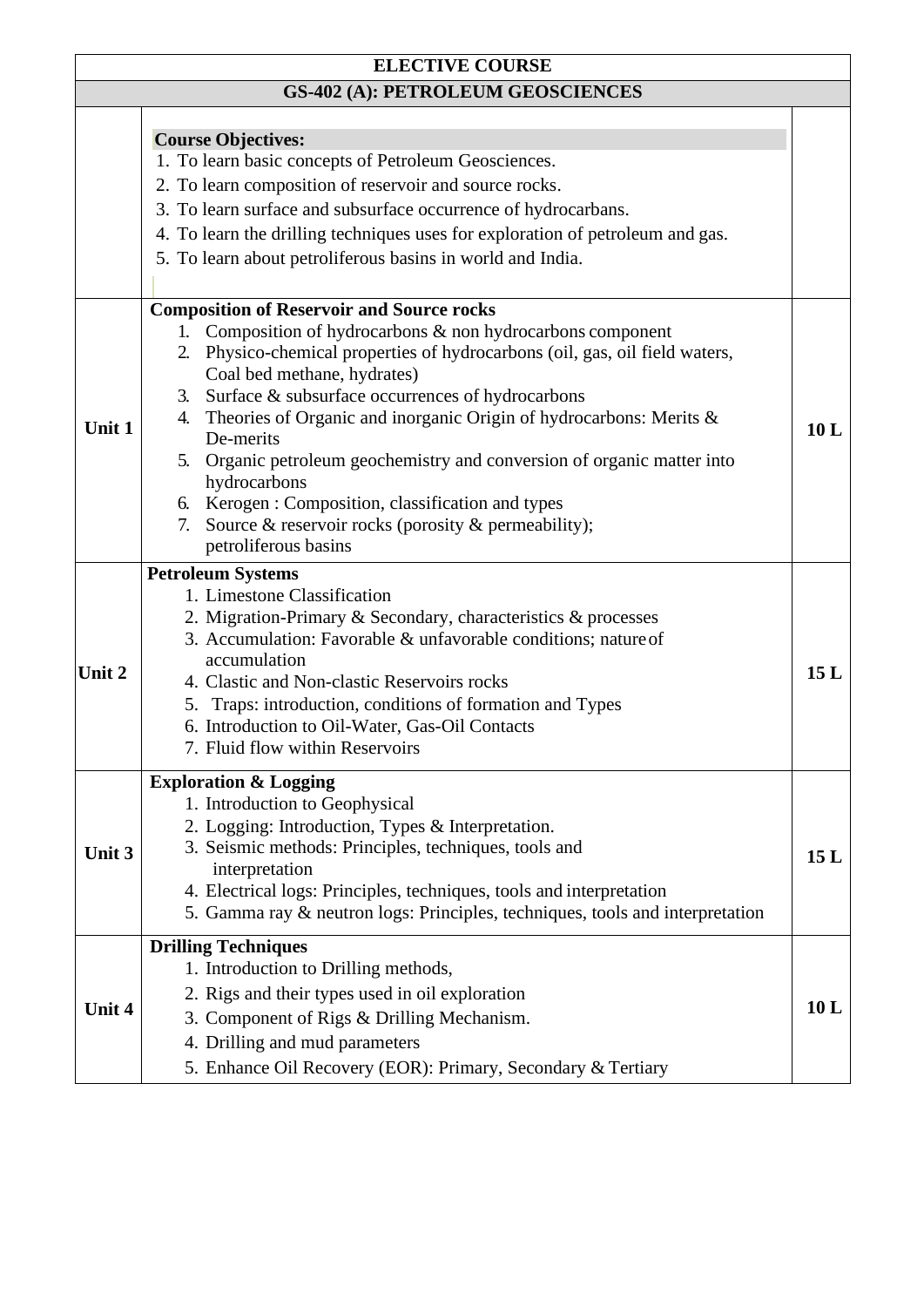| ELECTIVE COURSE | | |
|---|---|---|
| **GS-402 (A): PETROLEUM GEOSCIENCES** | | |
| | **Course Objectives:**<br>1. To learn basic concepts of Petroleum Geosciences.<br>2. To learn composition of reservoir and source rocks.<br>3. To learn surface and subsurface occurrence of hydrocarbans.<br>4. To learn the drilling techniques uses for exploration of petroleum and gas.<br>5. To learn about petroliferous basins in world and India. | |
| **Unit 1** | **Composition of Reservoir and Source rocks**<br>1. Composition of hydrocarbons & non hydrocarbons component<br>2. Physico-chemical properties of hydrocarbons (oil, gas, oil field waters, Coal bed methane, hydrates)<br>3. Surface & subsurface occurrences of hydrocarbons<br>4. Theories of Organic and inorganic Origin of hydrocarbons: Merits & De-merits<br>5. Organic petroleum geochemistry and conversion of organic matter into hydrocarbons<br>6. Kerogen : Composition, classification and types<br>7. Source & reservoir rocks (porosity & permeability); petroliferous basins | **10 L** |
| **Unit 2** | **Petroleum Systems**<br>1. Limestone Classification<br>2. Migration-Primary & Secondary, characteristics & processes<br>3. Accumulation: Favorable & unfavorable conditions; nature of accumulation<br>4. Clastic and Non-clastic Reservoirs rocks<br>5. Traps: introduction, conditions of formation and Types<br>6. Introduction to Oil-Water, Gas-Oil Contacts<br>7. Fluid flow within Reservoirs | **15 L** |
| **Unit 3** | **Exploration & Logging**<br>1. Introduction to Geophysical<br>2. Logging: Introduction, Types & Interpretation.<br>3. Seismic methods: Principles, techniques, tools and interpretation<br>4. Electrical logs: Principles, techniques, tools and interpretation<br>5. Gamma ray & neutron logs: Principles, techniques, tools and interpretation | **15 L** |
| **Unit 4** | **Drilling Techniques**<br>1. Introduction to Drilling methods,<br>2. Rigs and their types used in oil exploration<br>3. Component of Rigs & Drilling Mechanism.<br>4. Drilling and mud parameters<br>5. Enhance Oil Recovery (EOR): Primary, Secondary & Tertiary | **10 L** |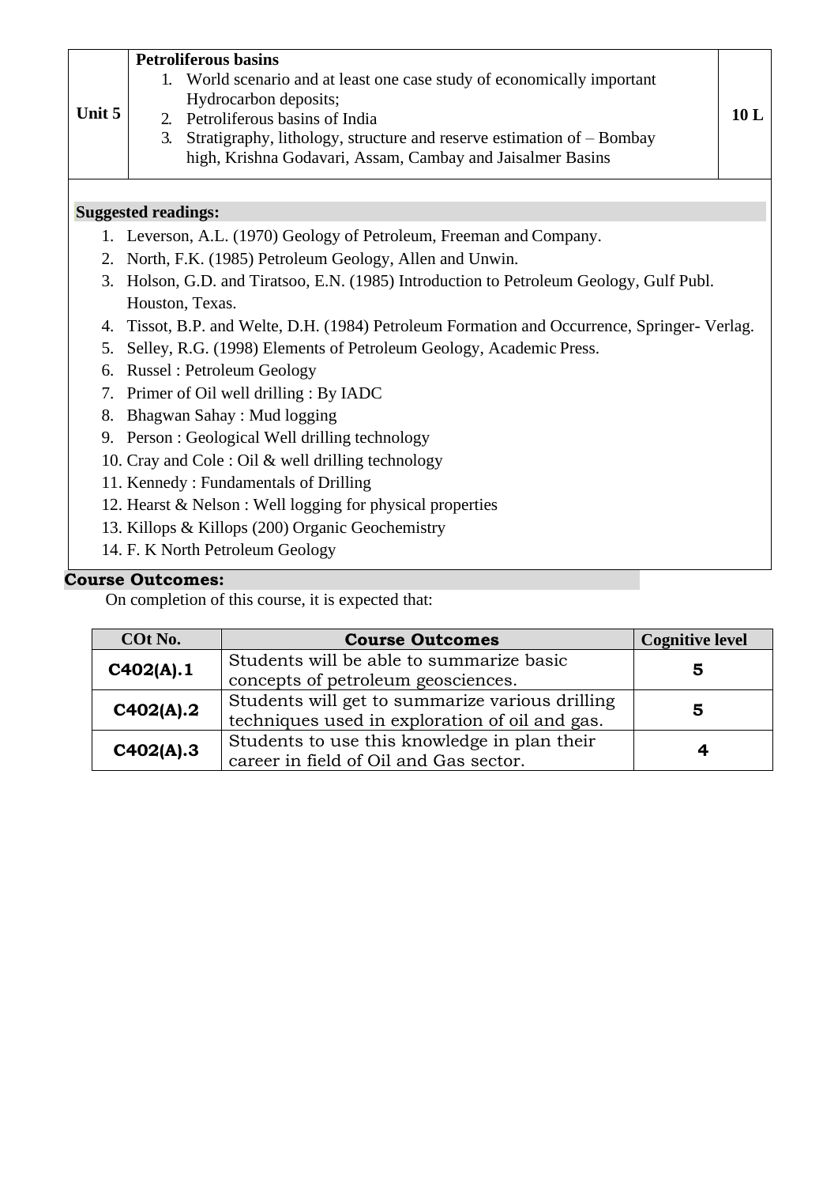| Unit 5 | **Petroliferous basins**<br>1. World scenario and at least one case study of economically important Hydrocarbon deposits;<br>2. Petroliferous basins of India<br>3. Stratigraphy, lithology, structure and reserve estimation of – Bombay high, Krishna Godavari, Assam, Cambay and Jaisalmer Basins | 10 L |
|---|---|---|

**Suggested readings:**

1. Leverson, A.L. (1970) Geology of Petroleum, Freeman and Company.
2. North, F.K. (1985) Petroleum Geology, Allen and Unwin.
3. Holson, G.D. and Tiratsoo, E.N. (1985) Introduction to Petroleum Geology, Gulf Publ. Houston, Texas.
4. Tissot, B.P. and Welte, D.H. (1984) Petroleum Formation and Occurrence, Springer- Verlag.
5. Selley, R.G. (1998) Elements of Petroleum Geology, Academic Press.
6. Russel : Petroleum Geology
7. Primer of Oil well drilling : By IADC
8. Bhagwan Sahay : Mud logging
9. Person : Geological Well drilling technology
10. Cray and Cole : Oil & well drilling technology
11. Kennedy : Fundamentals of Drilling
12. Hearst & Nelson : Well logging for physical properties
13. Killops & Killops (200) Organic Geochemistry
14. F. K North Petroleum Geology

**Course Outcomes:**

On completion of this course, it is expected that:

| COt No. | Course Outcomes | Cognitive level |
|---|---|---|
| C402(A).1 | Students will be able to summarize basic concepts of petroleum geosciences. | 5 |
| C402(A).2 | Students will get to summarize various drilling techniques used in exploration of oil and gas. | 5 |
| C402(A).3 | Students to use this knowledge in plan their career in field of Oil and Gas sector. | 4 |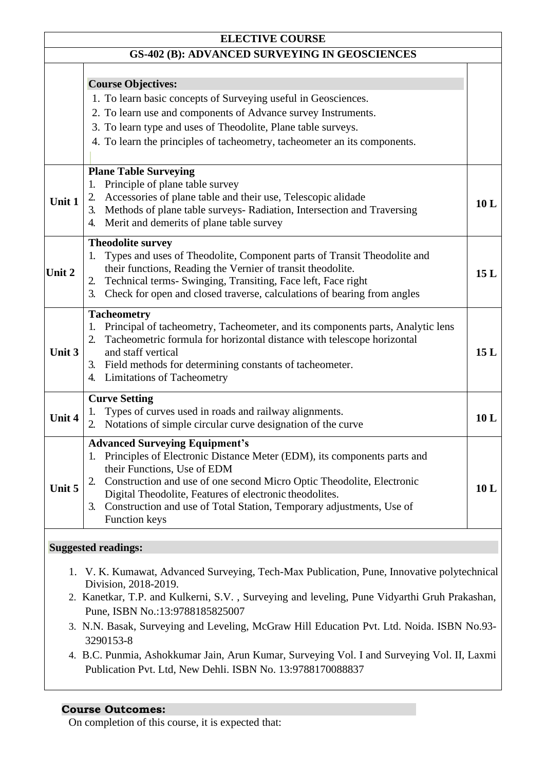| ELECTIVE COURSE | | |
|---|---|---|
| **GS-402 (B): ADVANCED SURVEYING IN GEOSCIENCES** | | |
| | **Course Objectives:**<br>1. To learn basic concepts of Surveying useful in Geosciences.<br>2. To learn use and components of Advance survey Instruments.<br>3. To learn type and uses of Theodolite, Plane table surveys.<br>4. To learn the principles of tacheometry, tacheometer an its components. | |
| **Unit 1** | **Plane Table Surveying**<br>1. Principle of plane table survey<br>2. Accessories of plane table and their use, Telescopic alidade<br>3. Methods of plane table surveys- Radiation, Intersection and Traversing<br>4. Merit and demerits of plane table survey | **10 L** |
| **Unit 2** | **Theodolite survey**<br>1. Types and uses of Theodolite, Component parts of Transit Theodolite and their functions, Reading the Vernier of transit theodolite.<br>2. Technical terms- Swinging, Transiting, Face left, Face right<br>3. Check for open and closed traverse, calculations of bearing from angles | **15 L** |
| **Unit 3** | **Tacheometry**<br>1. Principal of tacheometry, Tacheometer, and its components parts, Analytic lens<br>2. Tacheometric formula for horizontal distance with telescope horizontal and staff vertical<br>3. Field methods for determining constants of tacheometer.<br>4. Limitations of Tacheometry | **15 L** |
| **Unit 4** | **Curve Setting**<br>1. Types of curves used in roads and railway alignments.<br>2. Notations of simple circular curve designation of the curve | **10 L** |
| **Unit 5** | **Advanced Surveying Equipment's**<br>1. Principles of Electronic Distance Meter (EDM), its components parts and their Functions, Use of EDM<br>2. Construction and use of one second Micro Optic Theodolite, Electronic Digital Theodolite, Features of electronic theodolites.<br>3. Construction and use of Total Station, Temporary adjustments, Use of Function keys | **10 L** |

**Suggested readings:**

1. V. K. Kumawat, Advanced Surveying, Tech-Max Publication, Pune, Innovative polytechnical Division, 2018-2019.
2. Kanetkar, T.P. and Kulkerni, S.V. , Surveying and leveling, Pune Vidyarthi Gruh Prakashan, Pune, ISBN No.:13:9788185825007
3. N.N. Basak, Surveying and Leveling, McGraw Hill Education Pvt. Ltd. Noida. ISBN No.93-3290153-8
4. B.C. Punmia, Ashokkumar Jain, Arun Kumar, Surveying Vol. I and Surveying Vol. II, Laxmi Publication Pvt. Ltd, New Dehli. ISBN No. 13:9788170088837

**Course Outcomes:**

On completion of this course, it is expected that: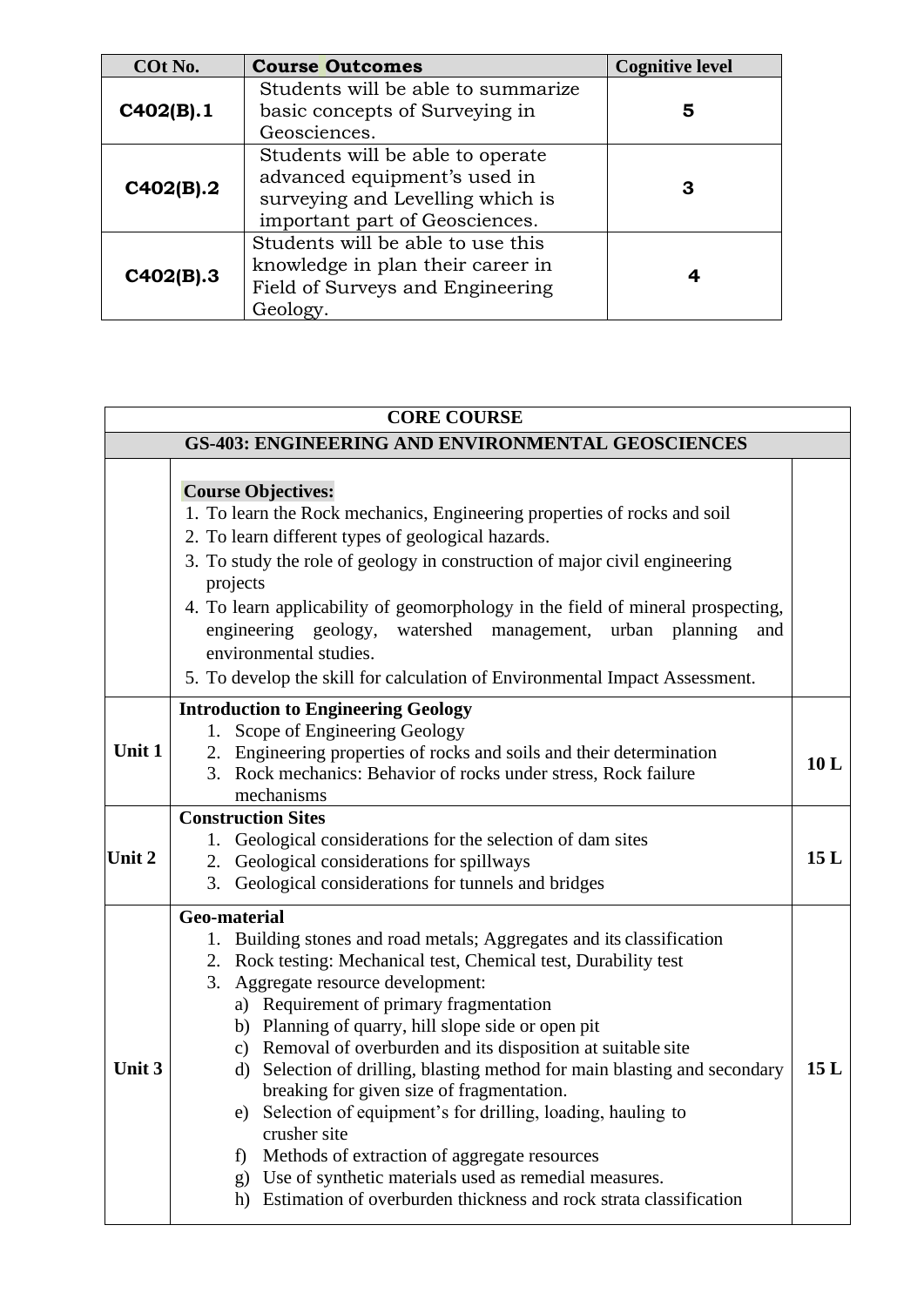| COt No. | Course Outcomes | Cognitive level |
|---|---|---|
| **C402(B).1** | Students will be able to summarize basic concepts of Surveying in Geosciences. | **5** |
| **C402(B).2** | Students will be able to operate advanced equipment's used in surveying and Levelling which is important part of Geosciences. | **3** |
| **C402(B).3** | Students will be able to use this knowledge in plan their career in Field of Surveys and Engineering Geology. | **4** |

| CORE COURSE | | |
|---|---|---|
| **GS-403: ENGINEERING AND ENVIRONMENTAL GEOSCIENCES** | | |
| | **Course Objectives:**<br>1. To learn the Rock mechanics, Engineering properties of rocks and soil<br>2. To learn different types of geological hazards.<br>3. To study the role of geology in construction of major civil engineering projects<br>4. To learn applicability of geomorphology in the field of mineral prospecting, engineering geology, watershed management, urban planning and environmental studies.<br>5. To develop the skill for calculation of Environmental Impact Assessment. | |
| **Unit 1** | **Introduction to Engineering Geology**<br>1. Scope of Engineering Geology<br>2. Engineering properties of rocks and soils and their determination<br>3. Rock mechanics: Behavior of rocks under stress, Rock failure mechanisms | **10 L** |
| **Unit 2** | **Construction Sites**<br>1. Geological considerations for the selection of dam sites<br>2. Geological considerations for spillways<br>3. Geological considerations for tunnels and bridges | **15 L** |
| **Unit 3** | **Geo-material**<br>1. Building stones and road metals; Aggregates and its classification<br>2. Rock testing: Mechanical test, Chemical test, Durability test<br>3. Aggregate resource development:<br>a) Requirement of primary fragmentation<br>b) Planning of quarry, hill slope side or open pit<br>c) Removal of overburden and its disposition at suitable site<br>d) Selection of drilling, blasting method for main blasting and secondary breaking for given size of fragmentation.<br>e) Selection of equipment's for drilling, loading, hauling to crusher site<br>f) Methods of extraction of aggregate resources<br>g) Use of synthetic materials used as remedial measures.<br>h) Estimation of overburden thickness and rock strata classification | **15 L** |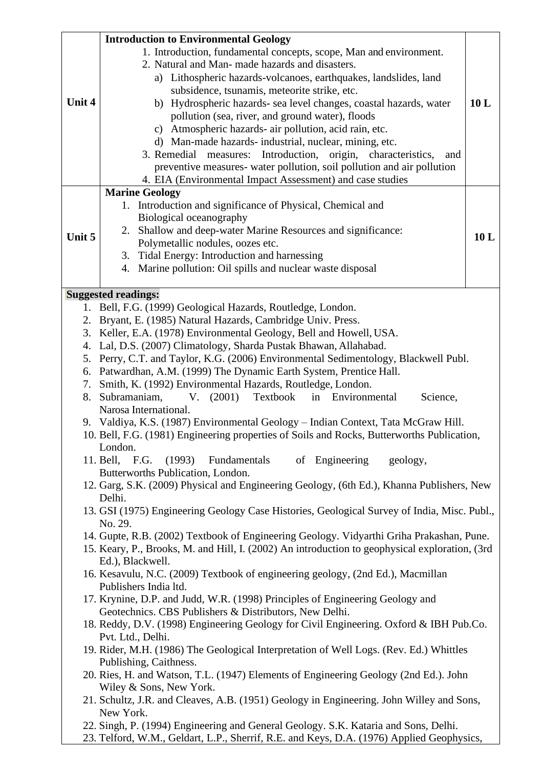| | | |
|---|---|---|
| **Unit 4** | **Introduction to Environmental Geology**<br>1. Introduction, fundamental concepts, scope, Man and environment.<br>2. Natural and Man- made hazards and disasters.<br>a) Lithospheric hazards-volcanoes, earthquakes, landslides, land subsidence, tsunamis, meteorite strike, etc.<br>b) Hydrospheric hazards- sea level changes, coastal hazards, water pollution (sea, river, and ground water), floods<br>c) Atmospheric hazards- air pollution, acid rain, etc.<br>d) Man-made hazards- industrial, nuclear, mining, etc.<br>3. Remedial measures: Introduction, origin, characteristics, and preventive measures- water pollution, soil pollution and air pollution<br>4. EIA (Environmental Impact Assessment) and case studies | **10 L** |
| **Unit 5** | **Marine Geology**<br>1. Introduction and significance of Physical, Chemical and Biological oceanography<br>2. Shallow and deep-water Marine Resources and significance: Polymetallic nodules, oozes etc.<br>3. Tidal Energy: Introduction and harnessing<br>4. Marine pollution: Oil spills and nuclear waste disposal | **10 L** |

**Suggested readings:**

1. Bell, F.G. (1999) Geological Hazards, Routledge, London.
2. Bryant, E. (1985) Natural Hazards, Cambridge Univ. Press.
3. Keller, E.A. (1978) Environmental Geology, Bell and Howell, USA.
4. Lal, D.S. (2007) Climatology, Sharda Pustak Bhawan, Allahabad.
5. Perry, C.T. and Taylor, K.G. (2006) Environmental Sedimentology, Blackwell Publ.
6. Patwardhan, A.M. (1999) The Dynamic Earth System, Prentice Hall.
7. Smith, K. (1992) Environmental Hazards, Routledge, London.
8. Subramaniam, V. (2001) Textbook in Environmental Science, Narosa International.
9. Valdiya, K.S. (1987) Environmental Geology – Indian Context, Tata McGraw Hill.
10. Bell, F.G. (1981) Engineering properties of Soils and Rocks, Butterworths Publication, London.
11. Bell, F.G. (1993) Fundamentals of Engineering geology, Butterworths Publication, London.
12. Garg, S.K. (2009) Physical and Engineering Geology, (6th Ed.), Khanna Publishers, New Delhi.
13. GSI (1975) Engineering Geology Case Histories, Geological Survey of India, Misc. Publ., No. 29.
14. Gupte, R.B. (2002) Textbook of Engineering Geology. Vidyarthi Griha Prakashan, Pune.
15. Keary, P., Brooks, M. and Hill, I. (2002) An introduction to geophysical exploration, (3rd Ed.), Blackwell.
16. Kesavulu, N.C. (2009) Textbook of engineering geology, (2nd Ed.), Macmillan Publishers India ltd.
17. Krynine, D.P. and Judd, W.R. (1998) Principles of Engineering Geology and Geotechnics. CBS Publishers & Distributors, New Delhi.
18. Reddy, D.V. (1998) Engineering Geology for Civil Engineering. Oxford & IBH Pub.Co. Pvt. Ltd., Delhi.
19. Rider, M.H. (1986) The Geological Interpretation of Well Logs. (Rev. Ed.) Whittles Publishing, Caithness.
20. Ries, H. and Watson, T.L. (1947) Elements of Engineering Geology (2nd Ed.). John Wiley & Sons, New York.
21. Schultz, J.R. and Cleaves, A.B. (1951) Geology in Engineering. John Willey and Sons, New York.
22. Singh, P. (1994) Engineering and General Geology. S.K. Kataria and Sons, Delhi.
23. Telford, W.M., Geldart, L.P., Sherrif, R.E. and Keys, D.A. (1976) Applied Geophysics,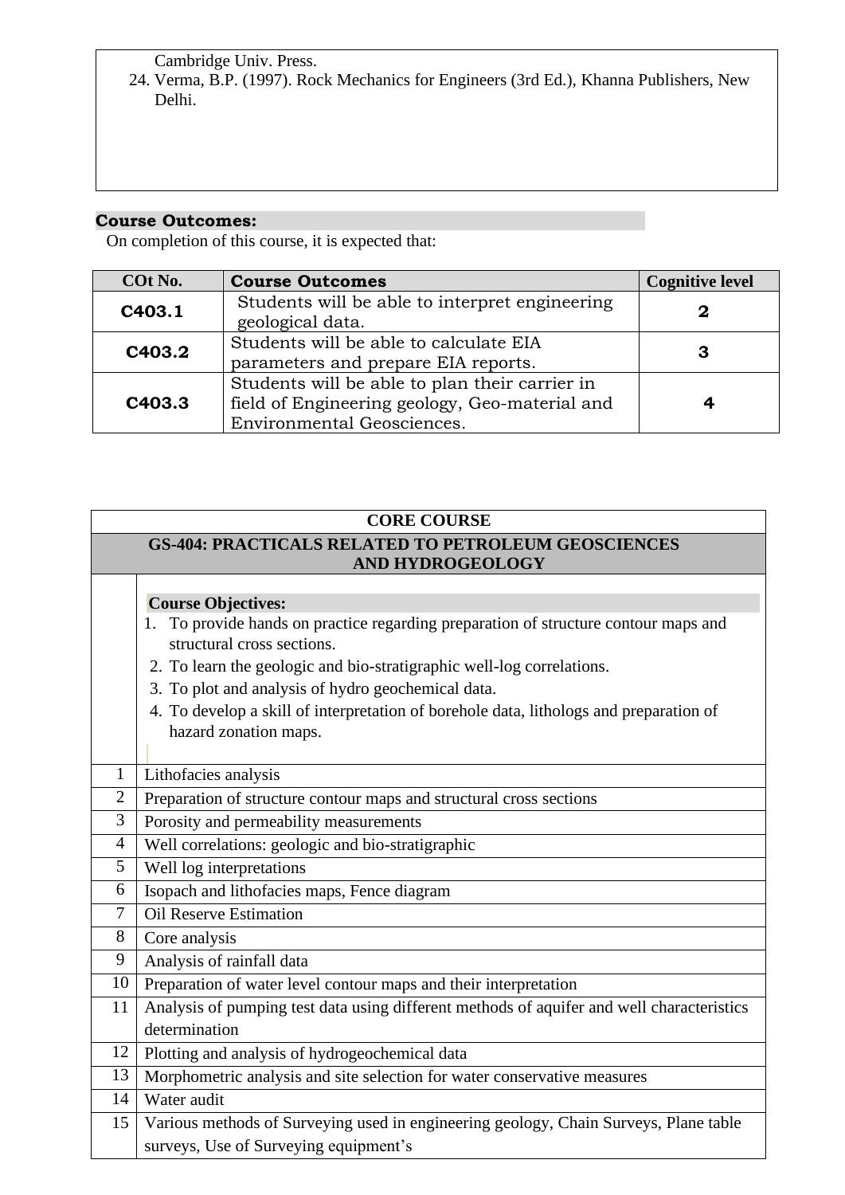Cambridge Univ. Press.

24. Verma, B.P. (1997). Rock Mechanics for Engineers (3rd Ed.), Khanna Publishers, New Delhi.

**Course Outcomes:**

On completion of this course, it is expected that:

| COt No. | Course Outcomes | Cognitive level |
|---|---|---|
| **C403.1** | Students will be able to interpret engineering geological data. | **2** |
| **C403.2** | Students will be able to calculate EIA parameters and prepare EIA reports. | **3** |
| **C403.3** | Students will be able to plan their carrier in field of Engineering geology, Geo-material and Environmental Geosciences. | **4** |

## CORE COURSE

## GS-404: PRACTICALS RELATED TO PETROLEUM GEOSCIENCES AND HYDROGEOLOGY

**Course Objectives:**

1. To provide hands on practice regarding preparation of structure contour maps and structural cross sections.
2. To learn the geologic and bio-stratigraphic well-log correlations.
3. To plot and analysis of hydro geochemical data.
4. To develop a skill of interpretation of borehole data, lithologs and preparation of hazard zonation maps.

| No. | Topic |
|---|---|
| 1 | Lithofacies analysis |
| 2 | Preparation of structure contour maps and structural cross sections |
| 3 | Porosity and permeability measurements |
| 4 | Well correlations: geologic and bio-stratigraphic |
| 5 | Well log interpretations |
| 6 | Isopach and lithofacies maps, Fence diagram |
| 7 | Oil Reserve Estimation |
| 8 | Core analysis |
| 9 | Analysis of rainfall data |
| 10 | Preparation of water level contour maps and their interpretation |
| 11 | Analysis of pumping test data using different methods of aquifer and well characteristics determination |
| 12 | Plotting and analysis of hydrogeochemical data |
| 13 | Morphometric analysis and site selection for water conservative measures |
| 14 | Water audit |
| 15 | Various methods of Surveying used in engineering geology, Chain Surveys, Plane table surveys, Use of Surveying equipment's |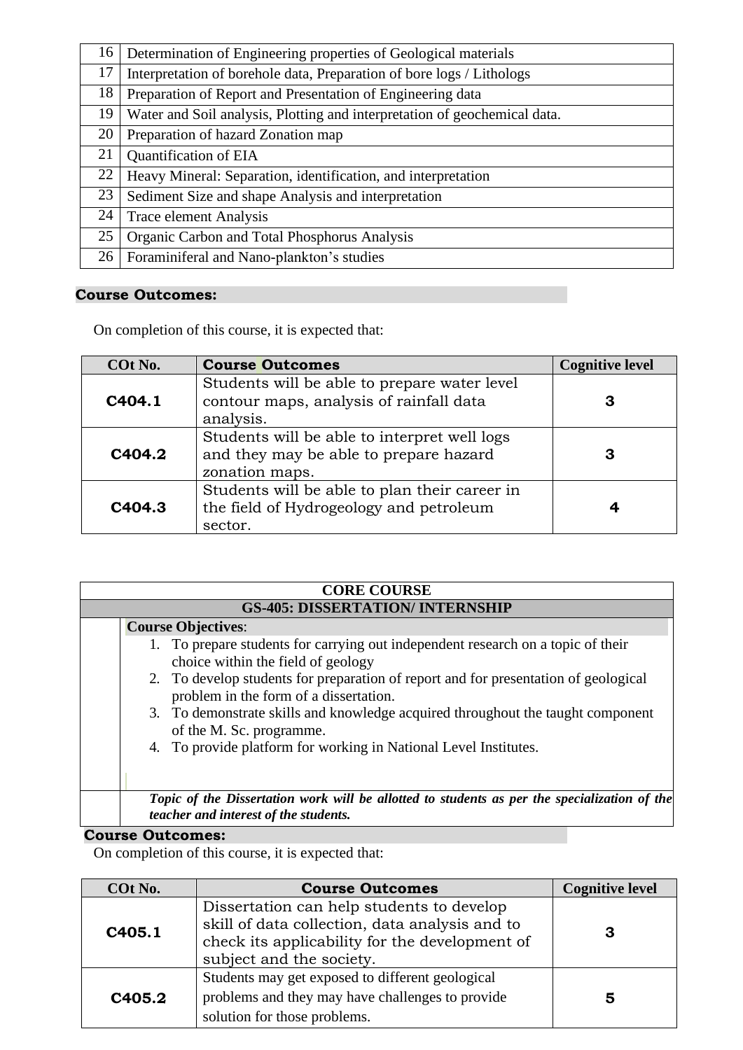| | |
|---|---|
| 16 | Determination of Engineering properties of Geological materials |
| 17 | Interpretation of borehole data, Preparation of bore logs / Lithologs |
| 18 | Preparation of Report and Presentation of Engineering data |
| 19 | Water and Soil analysis, Plotting and interpretation of geochemical data. |
| 20 | Preparation of hazard Zonation map |
| 21 | Quantification of EIA |
| 22 | Heavy Mineral: Separation, identification, and interpretation |
| 23 | Sediment Size and shape Analysis and interpretation |
| 24 | Trace element Analysis |
| 25 | Organic Carbon and Total Phosphorus Analysis |
| 26 | Foraminiferal and Nano-plankton's studies |

**Course Outcomes:**

On completion of this course, it is expected that:

| COt No. | Course Outcomes | Cognitive level |
|---|---|---|
| **C404.1** | Students will be able to prepare water level contour maps, analysis of rainfall data analysis. | **3** |
| **C404.2** | Students will be able to interpret well logs and they may be able to prepare hazard zonation maps. | **3** |
| **C404.3** | Students will be able to plan their career in the field of Hydrogeology and petroleum sector. | **4** |

**CORE COURSE**

**GS-405: DISSERTATION/ INTERNSHIP**

**Course Objectives**:

1. To prepare students for carrying out independent research on a topic of their choice within the field of geology
2. To develop students for preparation of report and for presentation of geological problem in the form of a dissertation.
3. To demonstrate skills and knowledge acquired throughout the taught component of the M. Sc. programme.
4. To provide platform for working in National Level Institutes.

***Topic of the Dissertation work will be allotted to students as per the specialization of the teacher and interest of the students.***

**Course Outcomes:**

On completion of this course, it is expected that:

| COt No. | Course Outcomes | Cognitive level |
|---|---|---|
| **C405.1** | Dissertation can help students to develop skill of data collection, data analysis and to check its applicability for the development of subject and the society. | **3** |
| **C405.2** | Students may get exposed to different geological problems and they may have challenges to provide solution for those problems. | **5** |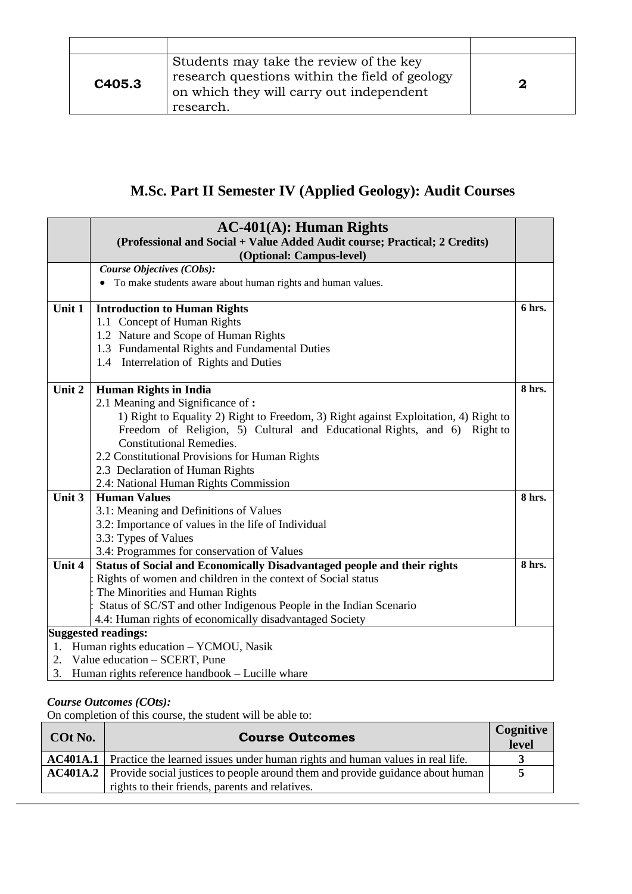| | | |
|---|---|---|
| | | |
| **C405.3** | Students may take the review of the key research questions within the field of geology on which they will carry out independent research. | **2** |

## M.Sc. Part II Semester IV (Applied Geology): Audit Courses

| | **AC-401(A): Human Rights**<br>**(Professional and Social + Value Added Audit course; Practical; 2 Credits)**<br>**(Optional: Campus-level)** | |
|---|---|---|
| | ***Course Objectives (CObs):***<br>• To make students aware about human rights and human values. | |
| **Unit 1** | **Introduction to Human Rights**<br>1.1 Concept of Human Rights<br>1.2 Nature and Scope of Human Rights<br>1.3 Fundamental Rights and Fundamental Duties<br>1.4 Interrelation of Rights and Duties | **6 hrs.** |
| **Unit 2** | **Human Rights in India**<br>2.1 Meaning and Significance of **:**<br>1) Right to Equality 2) Right to Freedom, 3) Right against Exploitation, 4) Right to Freedom of Religion, 5) Cultural and Educational Rights, and 6) Right to Constitutional Remedies.<br>2.2 Constitutional Provisions for Human Rights<br>2.3 Declaration of Human Rights<br>2.4: National Human Rights Commission | **8 hrs.** |
| **Unit 3** | **Human Values**<br>3.1: Meaning and Definitions of Values<br>3.2: Importance of values in the life of Individual<br>3.3: Types of Values<br>3.4: Programmes for conservation of Values | **8 hrs.** |
| **Unit 4** | **Status of Social and Economically Disadvantaged people and their rights**<br>: Rights of women and children in the context of Social status<br>: The Minorities and Human Rights<br>: Status of SC/ST and other Indigenous People in the Indian Scenario<br>4.4: Human rights of economically disadvantaged Society | **8 hrs.** |
| **Suggested readings:**<br>1. Human rights education – YCMOU, Nasik<br>2. Value education – SCERT, Pune<br>3. Human rights reference handbook – Lucille whare | | |

***Course Outcomes (COts):***

On completion of this course, the student will be able to:

| COt No. | Course Outcomes | Cognitive level |
|---|---|---|
| **AC401A.1** | Practice the learned issues under human rights and human values in real life. | **3** |
| **AC401A.2** | Provide social justices to people around them and provide guidance about human rights to their friends, parents and relatives. | **5** |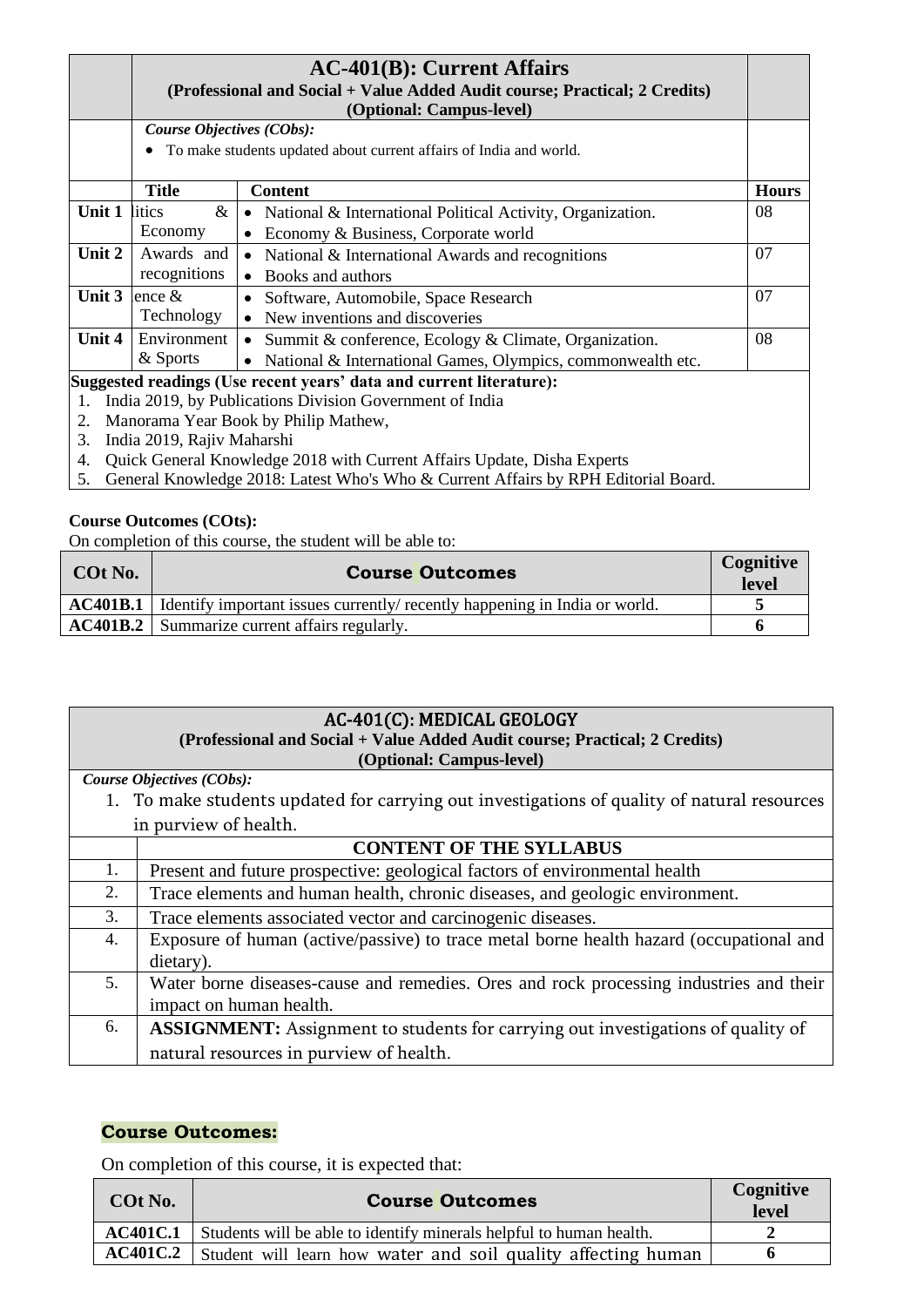| | AC-401(B): Current Affairs<br>(Professional and Social + Value Added Audit course; Practical; 2 Credits)<br>(Optional: Campus-level) | | |
|---|---|---|---|
| | *Course Objectives (CObs):*<br>• To make students updated about current affairs of India and world. | | |
| | **Title** | **Content** | **Hours** |
| **Unit 1** | litics & Economy | • National & International Political Activity, Organization.<br>• Economy & Business, Corporate world | 08 |
| **Unit 2** | Awards and recognitions | • National & International Awards and recognitions<br>• Books and authors | 07 |
| **Unit 3** | ence & Technology | • Software, Automobile, Space Research<br>• New inventions and discoveries | 07 |
| **Unit 4** | Environment & Sports | • Summit & conference, Ecology & Climate, Organization.<br>• National & International Games, Olympics, commonwealth etc. | 08 |

**Suggested readings (Use recent years' data and current literature):**

1. India 2019, by Publications Division Government of India
2. Manorama Year Book by Philip Mathew,
3. India 2019, Rajiv Maharshi
4. Quick General Knowledge 2018 with Current Affairs Update, Disha Experts
5. General Knowledge 2018: Latest Who's Who & Current Affairs by RPH Editorial Board.

**Course Outcomes (COts):**

On completion of this course, the student will be able to:

| COt No. | Course Outcomes | Cognitive level |
|---|---|---|
| **AC401B.1** | Identify important issues currently/ recently happening in India or world. | **5** |
| **AC401B.2** | Summarize current affairs regularly. | **6** |

| AC-401(C): MEDICAL GEOLOGY<br>(Professional and Social + Value Added Audit course; Practical; 2 Credits)<br>(Optional: Campus-level) | |
|---|---|
| *Course Objectives (CObs):*<br>1. To make students updated for carrying out investigations of quality of natural resources in purview of health. | |
| | **CONTENT OF THE SYLLABUS** |
| 1. | Present and future prospective: geological factors of environmental health |
| 2. | Trace elements and human health, chronic diseases, and geologic environment. |
| 3. | Trace elements associated vector and carcinogenic diseases. |
| 4. | Exposure of human (active/passive) to trace metal borne health hazard (occupational and dietary). |
| 5. | Water borne diseases-cause and remedies. Ores and rock processing industries and their impact on human health. |
| 6. | **ASSIGNMENT:** Assignment to students for carrying out investigations of quality of natural resources in purview of health. |

**Course Outcomes:**

On completion of this course, it is expected that:

| COt No. | Course Outcomes | Cognitive level |
|---|---|---|
| **AC401C.1** | Students will be able to identify minerals helpful to human health. | **2** |
| **AC401C.2** | Student will learn how water and soil quality affecting human | **6** |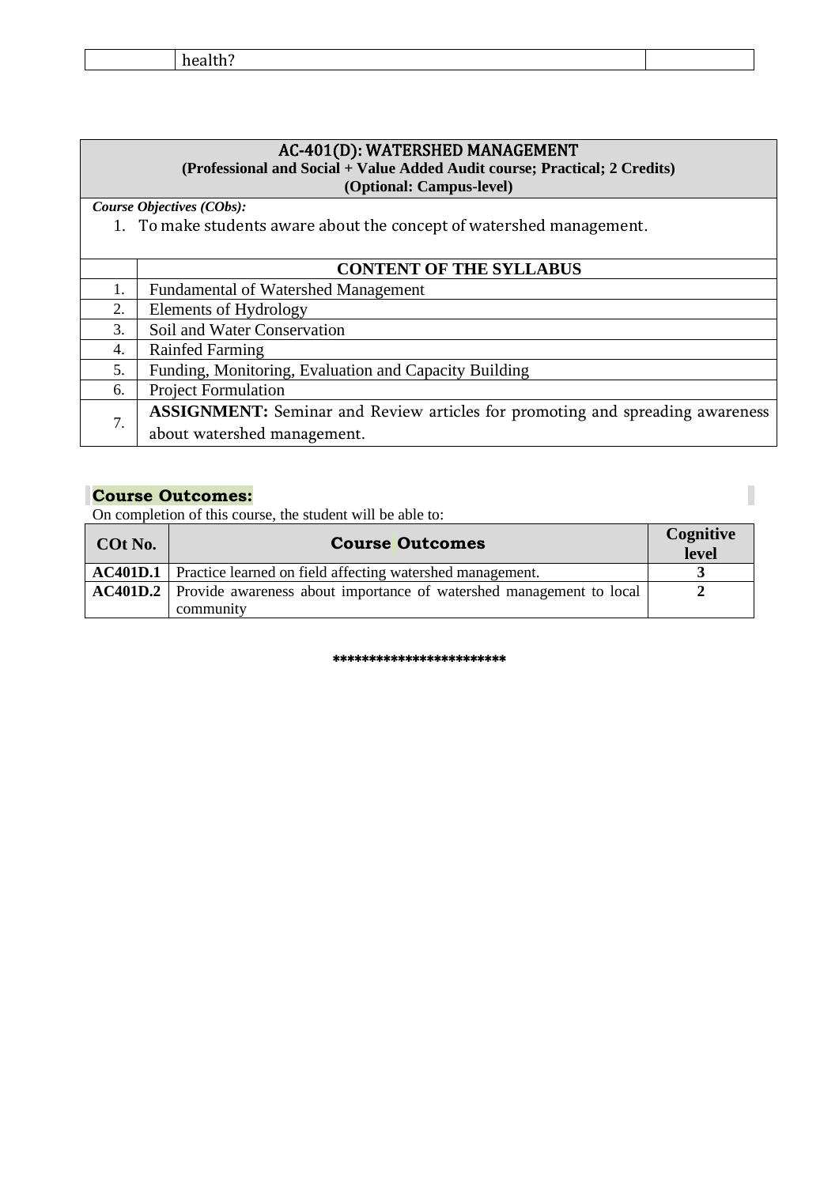| | | |
|---|---|---|
| | health? | |

## AC-401(D): WATERSHED MANAGEMENT

**(Professional and Social + Value Added Audit course; Practical; 2 Credits)**
**(Optional: Campus-level)**

***Course Objectives (CObs):***

1. To make students aware about the concept of watershed management.

| | CONTENT OF THE SYLLABUS |
|---|---|
| 1. | Fundamental of Watershed Management |
| 2. | Elements of Hydrology |
| 3. | Soil and Water Conservation |
| 4. | Rainfed Farming |
| 5. | Funding, Monitoring, Evaluation and Capacity Building |
| 6. | Project Formulation |
| 7. | **ASSIGNMENT:** Seminar and Review articles for promoting and spreading awareness about watershed management. |

### Course Outcomes:

On completion of this course, the student will be able to:

| COt No. | Course Outcomes | Cognitive level |
|---|---|---|
| **AC401D.1** | Practice learned on field affecting watershed management. | **3** |
| **AC401D.2** | Provide awareness about importance of watershed management to local community | **2** |

************************